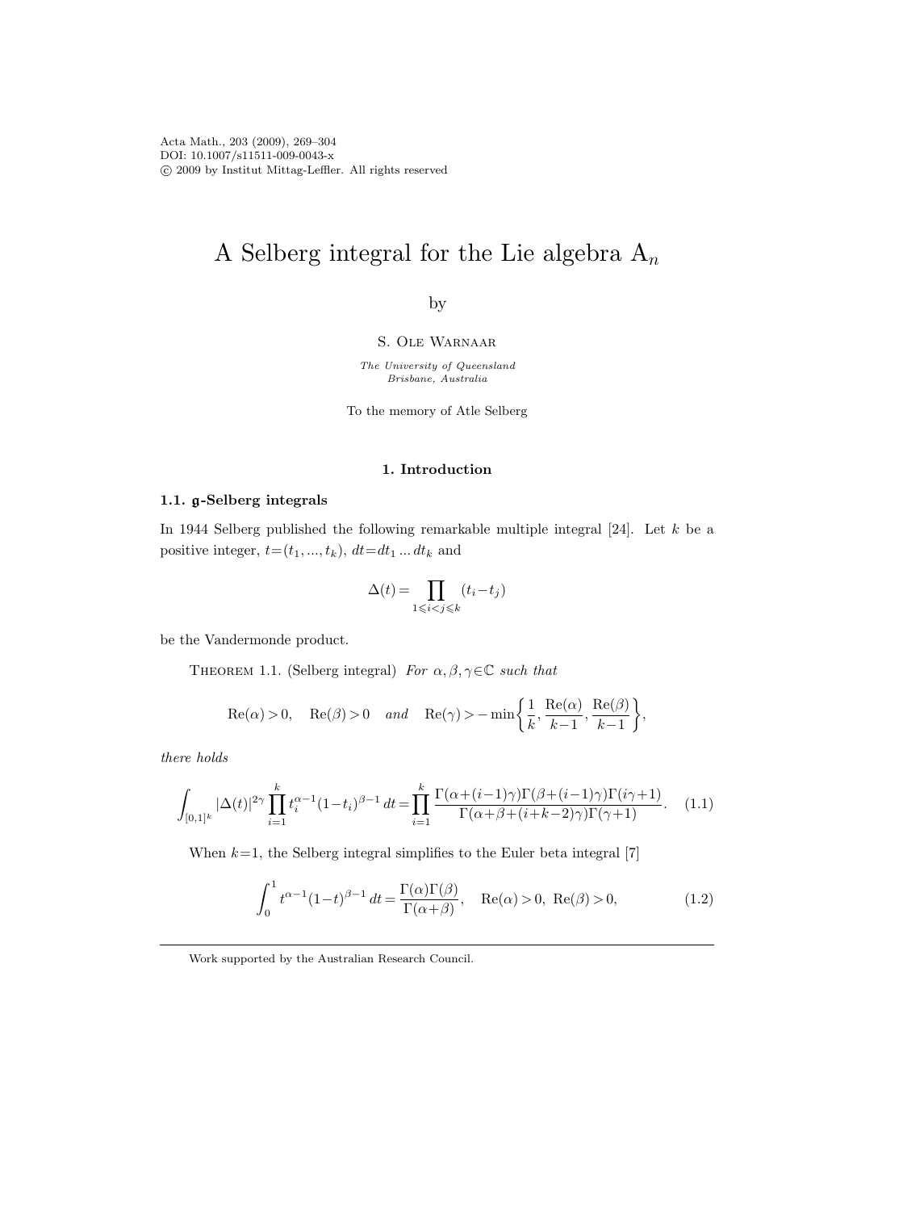# A Selberg integral for the Lie algebra $A_n$

by

S. Ole Warnaar

*The University of Queensland*
*Brisbane, Australia*

To the memory of Atle Selberg

## 1. Introduction

### 1.1. $\mathfrak{g}$-Selberg integrals

In 1944 Selberg published the following remarkable multiple integral [24]. Let $k$ be a positive integer, $t=(t_1,...,t_k)$, $dt=dt_1 \dots dt_k$ and

$$\Delta(t)=\prod_{1\leqslant i<j\leqslant k}(t_i-t_j)$$

be the Vandermonde product.

Theorem 1.1. (Selberg integral) *For $\alpha,\beta,\gamma\in\mathbb{C}$ such that*

$$\mathrm{Re}(\alpha)>0, \quad \mathrm{Re}(\beta)>0 \quad \textit{and} \quad \mathrm{Re}(\gamma)>-\min\left\{\frac{1}{k},\frac{\mathrm{Re}(\alpha)}{k-1},\frac{\mathrm{Re}(\beta)}{k-1}\right\},$$

*there holds*

$$\int_{[0,1]^k}|\Delta(t)|^{2\gamma}\prod_{i=1}^k t_i^{\alpha-1}(1-t_i)^{\beta-1}\,dt=\prod_{i=1}^k\frac{\Gamma(\alpha+(i-1)\gamma)\Gamma(\beta+(i-1)\gamma)\Gamma(i\gamma+1)}{\Gamma(\alpha+\beta+(i+k-2)\gamma)\Gamma(\gamma+1)}. \quad (1.1)$$

When $k=1$, the Selberg integral simplifies to the Euler beta integral [7]

$$\int_0^1 t^{\alpha-1}(1-t)^{\beta-1}\,dt=\frac{\Gamma(\alpha)\Gamma(\beta)}{\Gamma(\alpha+\beta)}, \quad \mathrm{Re}(\alpha)>0,\ \mathrm{Re}(\beta)>0, \quad (1.2)$$

Work supported by the Australian Research Council.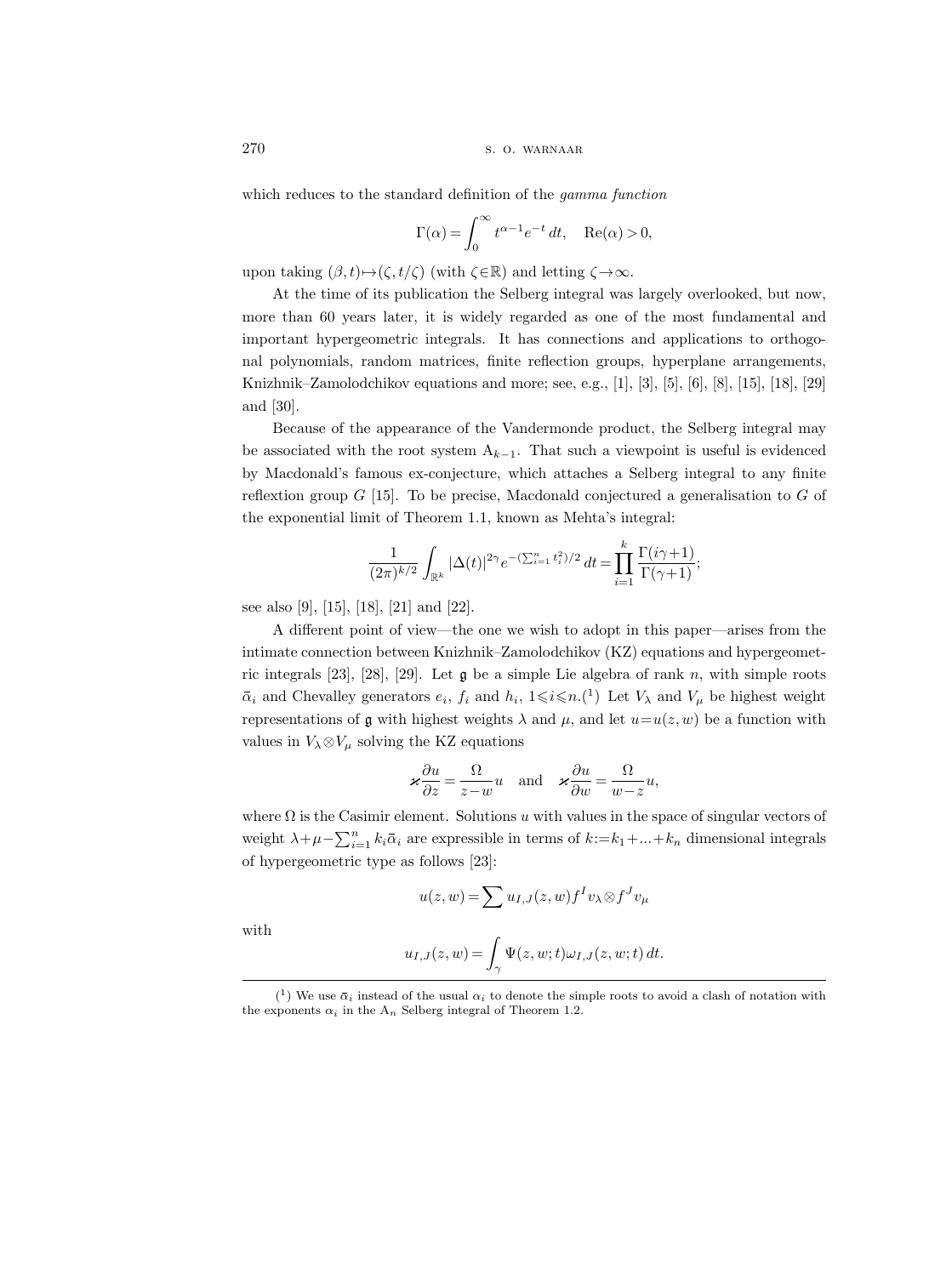which reduces to the standard definition of the *gamma function*

$$\Gamma(\alpha) = \int_0^\infty t^{\alpha-1} e^{-t}\, dt, \quad \mathrm{Re}(\alpha) > 0,$$

upon taking $(\beta, t) \mapsto (\zeta, t/\zeta)$ (with $\zeta \in \mathbb{R}$) and letting $\zeta \to \infty$.

At the time of its publication the Selberg integral was largely overlooked, but now, more than 60 years later, it is widely regarded as one of the most fundamental and important hypergeometric integrals. It has connections and applications to orthogonal polynomials, random matrices, finite reflection groups, hyperplane arrangements, Knizhnik–Zamolodchikov equations and more; see, e.g., [1], [3], [5], [6], [8], [15], [18], [29] and [30].

Because of the appearance of the Vandermonde product, the Selberg integral may be associated with the root system $\mathrm{A}_{k-1}$. That such a viewpoint is useful is evidenced by Macdonald's famous ex-conjecture, which attaches a Selberg integral to any finite reflexion group $G$ [15]. To be precise, Macdonald conjectured a generalisation to $G$ of the exponential limit of Theorem 1.1, known as Mehta's integral:

$$\frac{1}{(2\pi)^{k/2}} \int_{\mathbb{R}^k} |\Delta(t)|^{2\gamma} e^{-(\sum_{i=1}^n t_i^2)/2}\, dt = \prod_{i=1}^k \frac{\Gamma(i\gamma+1)}{\Gamma(\gamma+1)};$$

see also [9], [15], [18], [21] and [22].

A different point of view—the one we wish to adopt in this paper—arises from the intimate connection between Knizhnik–Zamolodchikov (KZ) equations and hypergeometric integrals [23], [28], [29]. Let $\mathfrak{g}$ be a simple Lie algebra of rank $n$, with simple roots $\bar{\alpha}_i$ and Chevalley generators $e_i$, $f_i$ and $h_i$, $1 \leqslant i \leqslant n$.(1) Let $V_\lambda$ and $V_\mu$ be highest weight representations of $\mathfrak{g}$ with highest weights $\lambda$ and $\mu$, and let $u = u(z,w)$ be a function with values in $V_\lambda \otimes V_\mu$ solving the KZ equations

$$\varkappa \frac{\partial u}{\partial z} = \frac{\Omega}{z-w} u \quad \text{and} \quad \varkappa \frac{\partial u}{\partial w} = \frac{\Omega}{w-z} u,$$

where $\Omega$ is the Casimir element. Solutions $u$ with values in the space of singular vectors of weight $\lambda + \mu - \sum_{i=1}^n k_i \bar{\alpha}_i$ are expressible in terms of $k := k_1 + \ldots + k_n$ dimensional integrals of hypergeometric type as follows [23]:

$$u(z,w) = \sum u_{I,J}(z,w) f^I v_\lambda \otimes f^J v_\mu$$

with

$$u_{I,J}(z,w) = \int_\gamma \Psi(z,w;t) \omega_{I,J}(z,w;t)\, dt.$$

---

(1) We use $\bar{\alpha}_i$ instead of the usual $\alpha_i$ to denote the simple roots to avoid a clash of notation with the exponents $\alpha_i$ in the $\mathrm{A}_n$ Selberg integral of Theorem 1.2.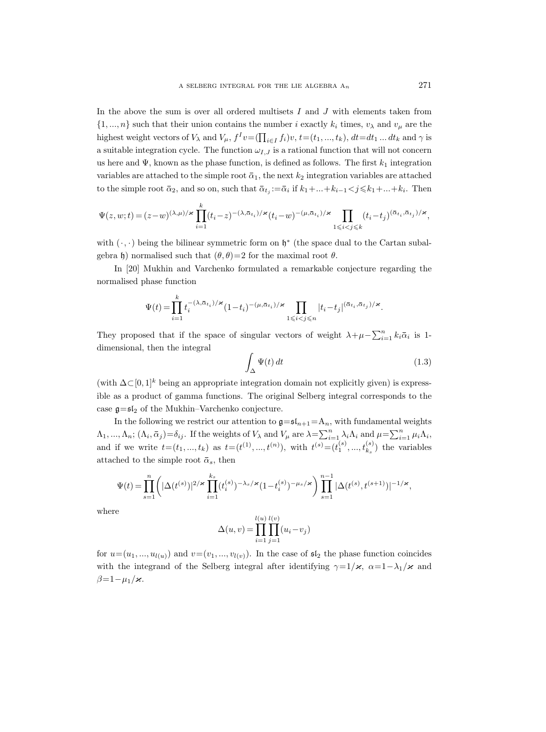In the above the sum is over all ordered multisets $I$ and $J$ with elements taken from $\{1, ..., n\}$ such that their union contains the number $i$ exactly $k_i$ times, $v_\lambda$ and $v_\mu$ are the highest weight vectors of $V_\lambda$ and $V_\mu$, $f^I v = (\prod_{i \in I} f_i) v$, $t = (t_1, ..., t_k)$, $dt = dt_1 \dots dt_k$ and $\gamma$ is a suitable integration cycle. The function $\omega_{I,J}$ is a rational function that will not concern us here and $\Psi$, known as the phase function, is defined as follows. The first $k_1$ integration variables are attached to the simple root $\bar{\alpha}_1$, the next $k_2$ integration variables are attached to the simple root $\bar{\alpha}_2$, and so on, such that $\bar{\alpha}_{t_j} := \bar{\alpha}_i$ if $k_1 + ... + k_{i-1} < j \leqslant k_1 + ... + k_i$. Then

$$\Psi(z, w; t) = (z-w)^{(\lambda,\mu)/\varkappa} \prod_{i=1}^{k} (t_i - z)^{-(\lambda, \bar{\alpha}_{t_i})/\varkappa} (t_i - w)^{-(\mu, \bar{\alpha}_{t_i})/\varkappa} \prod_{1 \leqslant i < j \leqslant k} (t_i - t_j)^{(\bar{\alpha}_{t_i}, \bar{\alpha}_{t_j})/\varkappa},$$

with $(\cdot, \cdot)$ being the bilinear symmetric form on $\mathfrak{h}^*$ (the space dual to the Cartan subalgebra $\mathfrak{h}$) normalised such that $(\theta, \theta) = 2$ for the maximal root $\theta$.

In [20] Mukhin and Varchenko formulated a remarkable conjecture regarding the normalised phase function

$$\Psi(t) = \prod_{i=1}^{k} t_i^{-(\lambda, \bar{\alpha}_{t_i})/\varkappa} (1-t_i)^{-(\mu, \bar{\alpha}_{t_i})/\varkappa} \prod_{1 \leqslant i < j \leqslant n} |t_i - t_j|^{(\bar{\alpha}_{t_i}, \bar{\alpha}_{t_j})/\varkappa}.$$

They proposed that if the space of singular vectors of weight $\lambda + \mu - \sum_{i=1}^{n} k_i \bar{\alpha}_i$ is 1-dimensional, then the integral

$$\int_{\Delta} \Psi(t)\, dt \tag{1.3}$$

(with $\Delta \subset [0,1]^k$ being an appropriate integration domain not explicitly given) is expressible as a product of gamma functions. The original Selberg integral corresponds to the case $\mathfrak{g} = \mathfrak{sl}_2$ of the Mukhin–Varchenko conjecture.

In the following we restrict our attention to $\mathfrak{g} = \mathfrak{sl}_{n+1} = \mathrm{A}_n$, with fundamental weights $\Lambda_1, ..., \Lambda_n$; $(\Lambda_i, \bar{\alpha}_j) = \delta_{ij}$. If the weights of $V_\lambda$ and $V_\mu$ are $\lambda = \sum_{i=1}^{n} \lambda_i \Lambda_i$ and $\mu = \sum_{i=1}^{n} \mu_i \Lambda_i$, and if we write $t = (t_1, ..., t_k)$ as $t = (t^{(1)}, ..., t^{(n)})$, with $t^{(s)} = (t_1^{(s)}, ..., t_{k_s}^{(s)})$ the variables attached to the simple root $\bar{\alpha}_s$, then

$$\Psi(t) = \prod_{s=1}^{n} \biggl( |\Delta(t^{(s)})|^{2/\varkappa} \prod_{i=1}^{k_s} (t_i^{(s)})^{-\lambda_s/\varkappa} (1 - t_i^{(s)})^{-\mu_s/\varkappa} \biggr) \prod_{s=1}^{n-1} |\Delta(t^{(s)}, t^{(s+1)})|^{-1/\varkappa},$$

where

$$\Delta(u, v) = \prod_{i=1}^{l(u)} \prod_{j=1}^{l(v)} (u_i - v_j)$$

for $u = (u_1, ..., u_{l(u)})$ and $v = (v_1, ..., v_{l(v)})$. In the case of $\mathfrak{sl}_2$ the phase function coincides with the integrand of the Selberg integral after identifying $\gamma = 1/\varkappa$, $\alpha = 1 - \lambda_1/\varkappa$ and $\beta = 1 - \mu_1/\varkappa$.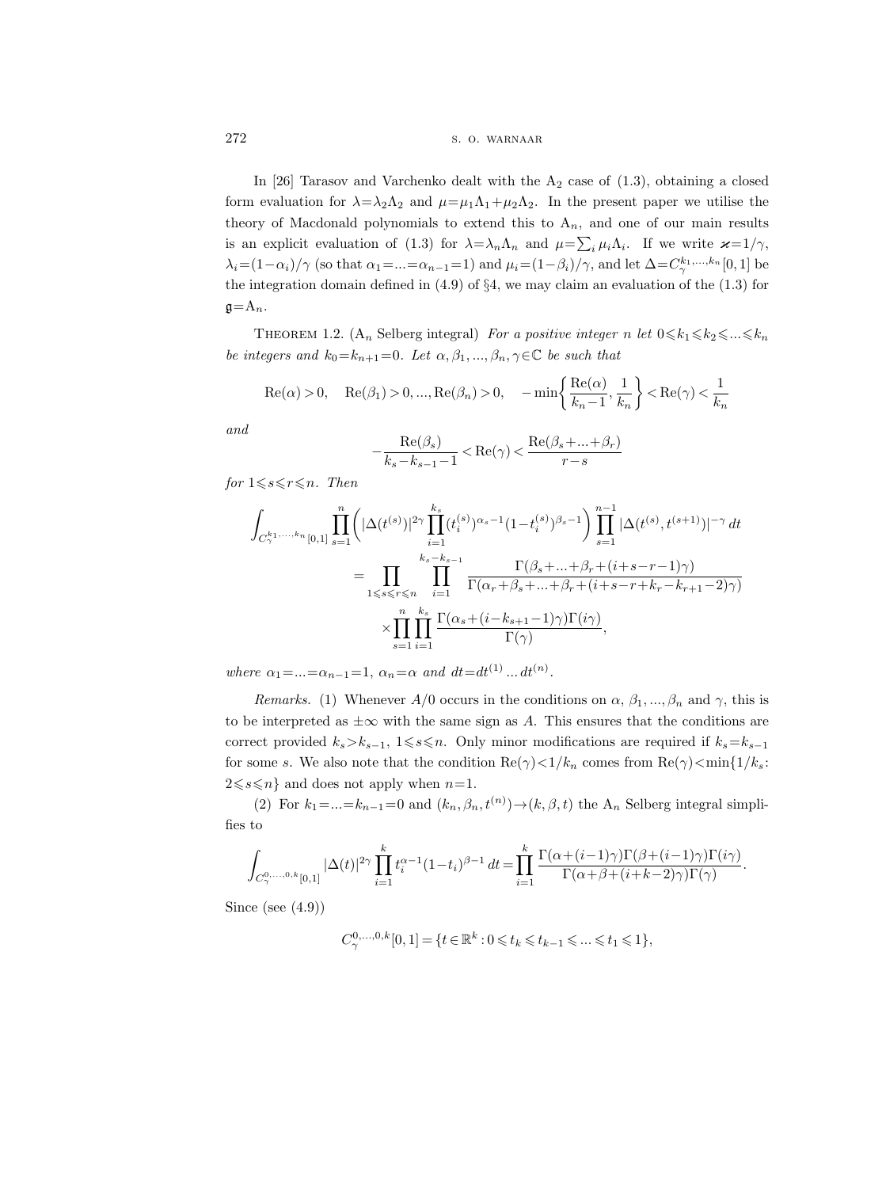In [26] Tarasov and Varchenko dealt with the $A_2$ case of (1.3), obtaining a closed form evaluation for $\lambda=\lambda_2\Lambda_2$ and $\mu=\mu_1\Lambda_1+\mu_2\Lambda_2$. In the present paper we utilise the theory of Macdonald polynomials to extend this to $A_n$, and one of our main results is an explicit evaluation of (1.3) for $\lambda=\lambda_n\Lambda_n$ and $\mu=\sum_i\mu_i\Lambda_i$. If we write $\varkappa=1/\gamma$, $\lambda_i=(1-\alpha_i)/\gamma$ (so that $\alpha_1=\ldots=\alpha_{n-1}=1$) and $\mu_i=(1-\beta_i)/\gamma$, and let $\Delta=C_\gamma^{k_1,\ldots,k_n}[0,1]$ be the integration domain defined in (4.9) of §4, we may claim an evaluation of the (1.3) for $\mathfrak{g}=A_n$.

Theorem 1.2. ($A_n$ Selberg integral) *For a positive integer $n$ let $0\leqslant k_1\leqslant k_2\leqslant\ldots\leqslant k_n$ be integers and $k_0=k_{n+1}=0$. Let $\alpha,\beta_1,\ldots,\beta_n,\gamma\in\mathbb{C}$ be such that*

$$\operatorname{Re}(\alpha)>0,\quad \operatorname{Re}(\beta_1)>0,\ldots,\operatorname{Re}(\beta_n)>0,\quad -\min\left\{\frac{\operatorname{Re}(\alpha)}{k_n-1},\frac{1}{k_n}\right\}<\operatorname{Re}(\gamma)<\frac{1}{k_n}$$

*and*

$$-\frac{\operatorname{Re}(\beta_s)}{k_s-k_{s-1}-1}<\operatorname{Re}(\gamma)<\frac{\operatorname{Re}(\beta_s+\ldots+\beta_r)}{r-s}$$

*for $1\leqslant s\leqslant r\leqslant n$. Then*

$$\begin{aligned}\int_{C_\gamma^{k_1,\ldots,k_n}[0,1]}\prod_{s=1}^n\biggl(|\Delta(t^{(s)})|^{2\gamma}\prod_{i=1}^{k_s}(t_i^{(s)})^{\alpha_s-1}(1-t_i^{(s)})^{\beta_s-1}\biggr)\prod_{s=1}^{n-1}|\Delta(t^{(s)},t^{(s+1)})|^{-\gamma}\,dt\\
=\prod_{1\leqslant s\leqslant r\leqslant n}\;\prod_{i=1}^{k_s-k_{s-1}}\frac{\Gamma(\beta_s+\ldots+\beta_r+(i+s-r-1)\gamma)}{\Gamma(\alpha_r+\beta_s+\ldots+\beta_r+(i+s-r+k_r-k_{r+1}-2)\gamma)}\\
\times\prod_{s=1}^n\prod_{i=1}^{k_s}\frac{\Gamma(\alpha_s+(i-k_{s+1}-1)\gamma)\Gamma(i\gamma)}{\Gamma(\gamma)},\end{aligned}$$

*where $\alpha_1=\ldots=\alpha_{n-1}=1$, $\alpha_n=\alpha$ and $dt=dt^{(1)}\ldots dt^{(n)}$.*

*Remarks.* (1) Whenever $A/0$ occurs in the conditions on $\alpha$, $\beta_1,\ldots,\beta_n$ and $\gamma$, this is to be interpreted as $\pm\infty$ with the same sign as $A$. This ensures that the conditions are correct provided $k_s>k_{s-1}$, $1\leqslant s\leqslant n$. Only minor modifications are required if $k_s=k_{s-1}$ for some $s$. We also note that the condition $\operatorname{Re}(\gamma)<1/k_n$ comes from $\operatorname{Re}(\gamma)<\min\{1/k_s: 2\leqslant s\leqslant n\}$ and does not apply when $n=1$.

(2) For $k_1=\ldots=k_{n-1}=0$ and $(k_n,\beta_n,t^{(n)})\rightarrow(k,\beta,t)$ the $A_n$ Selberg integral simplifies to

$$\int_{C_\gamma^{0,\ldots,0,k}[0,1]}|\Delta(t)|^{2\gamma}\prod_{i=1}^k t_i^{\alpha-1}(1-t_i)^{\beta-1}\,dt=\prod_{i=1}^k\frac{\Gamma(\alpha+(i-1)\gamma)\Gamma(\beta+(i-1)\gamma)\Gamma(i\gamma)}{\Gamma(\alpha+\beta+(i+k-2)\gamma)\Gamma(\gamma)}.$$

Since (see (4.9))

$$C_\gamma^{0,\ldots,0,k}[0,1]=\{t\in\mathbb{R}^k:0\leqslant t_k\leqslant t_{k-1}\leqslant\ldots\leqslant t_1\leqslant 1\},$$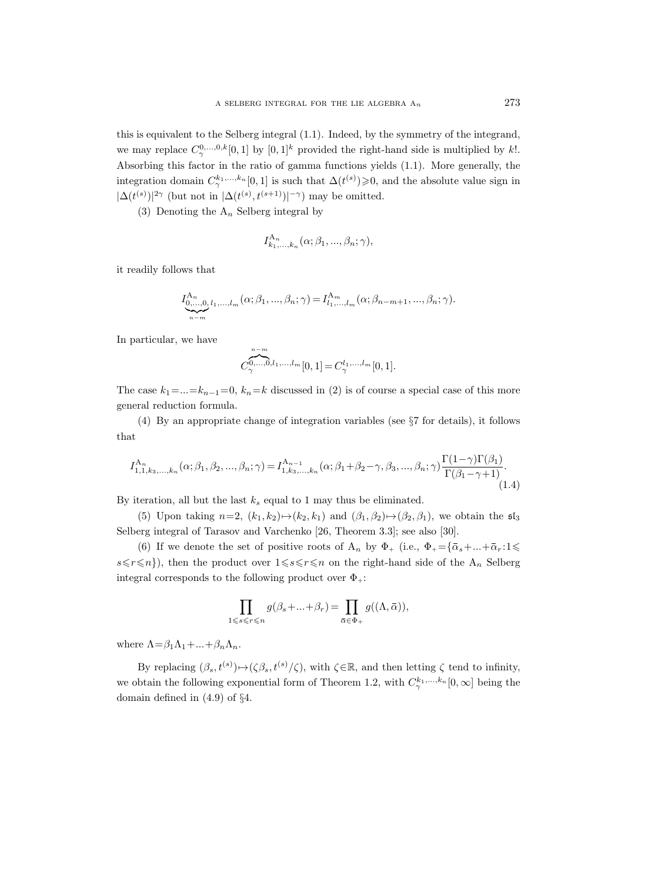this is equivalent to the Selberg integral (1.1). Indeed, by the symmetry of the integrand, we may replace $C_\gamma^{0,\dots,0,k}[0,1]$ by $[0,1]^k$ provided the right-hand side is multiplied by $k!$. Absorbing this factor in the ratio of gamma functions yields (1.1). More generally, the integration domain $C_\gamma^{k_1,\dots,k_n}[0,1]$ is such that $\Delta(t^{(s)})\geqslant 0$, and the absolute value sign in $|\Delta(t^{(s)})|^{2\gamma}$ (but not in $|\Delta(t^{(s)},t^{(s+1)})|^{-\gamma}$) may be omitted.

(3) Denoting the $\mathrm{A}_n$ Selberg integral by

$$I^{\mathrm{A}_n}_{k_1,\dots,k_n}(\alpha;\beta_1,\dots,\beta_n;\gamma),$$

it readily follows that

$$I^{\mathrm{A}_n}_{\underbrace{0,\dots,0}_{n-m},l_1,\dots,l_m}(\alpha;\beta_1,\dots,\beta_n;\gamma)=I^{\mathrm{A}_m}_{l_1,\dots,l_m}(\alpha;\beta_{n-m+1},\dots,\beta_n;\gamma).$$

In particular, we have

$$C_\gamma^{\overbrace{0,\dots,0}^{n-m},l_1,\dots,l_m}[0,1]=C_\gamma^{l_1,\dots,l_m}[0,1].$$

The case $k_1=\dots=k_{n-1}=0$, $k_n=k$ discussed in (2) is of course a special case of this more general reduction formula.

(4) By an appropriate change of integration variables (see §7 for details), it follows that

$$I^{\mathrm{A}_n}_{1,1,k_3,\dots,k_n}(\alpha;\beta_1,\beta_2,\dots,\beta_n;\gamma)=I^{\mathrm{A}_{n-1}}_{1,k_3,\dots,k_n}(\alpha;\beta_1+\beta_2-\gamma,\beta_3,\dots,\beta_n;\gamma)\frac{\Gamma(1-\gamma)\Gamma(\beta_1)}{\Gamma(\beta_1-\gamma+1)}. \tag{1.4}$$

By iteration, all but the last $k_s$ equal to 1 may thus be eliminated.

(5) Upon taking $n=2$, $(k_1,k_2)\mapsto(k_2,k_1)$ and $(\beta_1,\beta_2)\mapsto(\beta_2,\beta_1)$, we obtain the $\mathfrak{sl}_3$ Selberg integral of Tarasov and Varchenko [26, Theorem 3.3]; see also [30].

(6) If we denote the set of positive roots of $\mathrm{A}_n$ by $\Phi_+$ (i.e., $\Phi_+=\{\bar\alpha_s+\dots+\bar\alpha_r:1\leqslant s\leqslant r\leqslant n\}$), then the product over $1\leqslant s\leqslant r\leqslant n$ on the right-hand side of the $\mathrm{A}_n$ Selberg integral corresponds to the following product over $\Phi_+$:

$$\prod_{1\leqslant s\leqslant r\leqslant n} g(\beta_s+\dots+\beta_r)=\prod_{\bar\alpha\in\Phi_+} g((\Lambda,\bar\alpha)),$$

where $\Lambda=\beta_1\Lambda_1+\dots+\beta_n\Lambda_n$.

By replacing $(\beta_s,t^{(s)})\mapsto(\zeta\beta_s,t^{(s)}/\zeta)$, with $\zeta\in\mathbb{R}$, and then letting $\zeta$ tend to infinity, we obtain the following exponential form of Theorem 1.2, with $C_\gamma^{k_1,\dots,k_n}[0,\infty]$ being the domain defined in (4.9) of §4.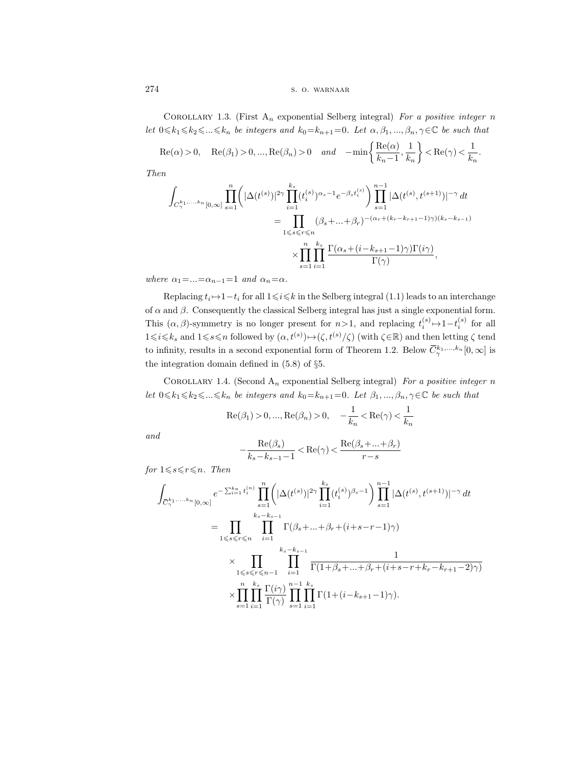Corollary 1.3. (First $\mathrm{A}_n$ exponential Selberg integral) *For a positive integer $n$ let $0 \leqslant k_1 \leqslant k_2 \leqslant ... \leqslant k_n$ be integers and $k_0 = k_{n+1} = 0$. Let $\alpha, \beta_1, ..., \beta_n, \gamma \in \mathbb{C}$ be such that*

$$\operatorname{Re}(\alpha) > 0, \quad \operatorname{Re}(\beta_1) > 0, ..., \operatorname{Re}(\beta_n) > 0 \quad \text{and} \quad -\min\left\{\frac{\operatorname{Re}(\alpha)}{k_n - 1}, \frac{1}{k_n}\right\} < \operatorname{Re}(\gamma) < \frac{1}{k_n}.$$

*Then*

$$\begin{aligned}
\int_{C_\gamma^{k_1,...,k_n}[0,\infty]} \prod_{s=1}^n \biggl( |\Delta(t^{(s)})|^{2\gamma} \prod_{i=1}^{k_s} (t_i^{(s)})^{\alpha_s - 1} e^{-\beta_s t_i^{(s)}} \biggr) \prod_{s=1}^{n-1} |\Delta(t^{(s)}, t^{(s+1)})|^{-\gamma} \, dt \\
= \prod_{1 \leqslant s \leqslant r \leqslant n} (\beta_s + ... + \beta_r)^{-(\alpha_r + (k_r - k_{r+1} - 1)\gamma)(k_s - k_{s-1})} \\
\times \prod_{s=1}^n \prod_{i=1}^{k_s} \frac{\Gamma(\alpha_s + (i - k_{s+1} - 1)\gamma)\Gamma(i\gamma)}{\Gamma(\gamma)},
\end{aligned}$$

*where $\alpha_1 = ... = \alpha_{n-1} = 1$ and $\alpha_n = \alpha$.*

Replacing $t_i \mapsto 1 - t_i$ for all $1 \leqslant i \leqslant k$ in the Selberg integral (1.1) leads to an interchange of $\alpha$ and $\beta$. Consequently the classical Selberg integral has just a single exponential form. This $(\alpha, \beta)$-symmetry is no longer present for $n > 1$, and replacing $t_i^{(s)} \mapsto 1 - t_i^{(s)}$ for all $1 \leqslant i \leqslant k_s$ and $1 \leqslant s \leqslant n$ followed by $(\alpha, t^{(s)}) \mapsto (\zeta, t^{(s)}/\zeta)$ (with $\zeta \in \mathbb{R}$) and then letting $\zeta$ tend to infinity, results in a second exponential form of Theorem 1.2. Below $\overline{C}_\gamma^{k_1,...,k_n}[0,\infty]$ is the integration domain defined in (5.8) of §5.

Corollary 1.4. (Second $\mathrm{A}_n$ exponential Selberg integral) *For a positive integer $n$ let $0 \leqslant k_1 \leqslant k_2 \leqslant ... \leqslant k_n$ be integers and $k_0 = k_{n+1} = 0$. Let $\beta_1, ..., \beta_n, \gamma \in \mathbb{C}$ be such that*

$$\operatorname{Re}(\beta_1) > 0, ..., \operatorname{Re}(\beta_n) > 0, \quad -\frac{1}{k_n} < \operatorname{Re}(\gamma) < \frac{1}{k_n}$$

*and*

$$-\frac{\operatorname{Re}(\beta_s)}{k_s - k_{s-1} - 1} < \operatorname{Re}(\gamma) < \frac{\operatorname{Re}(\beta_s + ... + \beta_r)}{r - s}$$

*for $1 \leqslant s \leqslant r \leqslant n$. Then*

$$\begin{aligned}
\int_{\overline{C}_\gamma^{k_1,...,k_n}[0,\infty]} e^{-\sum_{i=1}^{k_n} t_i^{(n)}} \prod_{s=1}^n \biggl( |\Delta(t^{(s)})|^{2\gamma} \prod_{i=1}^{k_s} (t_i^{(s)})^{\beta_s - 1} \biggr) \prod_{s=1}^{n-1} |\Delta(t^{(s)}, t^{(s+1)})|^{-\gamma} \, dt \\
= \prod_{1 \leqslant s \leqslant r \leqslant n} \prod_{i=1}^{k_s - k_{s-1}} \Gamma(\beta_s + ... + \beta_r + (i + s - r - 1)\gamma) \\
\times \prod_{1 \leqslant s \leqslant r \leqslant n-1} \prod_{i=1}^{k_s - k_{s-1}} \frac{1}{\Gamma(1 + \beta_s + ... + \beta_r + (i + s - r + k_r - k_{r+1} - 2)\gamma)} \\
\times \prod_{s=1}^n \prod_{i=1}^{k_s} \frac{\Gamma(i\gamma)}{\Gamma(\gamma)} \prod_{s=1}^{n-1} \prod_{i=1}^{k_s} \Gamma(1 + (i - k_{s+1} - 1)\gamma).
\end{aligned}$$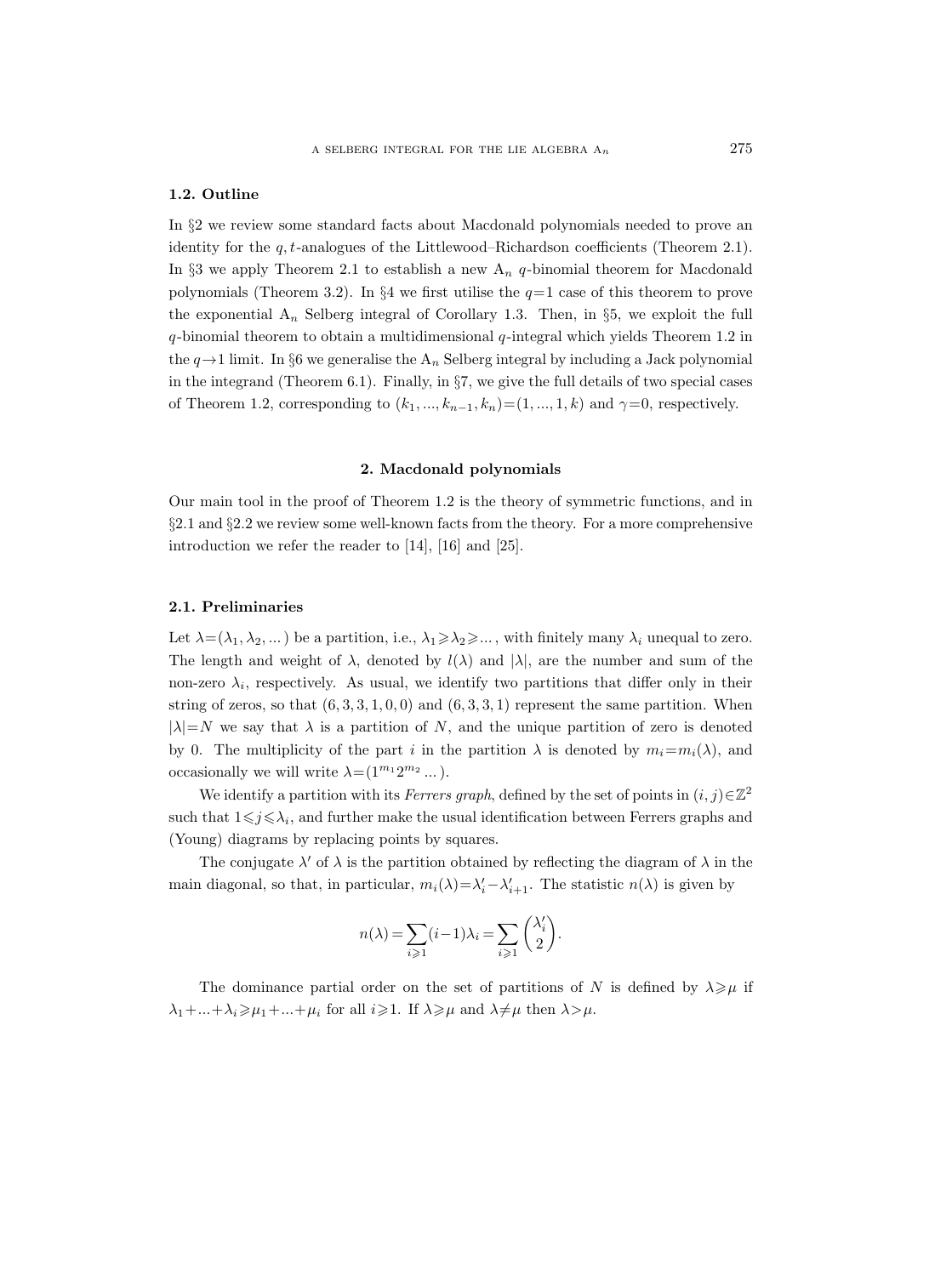### 1.2. Outline

In §2 we review some standard facts about Macdonald polynomials needed to prove an identity for the $q,t$-analogues of the Littlewood–Richardson coefficients (Theorem 2.1). In §3 we apply Theorem 2.1 to establish a new $\mathrm{A}_n$ $q$-binomial theorem for Macdonald polynomials (Theorem 3.2). In §4 we first utilise the $q=1$ case of this theorem to prove the exponential $\mathrm{A}_n$ Selberg integral of Corollary 1.3. Then, in §5, we exploit the full $q$-binomial theorem to obtain a multidimensional $q$-integral which yields Theorem 1.2 in the $q\to 1$ limit. In §6 we generalise the $\mathrm{A}_n$ Selberg integral by including a Jack polynomial in the integrand (Theorem 6.1). Finally, in §7, we give the full details of two special cases of Theorem 1.2, corresponding to $(k_1,...,k_{n-1},k_n)=(1,...,1,k)$ and $\gamma=0$, respectively.

## 2. Macdonald polynomials

Our main tool in the proof of Theorem 1.2 is the theory of symmetric functions, and in §2.1 and §2.2 we review some well-known facts from the theory. For a more comprehensive introduction we refer the reader to [14], [16] and [25].

### 2.1. Preliminaries

Let $\lambda=(\lambda_1,\lambda_2,...)$ be a partition, i.e., $\lambda_1\geqslant\lambda_2\geqslant...$, with finitely many $\lambda_i$ unequal to zero. The length and weight of $\lambda$, denoted by $l(\lambda)$ and $|\lambda|$, are the number and sum of the non-zero $\lambda_i$, respectively. As usual, we identify two partitions that differ only in their string of zeros, so that $(6,3,3,1,0,0)$ and $(6,3,3,1)$ represent the same partition. When $|\lambda|=N$ we say that $\lambda$ is a partition of $N$, and the unique partition of zero is denoted by 0. The multiplicity of the part $i$ in the partition $\lambda$ is denoted by $m_i=m_i(\lambda)$, and occasionally we will write $\lambda=(1^{m_1}2^{m_2}...)$.

We identify a partition with its *Ferrers graph*, defined by the set of points in $(i,j)\in\mathbb{Z}^2$ such that $1\leqslant j\leqslant\lambda_i$, and further make the usual identification between Ferrers graphs and (Young) diagrams by replacing points by squares.

The conjugate $\lambda'$ of $\lambda$ is the partition obtained by reflecting the diagram of $\lambda$ in the main diagonal, so that, in particular, $m_i(\lambda)=\lambda'_i-\lambda'_{i+1}$. The statistic $n(\lambda)$ is given by

$$n(\lambda)=\sum_{i\geqslant 1}(i-1)\lambda_i=\sum_{i\geqslant 1}\binom{\lambda'_i}{2}.$$

The dominance partial order on the set of partitions of $N$ is defined by $\lambda\geqslant\mu$ if $\lambda_1+...+\lambda_i\geqslant\mu_1+...+\mu_i$ for all $i\geqslant 1$. If $\lambda\geqslant\mu$ and $\lambda\neq\mu$ then $\lambda>\mu$.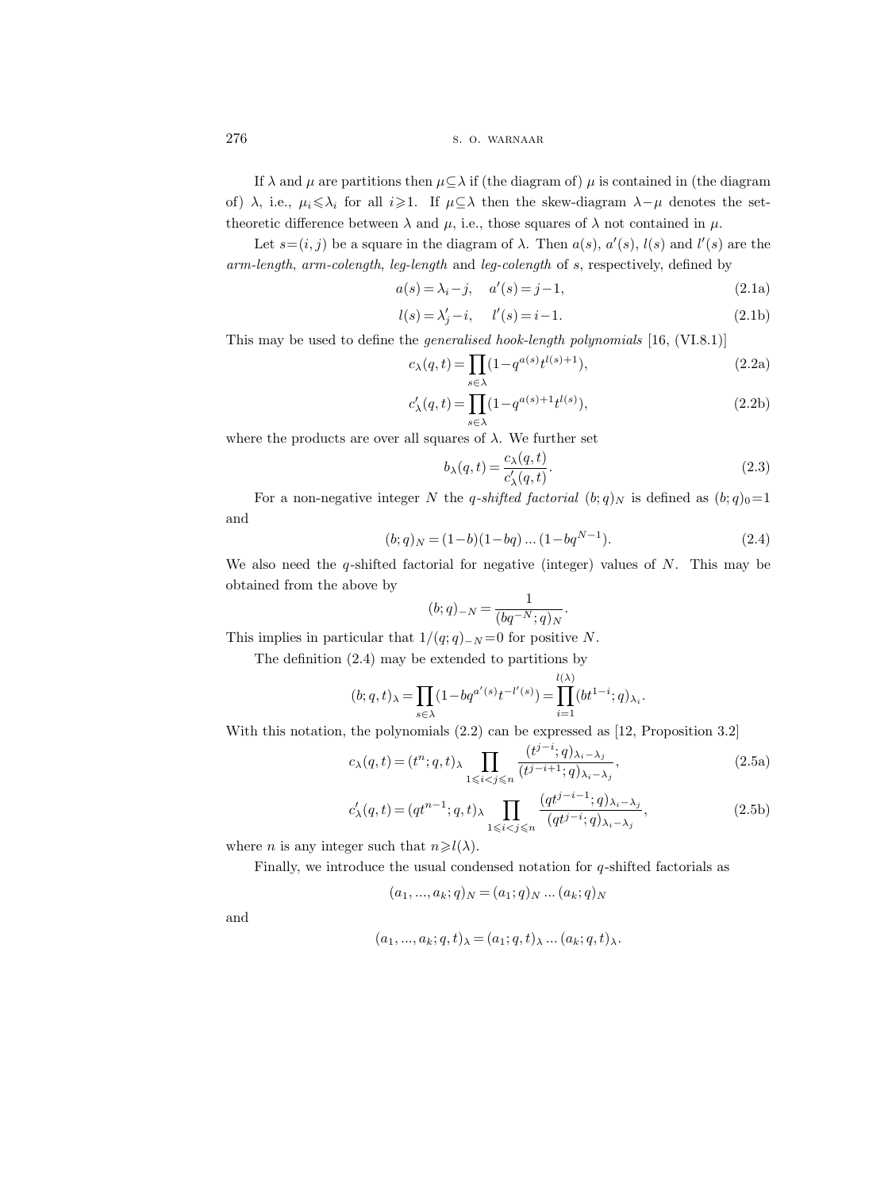If $\lambda$ and $\mu$ are partitions then $\mu \subseteq \lambda$ if (the diagram of) $\mu$ is contained in (the diagram of) $\lambda$, i.e., $\mu_i \leqslant \lambda_i$ for all $i \geqslant 1$. If $\mu \subseteq \lambda$ then the skew-diagram $\lambda - \mu$ denotes the set-theoretic difference between $\lambda$ and $\mu$, i.e., those squares of $\lambda$ not contained in $\mu$.

Let $s=(i,j)$ be a square in the diagram of $\lambda$. Then $a(s)$, $a'(s)$, $l(s)$ and $l'(s)$ are the *arm-length*, *arm-colength*, *leg-length* and *leg-colength* of $s$, respectively, defined by

$$a(s) = \lambda_i - j, \quad a'(s) = j-1, \tag{2.1a}$$

$$l(s) = \lambda'_j - i, \quad l'(s) = i-1. \tag{2.1b}$$

This may be used to define the *generalised hook-length polynomials* [16, (VI.8.1)]

$$c_\lambda(q,t) = \prod_{s\in\lambda}(1-q^{a(s)}t^{l(s)+1}), \tag{2.2a}$$

$$c'_\lambda(q,t) = \prod_{s\in\lambda}(1-q^{a(s)+1}t^{l(s)}), \tag{2.2b}$$

where the products are over all squares of $\lambda$. We further set

$$b_\lambda(q,t) = \frac{c_\lambda(q,t)}{c'_\lambda(q,t)}. \tag{2.3}$$

For a non-negative integer $N$ the *q-shifted factorial* $(b;q)_N$ is defined as $(b;q)_0 = 1$ and

$$(b;q)_N = (1-b)(1-bq)\dots(1-bq^{N-1}). \tag{2.4}$$

We also need the $q$-shifted factorial for negative (integer) values of $N$. This may be obtained from the above by

$$(b;q)_{-N} = \frac{1}{(bq^{-N};q)_N}.$$

This implies in particular that $1/(q;q)_{-N} = 0$ for positive $N$.

The definition (2.4) may be extended to partitions by

$$(b;q,t)_\lambda = \prod_{s\in\lambda}(1-bq^{a'(s)}t^{-l'(s)}) = \prod_{i=1}^{l(\lambda)}(bt^{1-i};q)_{\lambda_i}.$$

With this notation, the polynomials (2.2) can be expressed as [12, Proposition 3.2]

$$c_\lambda(q,t) = (t^n;q,t)_\lambda \prod_{1\leqslant i<j\leqslant n} \frac{(t^{j-i};q)_{\lambda_i-\lambda_j}}{(t^{j-i+1};q)_{\lambda_i-\lambda_j}}, \tag{2.5a}$$

$$c'_\lambda(q,t) = (qt^{n-1};q,t)_\lambda \prod_{1\leqslant i<j\leqslant n} \frac{(qt^{j-i-1};q)_{\lambda_i-\lambda_j}}{(qt^{j-i};q)_{\lambda_i-\lambda_j}}, \tag{2.5b}$$

where $n$ is any integer such that $n \geqslant l(\lambda)$.

Finally, we introduce the usual condensed notation for $q$-shifted factorials as

$$(a_1, \dots, a_k;q)_N = (a_1;q)_N \dots (a_k;q)_N$$

and

$$(a_1, \dots, a_k;q,t)_\lambda = (a_1;q,t)_\lambda \dots (a_k;q,t)_\lambda.$$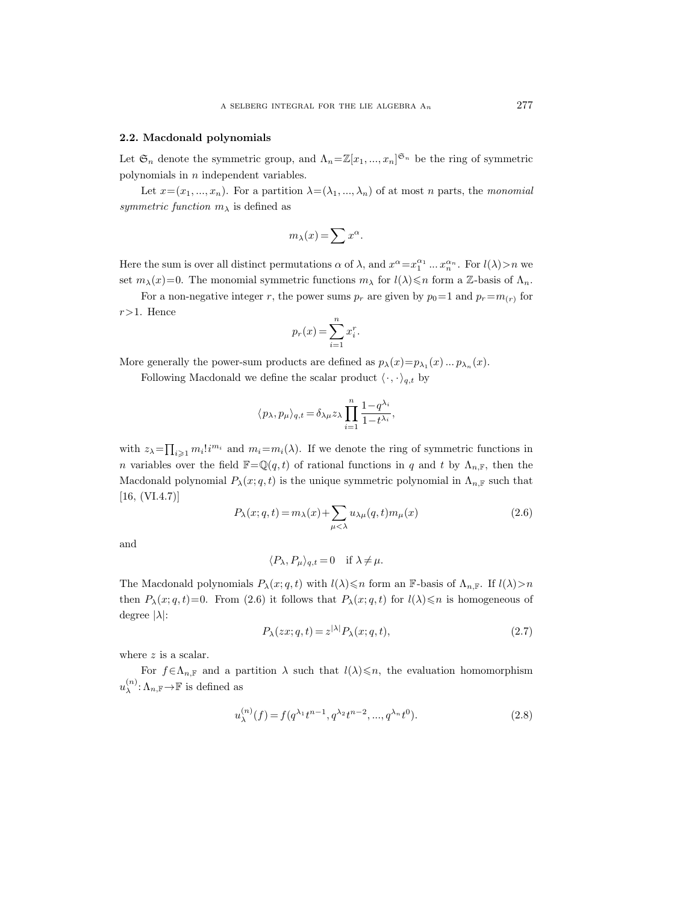### 2.2. Macdonald polynomials

Let $\mathfrak{S}_n$ denote the symmetric group, and $\Lambda_n = \mathbb{Z}[x_1, ..., x_n]^{\mathfrak{S}_n}$ be the ring of symmetric polynomials in $n$ independent variables.

Let $x = (x_1, ..., x_n)$. For a partition $\lambda = (\lambda_1, ..., \lambda_n)$ of at most $n$ parts, the *monomial symmetric function* $m_\lambda$ is defined as

$$m_\lambda(x) = \sum x^\alpha.$$

Here the sum is over all distinct permutations $\alpha$ of $\lambda$, and $x^\alpha = x_1^{\alpha_1} ... x_n^{\alpha_n}$. For $l(\lambda) > n$ we set $m_\lambda(x) = 0$. The monomial symmetric functions $m_\lambda$ for $l(\lambda) \leqslant n$ form a $\mathbb{Z}$-basis of $\Lambda_n$.

For a non-negative integer $r$, the power sums $p_r$ are given by $p_0 = 1$ and $p_r = m_{(r)}$ for $r > 1$. Hence

$$p_r(x) = \sum_{i=1}^n x_i^r.$$

More generally the power-sum products are defined as $p_\lambda(x) = p_{\lambda_1}(x) ... p_{\lambda_n}(x)$.

Following Macdonald we define the scalar product $\langle \cdot, \cdot \rangle_{q,t}$ by

$$\langle p_\lambda, p_\mu \rangle_{q,t} = \delta_{\lambda\mu} z_\lambda \prod_{i=1}^n \frac{1-q^{\lambda_i}}{1-t^{\lambda_i}},$$

with $z_\lambda = \prod_{i \geqslant 1} m_i! i^{m_i}$ and $m_i = m_i(\lambda)$. If we denote the ring of symmetric functions in $n$ variables over the field $\mathbb{F} = \mathbb{Q}(q,t)$ of rational functions in $q$ and $t$ by $\Lambda_{n,\mathbb{F}}$, then the Macdonald polynomial $P_\lambda(x;q,t)$ is the unique symmetric polynomial in $\Lambda_{n,\mathbb{F}}$ such that [16, (VI.4.7)]

$$P_\lambda(x;q,t) = m_\lambda(x) + \sum_{\mu < \lambda} u_{\lambda\mu}(q,t) m_\mu(x) \tag{2.6}$$

and

$$\langle P_\lambda, P_\mu \rangle_{q,t} = 0 \quad \text{if } \lambda \neq \mu.$$

The Macdonald polynomials $P_\lambda(x;q,t)$ with $l(\lambda) \leqslant n$ form an $\mathbb{F}$-basis of $\Lambda_{n,\mathbb{F}}$. If $l(\lambda) > n$ then $P_\lambda(x;q,t) = 0$. From (2.6) it follows that $P_\lambda(x;q,t)$ for $l(\lambda) \leqslant n$ is homogeneous of degree $|\lambda|$:

$$P_\lambda(zx;q,t) = z^{|\lambda|} P_\lambda(x;q,t), \tag{2.7}$$

where $z$ is a scalar.

For $f \in \Lambda_{n,\mathbb{F}}$ and a partition $\lambda$ such that $l(\lambda) \leqslant n$, the evaluation homomorphism $u_\lambda^{(n)}: \Lambda_{n,\mathbb{F}} \to \mathbb{F}$ is defined as

$$u_\lambda^{(n)}(f) = f(q^{\lambda_1} t^{n-1}, q^{\lambda_2} t^{n-2}, ..., q^{\lambda_n} t^0). \tag{2.8}$$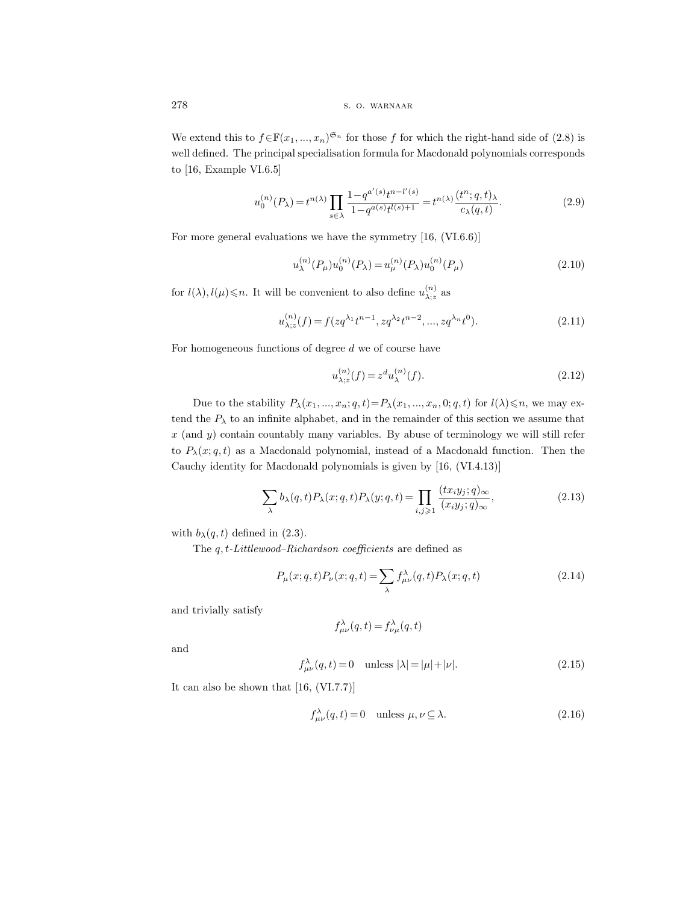We extend this to $f \in \mathbb{F}(x_1, ..., x_n)^{\mathfrak{S}_n}$ for those $f$ for which the right-hand side of (2.8) is well defined. The principal specialisation formula for Macdonald polynomials corresponds to [16, Example VI.6.5]

$$u_0^{(n)}(P_\lambda) = t^{n(\lambda)} \prod_{s \in \lambda} \frac{1 - q^{a'(s)} t^{n - l'(s)}}{1 - q^{a(s)} t^{l(s)+1}} = t^{n(\lambda)} \frac{(t^n; q, t)_\lambda}{c_\lambda(q, t)}. \tag{2.9}$$

For more general evaluations we have the symmetry [16, (VI.6.6)]

$$u_\lambda^{(n)}(P_\mu) u_0^{(n)}(P_\lambda) = u_\mu^{(n)}(P_\lambda) u_0^{(n)}(P_\mu) \tag{2.10}$$

for $l(\lambda), l(\mu) \leqslant n$. It will be convenient to also define $u_{\lambda;z}^{(n)}$ as

$$u_{\lambda;z}^{(n)}(f) = f(zq^{\lambda_1} t^{n-1}, zq^{\lambda_2} t^{n-2}, ..., zq^{\lambda_n} t^0). \tag{2.11}$$

For homogeneous functions of degree $d$ we of course have

$$u_{\lambda;z}^{(n)}(f) = z^d u_\lambda^{(n)}(f). \tag{2.12}$$

Due to the stability $P_\lambda(x_1, ..., x_n; q, t) = P_\lambda(x_1, ..., x_n, 0; q, t)$ for $l(\lambda) \leqslant n$, we may extend the $P_\lambda$ to an infinite alphabet, and in the remainder of this section we assume that $x$ (and $y$) contain countably many variables. By abuse of terminology we will still refer to $P_\lambda(x; q, t)$ as a Macdonald polynomial, instead of a Macdonald function. Then the Cauchy identity for Macdonald polynomials is given by [16, (VI.4.13)]

$$\sum_\lambda b_\lambda(q, t) P_\lambda(x; q, t) P_\lambda(y; q, t) = \prod_{i,j \geqslant 1} \frac{(tx_i y_j; q)_\infty}{(x_i y_j; q)_\infty}, \tag{2.13}$$

with $b_\lambda(q, t)$ defined in (2.3).

The *$q, t$-Littlewood–Richardson coefficients* are defined as

$$P_\mu(x; q, t) P_\nu(x; q, t) = \sum_\lambda f_{\mu\nu}^\lambda(q, t) P_\lambda(x; q, t) \tag{2.14}$$

and trivially satisfy

$$f_{\mu\nu}^\lambda(q, t) = f_{\nu\mu}^\lambda(q, t)$$

and

$$f_{\mu\nu}^\lambda(q, t) = 0 \quad \text{unless } |\lambda| = |\mu| + |\nu|. \tag{2.15}$$

It can also be shown that [16, (VI.7.7)]

$$f_{\mu\nu}^\lambda(q, t) = 0 \quad \text{unless } \mu, \nu \subseteq \lambda. \tag{2.16}$$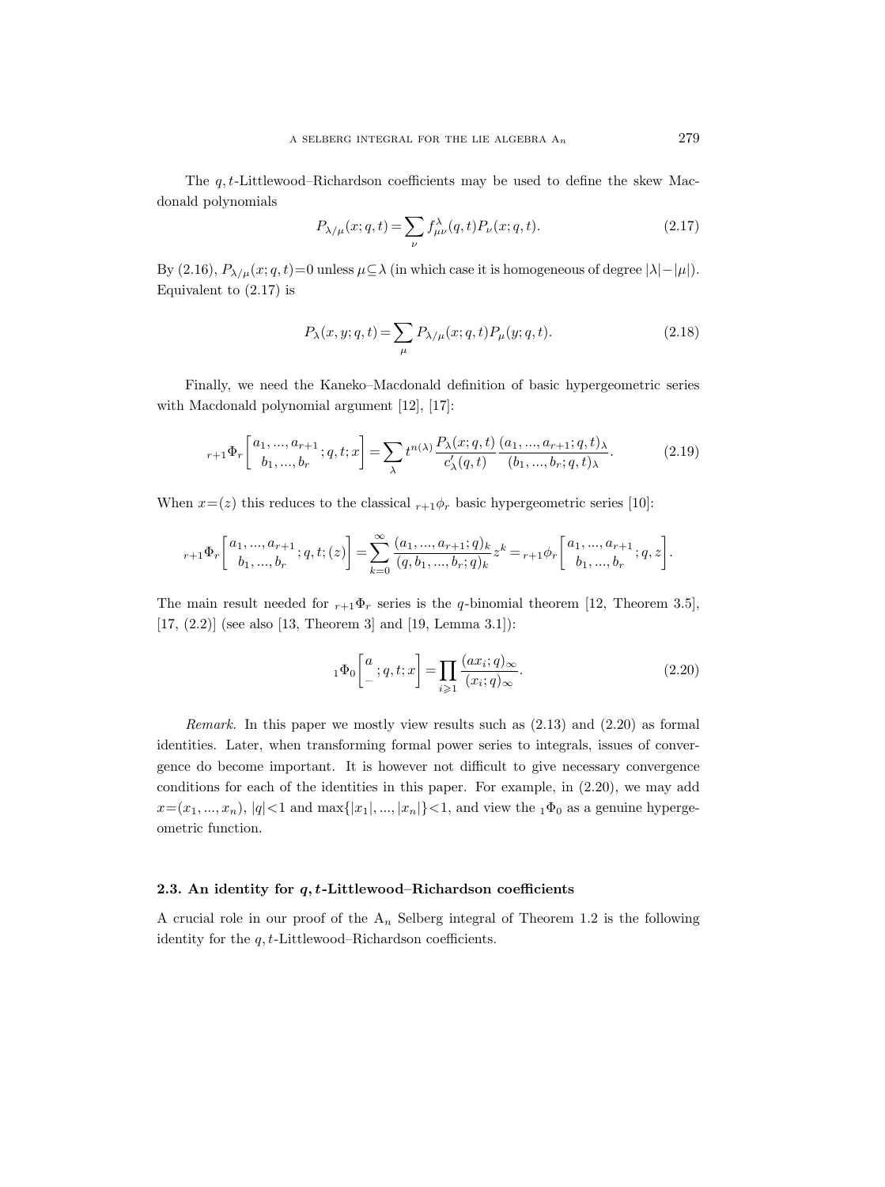The $q,t$-Littlewood–Richardson coefficients may be used to define the skew Macdonald polynomials

$$P_{\lambda/\mu}(x;q,t) = \sum_{\nu} f_{\mu\nu}^{\lambda}(q,t) P_{\nu}(x;q,t). \tag{2.17}$$

By (2.16), $P_{\lambda/\mu}(x;q,t)=0$ unless $\mu\subseteq\lambda$ (in which case it is homogeneous of degree $|\lambda|-|\mu|$). Equivalent to (2.17) is

$$P_{\lambda}(x,y;q,t) = \sum_{\mu} P_{\lambda/\mu}(x;q,t) P_{\mu}(y;q,t). \tag{2.18}$$

Finally, we need the Kaneko–Macdonald definition of basic hypergeometric series with Macdonald polynomial argument [12], [17]:

$${}_{r+1}\Phi_r\left[\begin{matrix} a_1,...,a_{r+1} \\ b_1,...,b_r \end{matrix}; q,t;x\right] = \sum_{\lambda} t^{n(\lambda)} \frac{P_{\lambda}(x;q,t)}{c'_{\lambda}(q,t)} \frac{(a_1,...,a_{r+1};q,t)_{\lambda}}{(b_1,...,b_r;q,t)_{\lambda}}. \tag{2.19}$$

When $x=(z)$ this reduces to the classical ${}_{r+1}\phi_r$ basic hypergeometric series [10]:

$${}_{r+1}\Phi_r\left[\begin{matrix} a_1,...,a_{r+1} \\ b_1,...,b_r \end{matrix}; q,t;(z)\right] = \sum_{k=0}^{\infty} \frac{(a_1,...,a_{r+1};q)_k}{(q,b_1,...,b_r;q)_k} z^k = {}_{r+1}\phi_r\left[\begin{matrix} a_1,...,a_{r+1} \\ b_1,...,b_r \end{matrix}; q,z\right].$$

The main result needed for ${}_{r+1}\Phi_r$ series is the $q$-binomial theorem [12, Theorem 3.5], [17, (2.2)] (see also [13, Theorem 3] and [19, Lemma 3.1]):

$${}_1\Phi_0\left[\begin{matrix} a \\ - \end{matrix}; q,t;x\right] = \prod_{i\geqslant 1} \frac{(ax_i;q)_{\infty}}{(x_i;q)_{\infty}}. \tag{2.20}$$

*Remark.* In this paper we mostly view results such as (2.13) and (2.20) as formal identities. Later, when transforming formal power series to integrals, issues of convergence do become important. It is however not difficult to give necessary convergence conditions for each of the identities in this paper. For example, in (2.20), we may add $x=(x_1,...,x_n)$, $|q|<1$ and $\max\{|x_1|,...,|x_n|\}<1$, and view the ${}_1\Phi_0$ as a genuine hypergeometric function.

### 2.3. An identity for $q,t$-Littlewood–Richardson coefficients

A crucial role in our proof of the $\mathrm{A}_n$ Selberg integral of Theorem 1.2 is the following identity for the $q,t$-Littlewood–Richardson coefficients.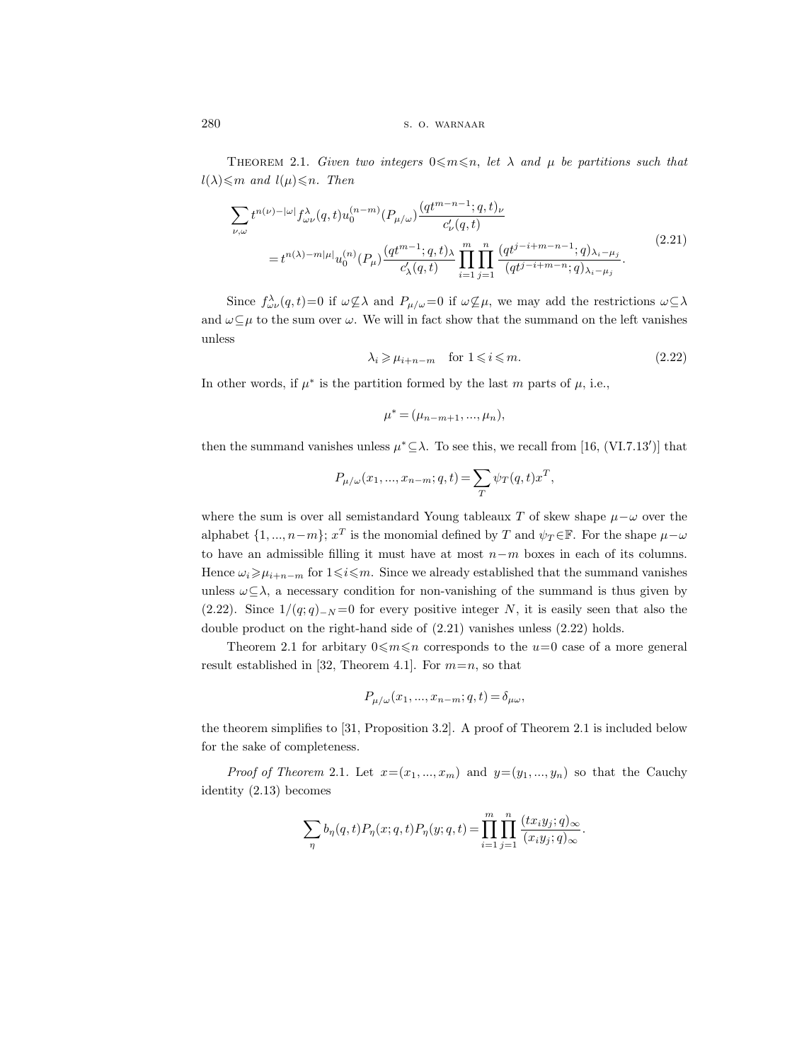**Theorem 2.1.** *Given two integers $0\leqslant m\leqslant n$, let $\lambda$ and $\mu$ be partitions such that $l(\lambda)\leqslant m$ and $l(\mu)\leqslant n$. Then*

$$\sum_{\nu,\omega} t^{n(\nu)-|\omega|} f^{\lambda}_{\omega\nu}(q,t) u_0^{(n-m)}(P_{\mu/\omega}) \frac{(qt^{m-n-1};q,t)_\nu}{c'_\nu(q,t)} = t^{n(\lambda)-m|\mu|} u_0^{(n)}(P_\mu) \frac{(qt^{m-1};q,t)_\lambda}{c'_\lambda(q,t)} \prod_{i=1}^{m}\prod_{j=1}^{n} \frac{(qt^{j-i+m-n-1};q)_{\lambda_i-\mu_j}}{(qt^{j-i+m-n};q)_{\lambda_i-\mu_j}}. \tag{2.21}$$

Since $f^{\lambda}_{\omega\nu}(q,t)=0$ if $\omega\not\subseteq\lambda$ and $P_{\mu/\omega}=0$ if $\omega\not\subseteq\mu$, we may add the restrictions $\omega\subseteq\lambda$ and $\omega\subseteq\mu$ to the sum over $\omega$. We will in fact show that the summand on the left vanishes unless

$$\lambda_i \geqslant \mu_{i+n-m} \quad \text{for } 1\leqslant i\leqslant m. \tag{2.22}$$

In other words, if $\mu^*$ is the partition formed by the last $m$ parts of $\mu$, i.e.,

$$\mu^* = (\mu_{n-m+1},...,\mu_n),$$

then the summand vanishes unless $\mu^*\subseteq\lambda$. To see this, we recall from [16, (VI.7.13′)] that

$$P_{\mu/\omega}(x_1,...,x_{n-m};q,t) = \sum_T \psi_T(q,t) x^T,$$

where the sum is over all semistandard Young tableaux $T$ of skew shape $\mu-\omega$ over the alphabet $\{1,...,n-m\}$; $x^T$ is the monomial defined by $T$ and $\psi_T\in\mathbb{F}$. For the shape $\mu-\omega$ to have an admissible filling it must have at most $n-m$ boxes in each of its columns. Hence $\omega_i\geqslant\mu_{i+n-m}$ for $1\leqslant i\leqslant m$. Since we already established that the summand vanishes unless $\omega\subseteq\lambda$, a necessary condition for non-vanishing of the summand is thus given by (2.22). Since $1/(q;q)_{-N}=0$ for every positive integer $N$, it is easily seen that also the double product on the right-hand side of (2.21) vanishes unless (2.22) holds.

Theorem 2.1 for arbitary $0\leqslant m\leqslant n$ corresponds to the $u=0$ case of a more general result established in [32, Theorem 4.1]. For $m=n$, so that

$$P_{\mu/\omega}(x_1,...,x_{n-m};q,t) = \delta_{\mu\omega},$$

the theorem simplifies to [31, Proposition 3.2]. A proof of Theorem 2.1 is included below for the sake of completeness.

*Proof of Theorem* 2.1. Let $x=(x_1,...,x_m)$ and $y=(y_1,...,y_n)$ so that the Cauchy identity (2.13) becomes

$$\sum_\eta b_\eta(q,t) P_\eta(x;q,t) P_\eta(y;q,t) = \prod_{i=1}^{m}\prod_{j=1}^{n} \frac{(tx_iy_j;q)_\infty}{(x_iy_j;q)_\infty}.$$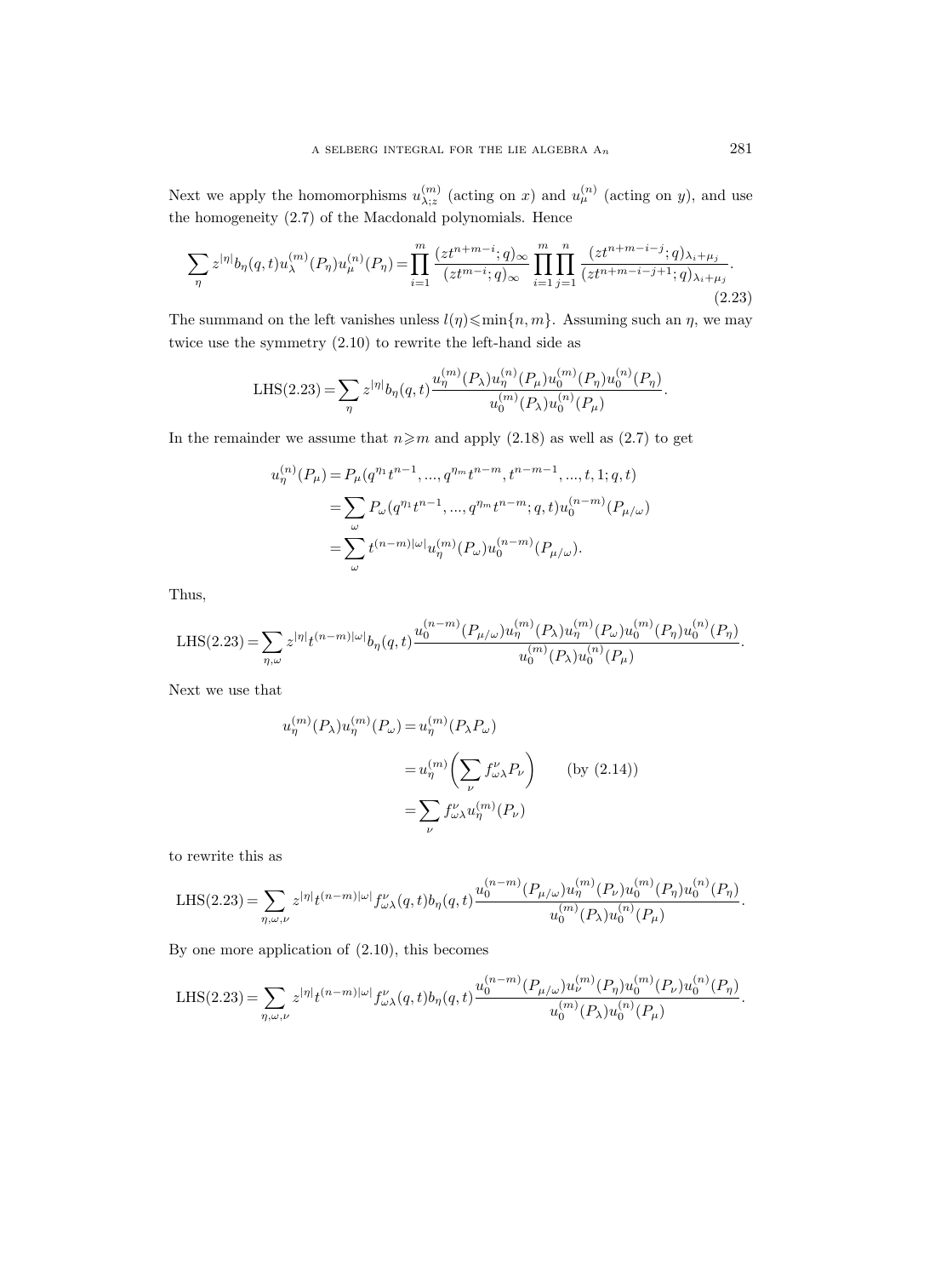Next we apply the homomorphisms $u_{\lambda;z}^{(m)}$ (acting on $x$) and $u_{\mu}^{(n)}$ (acting on $y$), and use the homogeneity (2.7) of the Macdonald polynomials. Hence

$$\sum_{\eta} z^{|\eta|} b_\eta(q,t) u_\lambda^{(m)}(P_\eta) u_\mu^{(n)}(P_\eta) = \prod_{i=1}^{m} \frac{(zt^{n+m-i};q)_\infty}{(zt^{m-i};q)_\infty} \prod_{i=1}^{m}\prod_{j=1}^{n} \frac{(zt^{n+m-i-j};q)_{\lambda_i+\mu_j}}{(zt^{n+m-i-j+1};q)_{\lambda_i+\mu_j}}. \tag{2.23}$$

The summand on the left vanishes unless $l(\eta) \leqslant \min\{n,m\}$. Assuming such an $\eta$, we may twice use the symmetry (2.10) to rewrite the left-hand side as

$$\mathrm{LHS}(2.23) = \sum_{\eta} z^{|\eta|} b_\eta(q,t) \frac{u_\eta^{(m)}(P_\lambda) u_\eta^{(n)}(P_\mu) u_0^{(m)}(P_\eta) u_0^{(n)}(P_\eta)}{u_0^{(m)}(P_\lambda) u_0^{(n)}(P_\mu)}.$$

In the remainder we assume that $n \geqslant m$ and apply (2.18) as well as (2.7) to get

$$\begin{aligned}
u_\eta^{(n)}(P_\mu) &= P_\mu(q^{\eta_1}t^{n-1},\dots,q^{\eta_m}t^{n-m},t^{n-m-1},\dots,t,1;q,t) \\
&= \sum_{\omega} P_\omega(q^{\eta_1}t^{n-1},\dots,q^{\eta_m}t^{n-m};q,t) u_0^{(n-m)}(P_{\mu/\omega}) \\
&= \sum_{\omega} t^{(n-m)|\omega|} u_\eta^{(m)}(P_\omega) u_0^{(n-m)}(P_{\mu/\omega}).
\end{aligned}$$

Thus,

$$\mathrm{LHS}(2.23) = \sum_{\eta,\omega} z^{|\eta|} t^{(n-m)|\omega|} b_\eta(q,t) \frac{u_0^{(n-m)}(P_{\mu/\omega}) u_\eta^{(m)}(P_\lambda) u_\eta^{(m)}(P_\omega) u_0^{(m)}(P_\eta) u_0^{(n)}(P_\eta)}{u_0^{(m)}(P_\lambda) u_0^{(n)}(P_\mu)}.$$

Next we use that

$$\begin{aligned}
u_\eta^{(m)}(P_\lambda) u_\eta^{(m)}(P_\omega) &= u_\eta^{(m)}(P_\lambda P_\omega) \\
&= u_\eta^{(m)}\biggl(\sum_{\nu} f_{\omega\lambda}^{\nu} P_\nu\biggr) \qquad \text{(by (2.14))} \\
&= \sum_{\nu} f_{\omega\lambda}^{\nu} u_\eta^{(m)}(P_\nu)
\end{aligned}$$

to rewrite this as

$$\mathrm{LHS}(2.23) = \sum_{\eta,\omega,\nu} z^{|\eta|} t^{(n-m)|\omega|} f_{\omega\lambda}^{\nu}(q,t) b_\eta(q,t) \frac{u_0^{(n-m)}(P_{\mu/\omega}) u_\eta^{(m)}(P_\nu) u_0^{(m)}(P_\eta) u_0^{(n)}(P_\eta)}{u_0^{(m)}(P_\lambda) u_0^{(n)}(P_\mu)}.$$

By one more application of (2.10), this becomes

$$\mathrm{LHS}(2.23) = \sum_{\eta,\omega,\nu} z^{|\eta|} t^{(n-m)|\omega|} f_{\omega\lambda}^{\nu}(q,t) b_\eta(q,t) \frac{u_0^{(n-m)}(P_{\mu/\omega}) u_\nu^{(m)}(P_\eta) u_0^{(m)}(P_\nu) u_0^{(n)}(P_\eta)}{u_0^{(m)}(P_\lambda) u_0^{(n)}(P_\mu)}.$$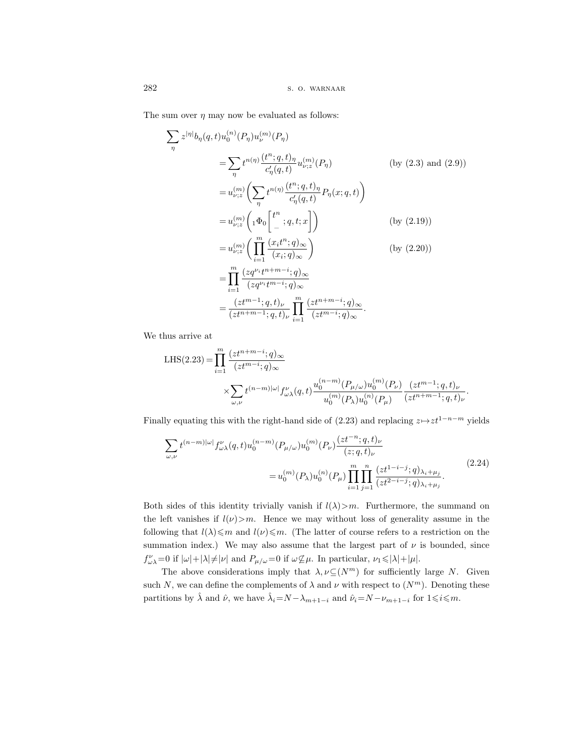The sum over $\eta$ may now be evaluated as follows:

$$
\begin{aligned}
\sum_\eta z^{|\eta|} b_\eta(q,t) u_0^{(n)}(P_\eta) u_\nu^{(m)}(P_\eta)
&= \sum_\eta t^{n(\eta)} \frac{(t^n;q,t)_\eta}{c'_\eta(q,t)} u_{\nu;z}^{(m)}(P_\eta) && \text{(by (2.3) and (2.9))} \\
&= u_{\nu;z}^{(m)}\biggl( \sum_\eta t^{n(\eta)} \frac{(t^n;q,t)_\eta}{c'_\eta(q,t)} P_\eta(x;q,t) \biggr) \\
&= u_{\nu;z}^{(m)}\biggl( {}_1\Phi_0\biggl[\begin{matrix} t^n \\ - \end{matrix}; q,t;x\biggr] \biggr) && \text{(by (2.19))} \\
&= u_{\nu;z}^{(m)}\biggl( \prod_{i=1}^m \frac{(x_i t^n;q)_\infty}{(x_i;q)_\infty} \biggr) && \text{(by (2.20))} \\
&= \prod_{i=1}^m \frac{(zq^{\nu_i} t^{n+m-i};q)_\infty}{(zq^{\nu_i} t^{m-i};q)_\infty} \\
&= \frac{(zt^{m-1};q,t)_\nu}{(zt^{n+m-1};q,t)_\nu} \prod_{i=1}^m \frac{(zt^{n+m-i};q)_\infty}{(zt^{m-i};q)_\infty}.
\end{aligned}
$$

We thus arrive at

$$
\begin{aligned}
\mathrm{LHS}(2.23) = \prod_{i=1}^m & \frac{(zt^{n+m-i};q)_\infty}{(zt^{m-i};q)_\infty} \\
& \times \sum_{\omega,\nu} t^{(n-m)|\omega|} f_{\omega\lambda}^\nu(q,t) \frac{u_0^{(n-m)}(P_{\mu/\omega}) u_0^{(m)}(P_\nu)}{u_0^{(m)}(P_\lambda) u_0^{(n)}(P_\mu)} \frac{(zt^{m-1};q,t)_\nu}{(zt^{n+m-1};q,t)_\nu}.
\end{aligned}
$$

Finally equating this with the right-hand side of (2.23) and replacing $z \mapsto zt^{1-n-m}$ yields

$$
\begin{aligned}
\sum_{\omega,\nu} t^{(n-m)|\omega|} & f_{\omega\lambda}^\nu(q,t) u_0^{(n-m)}(P_{\mu/\omega}) u_0^{(m)}(P_\nu) \frac{(zt^{-n};q,t)_\nu}{(z;q,t)_\nu} \\
&= u_0^{(m)}(P_\lambda) u_0^{(n)}(P_\mu) \prod_{i=1}^m \prod_{j=1}^n \frac{(zt^{1-i-j};q)_{\lambda_i+\mu_j}}{(zt^{2-i-j};q)_{\lambda_i+\mu_j}}.
\end{aligned} \tag{2.24}
$$

Both sides of this identity trivially vanish if $l(\lambda) > m$. Furthermore, the summand on the left vanishes if $l(\nu) > m$. Hence we may without loss of generality assume in the following that $l(\lambda) \leqslant m$ and $l(\nu) \leqslant m$. (The latter of course refers to a restriction on the summation index.) We may also assume that the largest part of $\nu$ is bounded, since $f_{\omega\lambda}^\nu = 0$ if $|\omega| + |\lambda| \neq |\nu|$ and $P_{\mu/\omega} = 0$ if $\omega \not\subseteq \mu$. In particular, $\nu_1 \leqslant |\lambda| + |\mu|$.

The above considerations imply that $\lambda, \nu \subseteq (N^m)$ for sufficiently large $N$. Given such $N$, we can define the complements of $\lambda$ and $\nu$ with respect to $(N^m)$. Denoting these partitions by $\hat\lambda$ and $\hat\nu$, we have $\hat\lambda_i = N - \lambda_{m+1-i}$ and $\hat\nu_i = N - \nu_{m+1-i}$ for $1 \leqslant i \leqslant m$.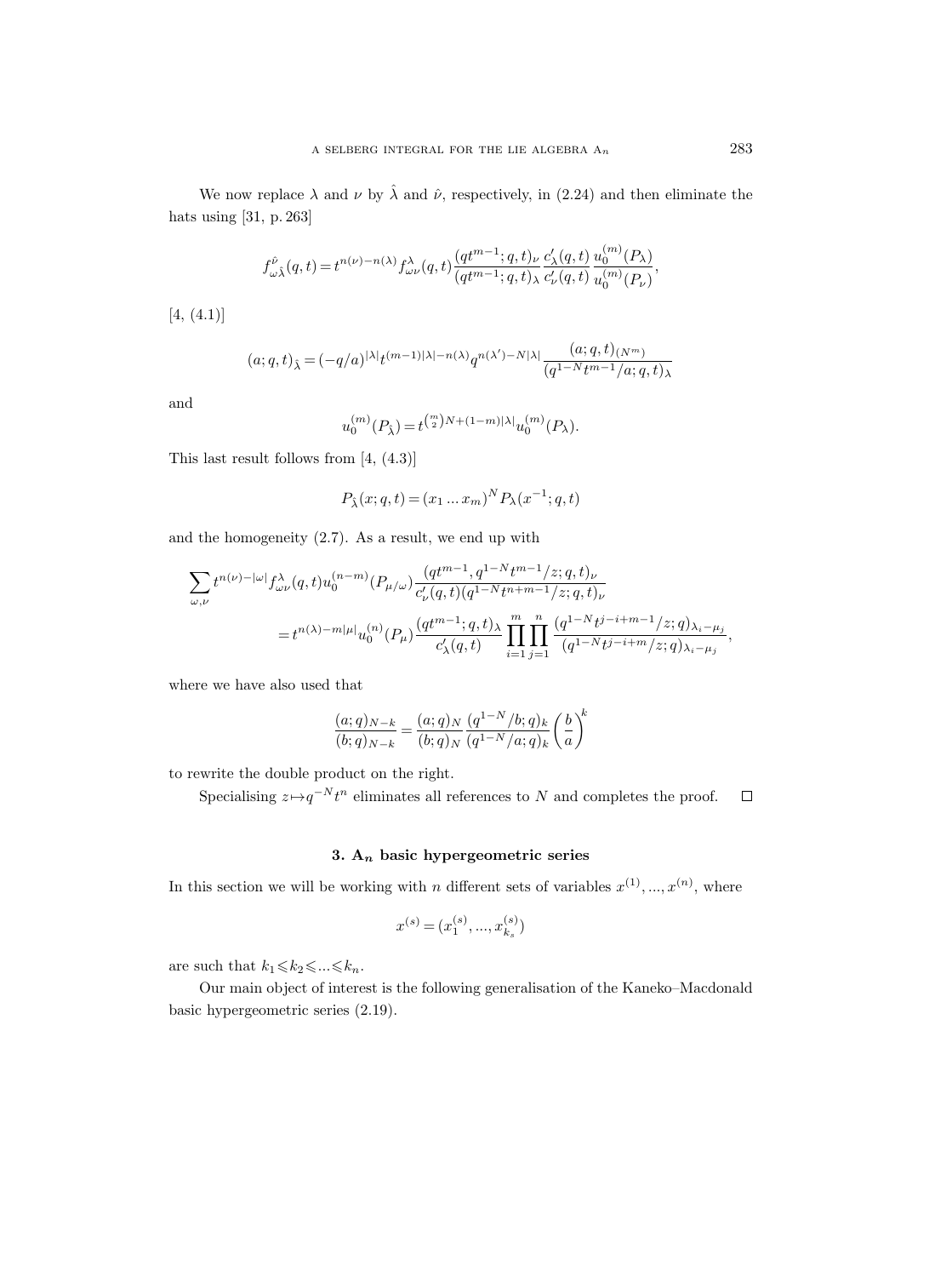We now replace $\lambda$ and $\nu$ by $\hat{\lambda}$ and $\hat{\nu}$, respectively, in (2.24) and then eliminate the hats using [31, p. 263]

$$f^{\hat{\nu}}_{\omega\hat{\lambda}}(q,t) = t^{n(\nu)-n(\lambda)} f^{\lambda}_{\omega\nu}(q,t) \frac{(qt^{m-1};q,t)_\nu}{(qt^{m-1};q,t)_\lambda} \frac{c'_\lambda(q,t)}{c'_\nu(q,t)} \frac{u_0^{(m)}(P_\lambda)}{u_0^{(m)}(P_\nu)},$$

[4, (4.1)]

$$(a;q,t)_{\hat{\lambda}} = (-q/a)^{|\lambda|} t^{(m-1)|\lambda|-n(\lambda)} q^{n(\lambda')-N|\lambda|} \frac{(a;q,t)_{(N^m)}}{(q^{1-N}t^{m-1}/a;q,t)_\lambda}$$

and

$$u_0^{(m)}(P_{\hat{\lambda}}) = t^{\binom{m}{2}N+(1-m)|\lambda|} u_0^{(m)}(P_\lambda).$$

This last result follows from [4, (4.3)]

$$P_{\hat{\lambda}}(x;q,t) = (x_1 \ldots x_m)^N P_\lambda(x^{-1};q,t)$$

and the homogeneity (2.7). As a result, we end up with

$$\begin{aligned}
&\sum_{\omega,\nu} t^{n(\nu)-|\omega|} f^{\lambda}_{\omega\nu}(q,t) u_0^{(n-m)}(P_{\mu/\omega}) \frac{(qt^{m-1}, q^{1-N}t^{m-1}/z;q,t)_\nu}{c'_\nu(q,t)(q^{1-N}t^{n+m-1}/z;q,t)_\nu} \\
&\qquad = t^{n(\lambda)-m|\mu|} u_0^{(n)}(P_\mu) \frac{(qt^{m-1};q,t)_\lambda}{c'_\lambda(q,t)} \prod_{i=1}^{m} \prod_{j=1}^{n} \frac{(q^{1-N}t^{j-i+m-1}/z;q)_{\lambda_i-\mu_j}}{(q^{1-N}t^{j-i+m}/z;q)_{\lambda_i-\mu_j}},
\end{aligned}$$

where we have also used that

$$\frac{(a;q)_{N-k}}{(b;q)_{N-k}} = \frac{(a;q)_N}{(b;q)_N} \frac{(q^{1-N}/b;q)_k}{(q^{1-N}/a;q)_k} \left(\frac{b}{a}\right)^k$$

to rewrite the double product on the right.

Specialising $z \mapsto q^{-N}t^n$ eliminates all references to $N$ and completes the proof. $\square$

### 3. $\mathrm{A}_n$ basic hypergeometric series

In this section we will be working with $n$ different sets of variables $x^{(1)}, \ldots, x^{(n)}$, where

$$x^{(s)} = (x_1^{(s)}, \ldots, x_{k_s}^{(s)})$$

are such that $k_1 \leqslant k_2 \leqslant \ldots \leqslant k_n$.

Our main object of interest is the following generalisation of the Kaneko–Macdonald basic hypergeometric series (2.19).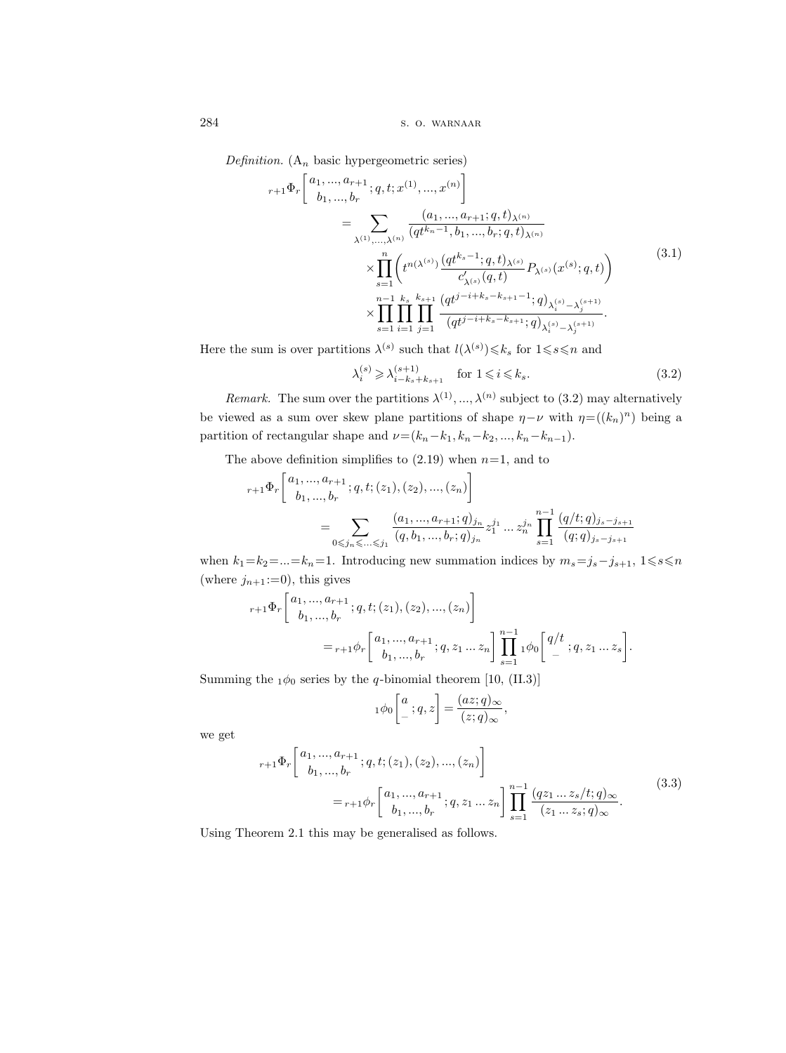*Definition.* ($\mathrm{A}_n$ basic hypergeometric series)

$$
\begin{aligned}
{}_{r+1}\Phi_r\left[\begin{matrix} a_1,\dots,a_{r+1} \\ b_1,\dots,b_r \end{matrix};q,t;x^{(1)},\dots,x^{(n)}\right]
&= \sum_{\lambda^{(1)},\dots,\lambda^{(n)}} \frac{(a_1,\dots,a_{r+1};q,t)_{\lambda^{(n)}}}{(qt^{k_n-1},b_1,\dots,b_r;q,t)_{\lambda^{(n)}}} \\
&\quad\times \prod_{s=1}^{n}\left(t^{n(\lambda^{(s)})}\frac{(qt^{k_s-1};q,t)_{\lambda^{(s)}}}{c'_{\lambda^{(s)}}(q,t)}P_{\lambda^{(s)}}(x^{(s)};q,t)\right) \\
&\quad\times \prod_{s=1}^{n-1}\prod_{i=1}^{k_s}\prod_{j=1}^{k_{s+1}} \frac{(qt^{j-i+k_s-k_{s+1}-1};q)_{\lambda_i^{(s)}-\lambda_j^{(s+1)}}}{(qt^{j-i+k_s-k_{s+1}};q)_{\lambda_i^{(s)}-\lambda_j^{(s+1)}}}.
\end{aligned}
\tag{3.1}
$$

Here the sum is over partitions $\lambda^{(s)}$ such that $l(\lambda^{(s)})\leqslant k_s$ for $1\leqslant s\leqslant n$ and

$$
\lambda_i^{(s)} \geqslant \lambda^{(s+1)}_{i-k_s+k_{s+1}} \quad \text{for } 1\leqslant i\leqslant k_s. \tag{3.2}
$$

*Remark.* The sum over the partitions $\lambda^{(1)},\dots,\lambda^{(n)}$ subject to (3.2) may alternatively be viewed as a sum over skew plane partitions of shape $\eta-\nu$ with $\eta=((k_n)^n)$ being a partition of rectangular shape and $\nu=(k_n-k_1,k_n-k_2,\dots,k_n-k_{n-1})$.

The above definition simplifies to (2.19) when $n=1$, and to

$$
{}_{r+1}\Phi_r\left[\begin{matrix} a_1,\dots,a_{r+1} \\ b_1,\dots,b_r \end{matrix};q,t;(z_1),(z_2),\dots,(z_n)\right]
= \sum_{0\leqslant j_n\leqslant\dots\leqslant j_1} \frac{(a_1,\dots,a_{r+1};q)_{j_n}}{(q,b_1,\dots,b_r;q)_{j_n}} z_1^{j_1}\dots z_n^{j_n} \prod_{s=1}^{n-1}\frac{(q/t;q)_{j_s-j_{s+1}}}{(q;q)_{j_s-j_{s+1}}}
$$

when $k_1=k_2=\dots=k_n=1$. Introducing new summation indices by $m_s=j_s-j_{s+1}$, $1\leqslant s\leqslant n$ (where $j_{n+1}:=0$), this gives

$$
{}_{r+1}\Phi_r\left[\begin{matrix} a_1,\dots,a_{r+1} \\ b_1,\dots,b_r \end{matrix};q,t;(z_1),(z_2),\dots,(z_n)\right]
= {}_{r+1}\phi_r\left[\begin{matrix} a_1,\dots,a_{r+1} \\ b_1,\dots,b_r \end{matrix};q,z_1\dots z_n\right]\prod_{s=1}^{n-1}{}_1\phi_0\left[\begin{matrix} q/t \\ - \end{matrix};q,z_1\dots z_s\right].
$$

Summing the ${}_1\phi_0$ series by the $q$-binomial theorem [10, (II.3)]

$$
{}_1\phi_0\left[\begin{matrix} a \\ - \end{matrix};q,z\right]=\frac{(az;q)_\infty}{(z;q)_\infty},
$$

we get

$$
{}_{r+1}\Phi_r\left[\begin{matrix} a_1,\dots,a_{r+1} \\ b_1,\dots,b_r \end{matrix};q,t;(z_1),(z_2),\dots,(z_n)\right]
= {}_{r+1}\phi_r\left[\begin{matrix} a_1,\dots,a_{r+1} \\ b_1,\dots,b_r \end{matrix};q,z_1\dots z_n\right]\prod_{s=1}^{n-1}\frac{(qz_1\dots z_s/t;q)_\infty}{(z_1\dots z_s;q)_\infty}.
\tag{3.3}
$$

Using Theorem 2.1 this may be generalised as follows.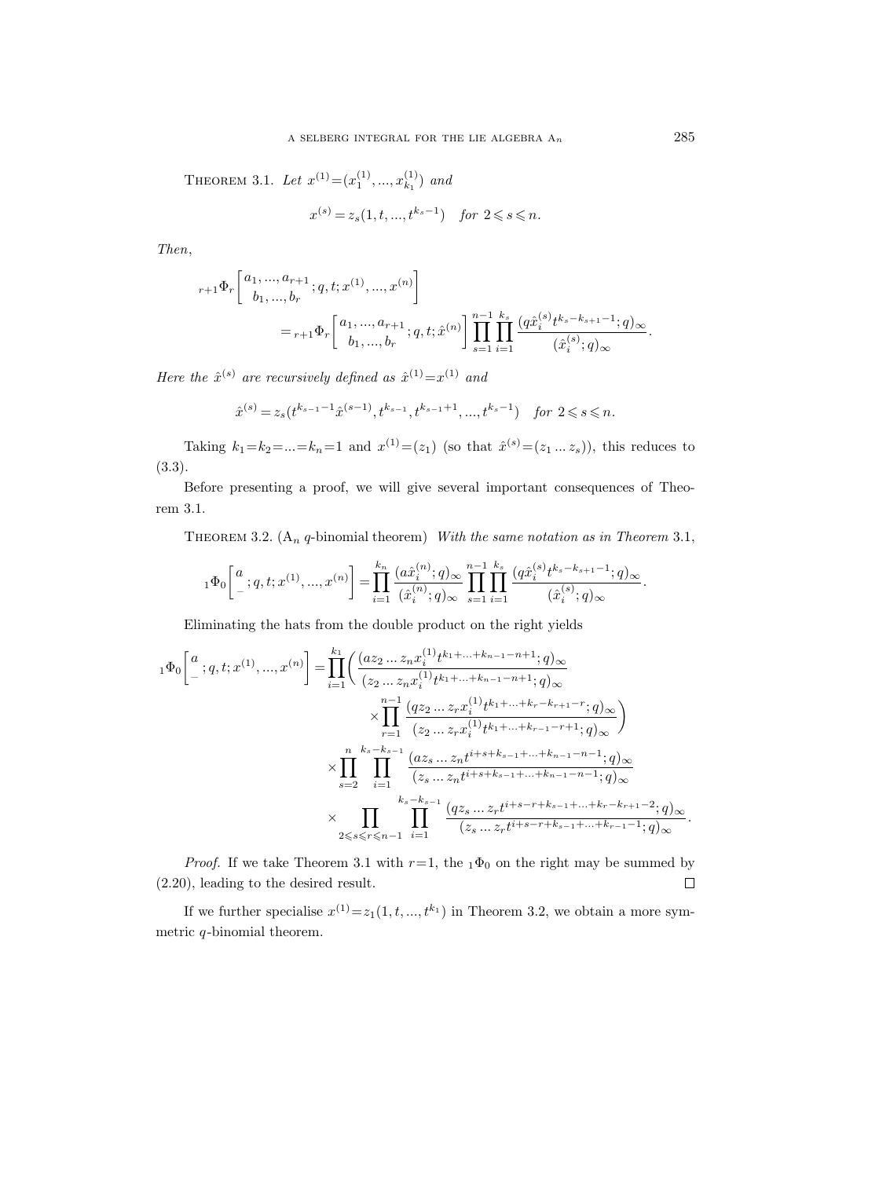Theorem 3.1. *Let* $x^{(1)}=(x^{(1)}_1,\dots,x^{(1)}_{k_1})$ *and*

$$x^{(s)}=z_s(1,t,\dots,t^{k_s-1})\quad \text{for } 2\leqslant s\leqslant n.$$

*Then*,

$$
\begin{aligned}
{}_{r+1}\Phi_r&\left[\begin{matrix}a_1,\dots,a_{r+1}\\ b_1,\dots,b_r\end{matrix};q,t;x^{(1)},\dots,x^{(n)}\right]\\
&={}_{r+1}\Phi_r\left[\begin{matrix}a_1,\dots,a_{r+1}\\ b_1,\dots,b_r\end{matrix};q,t;\hat{x}^{(n)}\right]\prod_{s=1}^{n-1}\prod_{i=1}^{k_s}\frac{(q\hat{x}^{(s)}_i t^{k_s-k_{s+1}-1};q)_\infty}{(\hat{x}^{(s)}_i;q)_\infty}.
\end{aligned}
$$

*Here the* $\hat{x}^{(s)}$ *are recursively defined as* $\hat{x}^{(1)}=x^{(1)}$ *and*

$$\hat{x}^{(s)}=z_s(t^{k_{s-1}-1}\hat{x}^{(s-1)},t^{k_{s-1}},t^{k_{s-1}+1},\dots,t^{k_s-1})\quad \text{for } 2\leqslant s\leqslant n.$$

Taking $k_1=k_2=\dots=k_n=1$ and $x^{(1)}=(z_1)$ (so that $\hat{x}^{(s)}=(z_1\dots z_s)$), this reduces to (3.3).

Before presenting a proof, we will give several important consequences of Theorem 3.1.

Theorem 3.2. ($A_n$ $q$-binomial theorem) *With the same notation as in Theorem* 3.1,

$$
{}_1\Phi_0\left[\begin{matrix}a\\ -\end{matrix};q,t;x^{(1)},\dots,x^{(n)}\right]=\prod_{i=1}^{k_n}\frac{(a\hat{x}^{(n)}_i;q)_\infty}{(\hat{x}^{(n)}_i;q)_\infty}\prod_{s=1}^{n-1}\prod_{i=1}^{k_s}\frac{(q\hat{x}^{(s)}_i t^{k_s-k_{s+1}-1};q)_\infty}{(\hat{x}^{(s)}_i;q)_\infty}.
$$

Eliminating the hats from the double product on the right yields

$$
\begin{aligned}
{}_1\Phi_0\left[\begin{matrix}a\\ -\end{matrix};q,t;x^{(1)},\dots,x^{(n)}\right]=&\prod_{i=1}^{k_1}\biggl(\frac{(az_2\dots z_n x^{(1)}_i t^{k_1+\dots+k_{n-1}-n+1};q)_\infty}{(z_2\dots z_n x^{(1)}_i t^{k_1+\dots+k_{n-1}-n+1};q)_\infty}\\
&\qquad\times\prod_{r=1}^{n-1}\frac{(qz_2\dots z_r x^{(1)}_i t^{k_1+\dots+k_r-k_{r+1}-r};q)_\infty}{(z_2\dots z_r x^{(1)}_i t^{k_1+\dots+k_{r-1}-r+1};q)_\infty}\biggr)\\
&\times\prod_{s=2}^{n}\prod_{i=1}^{k_s-k_{s-1}}\frac{(az_s\dots z_n t^{i+s+k_{s-1}+\dots+k_{n-1}-n-1};q)_\infty}{(z_s\dots z_n t^{i+s+k_{s-1}+\dots+k_{n-1}-n-1};q)_\infty}\\
&\times\prod_{2\leqslant s\leqslant r\leqslant n-1}\prod_{i=1}^{k_s-k_{s-1}}\frac{(qz_s\dots z_r t^{i+s-r+k_{s-1}+\dots+k_r-k_{r+1}-2};q)_\infty}{(z_s\dots z_r t^{i+s-r+k_{s-1}+\dots+k_{r-1}-1};q)_\infty}.
\end{aligned}
$$

*Proof.* If we take Theorem 3.1 with $r=1$, the ${}_1\Phi_0$ on the right may be summed by (2.20), leading to the desired result. $\square$

If we further specialise $x^{(1)}=z_1(1,t,\dots,t^{k_1})$ in Theorem 3.2, we obtain a more symmetric $q$-binomial theorem.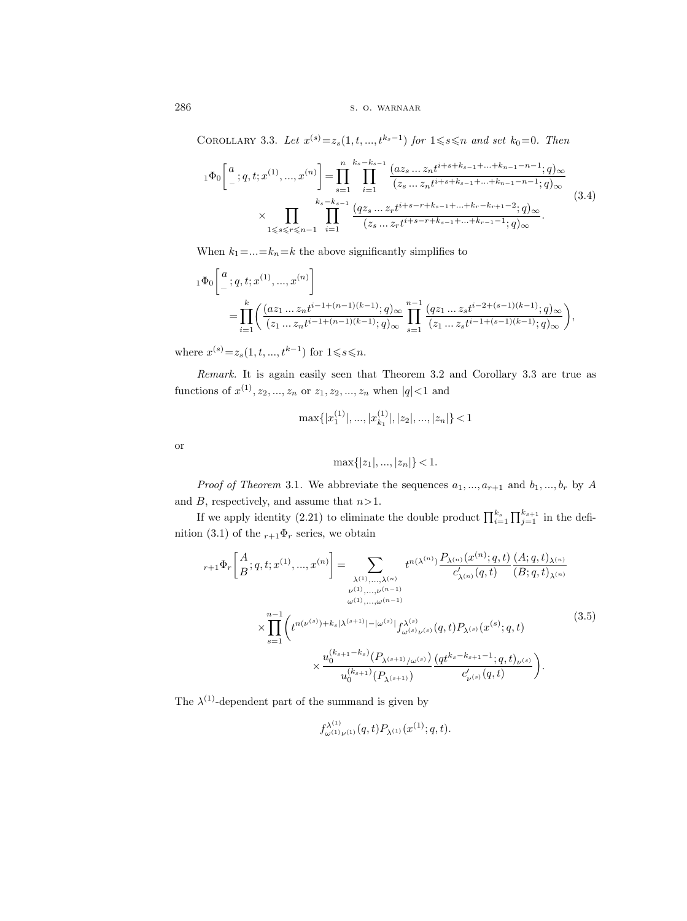Corollary 3.3. *Let $x^{(s)}=z_s(1,t,...,t^{k_s-1})$ for $1\leqslant s\leqslant n$ and set $k_0=0$. Then*

$$
{}_1\Phi_0\left[\begin{matrix}a\\ -\end{matrix};q,t;x^{(1)},...,x^{(n)}\right]=\prod_{s=1}^{n}\prod_{i=1}^{k_s-k_{s-1}}\frac{(az_s\dots z_n t^{i+s+k_{s-1}+\dots+k_{n-1}-n-1};q)_\infty}{(z_s\dots z_n t^{i+s+k_{s-1}+\dots+k_{n-1}-n-1};q)_\infty}
\times\prod_{1\leqslant s\leqslant r\leqslant n-1}\prod_{i=1}^{k_s-k_{s-1}}\frac{(qz_s\dots z_r t^{i+s-r+k_{s-1}+\dots+k_r-k_{r+1}-2};q)_\infty}{(z_s\dots z_r t^{i+s-r+k_{s-1}+\dots+k_{r-1}-1};q)_\infty}. \tag{3.4}
$$

When $k_1=...=k_n=k$ the above significantly simplifies to

$$
{}_1\Phi_0\left[\begin{matrix}a\\ -\end{matrix};q,t;x^{(1)},...,x^{(n)}\right]
=\prod_{i=1}^{k}\left(\frac{(az_1\dots z_n t^{i-1+(n-1)(k-1)};q)_\infty}{(z_1\dots z_n t^{i-1+(n-1)(k-1)};q)_\infty}\prod_{s=1}^{n-1}\frac{(qz_1\dots z_s t^{i-2+(s-1)(k-1)};q)_\infty}{(z_1\dots z_s t^{i-1+(s-1)(k-1)};q)_\infty}\right),
$$

where $x^{(s)}=z_s(1,t,...,t^{k-1})$ for $1\leqslant s\leqslant n$.

*Remark.* It is again easily seen that Theorem 3.2 and Corollary 3.3 are true as functions of $x^{(1)},z_2,...,z_n$ or $z_1,z_2,...,z_n$ when $|q|<1$ and

$$
\max\{|x_1^{(1)}|,...,|x_{k_1}^{(1)}|,|z_2|,...,|z_n|\}<1
$$

or

$$
\max\{|z_1|,...,|z_n|\}<1.
$$

*Proof of Theorem* 3.1. We abbreviate the sequences $a_1,...,a_{r+1}$ and $b_1,...,b_r$ by $A$ and $B$, respectively, and assume that $n>1$.

If we apply identity (2.21) to eliminate the double product $\prod_{i=1}^{k_s}\prod_{j=1}^{k_{s+1}}$ in the definition (3.1) of the ${}_{r+1}\Phi_r$ series, we obtain

$$
{}_{r+1}\Phi_r\left[\begin{matrix}A\\ B\end{matrix};q,t;x^{(1)},...,x^{(n)}\right]=\sum_{\substack{\lambda^{(1)},...,\lambda^{(n)}\\ \nu^{(1)},...,\nu^{(n-1)}\\ \omega^{(1)},...,\omega^{(n-1)}}} t^{n(\lambda^{(n)})}\frac{P_{\lambda^{(n)}}(x^{(n)};q,t)}{c'_{\lambda^{(n)}}(q,t)}\frac{(A;q,t)_{\lambda^{(n)}}}{(B;q,t)_{\lambda^{(n)}}}
\times\prod_{s=1}^{n-1}\left(t^{n(\nu^{(s)})+k_s|\lambda^{(s+1)}|-|\omega^{(s)}|}f^{\lambda^{(s)}}_{\omega^{(s)}\nu^{(s)}}(q,t)P_{\lambda^{(s)}}(x^{(s)};q,t)
\times\frac{u_0^{(k_{s+1}-k_s)}(P_{\lambda^{(s+1)}/\omega^{(s)}})}{u_0^{(k_{s+1})}(P_{\lambda^{(s+1)}})}\frac{(qt^{k_s-k_{s+1}-1};q,t)_{\nu^{(s)}}}{c'_{\nu^{(s)}}(q,t)}\right). \tag{3.5}
$$

The $\lambda^{(1)}$-dependent part of the summand is given by

$$
f^{\lambda^{(1)}}_{\omega^{(1)}\nu^{(1)}}(q,t)P_{\lambda^{(1)}}(x^{(1)};q,t).
$$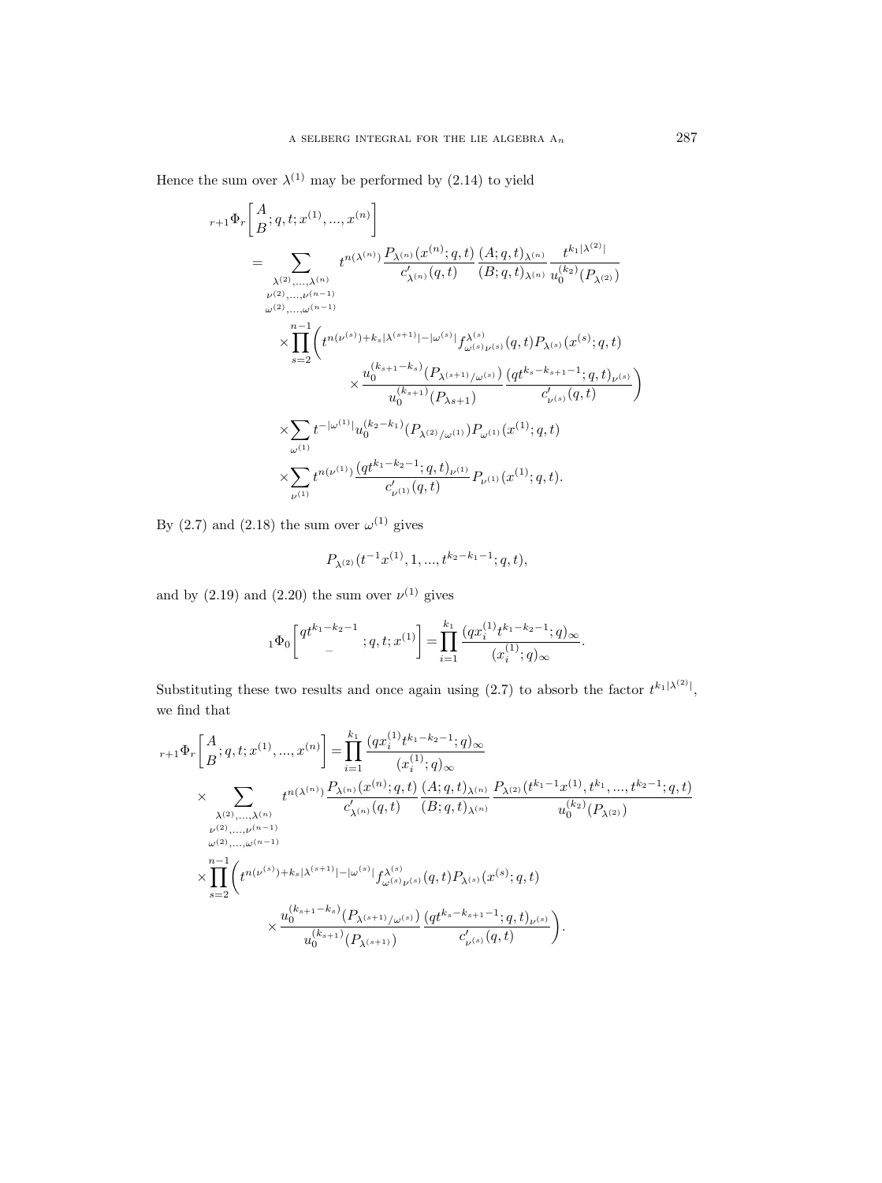Hence the sum over $\lambda^{(1)}$ may be performed by (2.14) to yield

$$
\begin{aligned}
{}_{r+1}\Phi_r&\left[\begin{matrix}A\\B\end{matrix};q,t;x^{(1)},\dots,x^{(n)}\right]\\
&=\sum_{\substack{\lambda^{(2)},\dots,\lambda^{(n)}\\ \nu^{(2)},\dots,\nu^{(n-1)}\\ \omega^{(2)},\dots,\omega^{(n-1)}}} t^{n(\lambda^{(n)})}\frac{P_{\lambda^{(n)}}(x^{(n)};q,t)}{c'_{\lambda^{(n)}}(q,t)}\frac{(A;q,t)_{\lambda^{(n)}}}{(B;q,t)_{\lambda^{(n)}}}\frac{t^{k_1|\lambda^{(2)}|}}{u_0^{(k_2)}(P_{\lambda^{(2)}})}\\
&\quad\times\prod_{s=2}^{n-1}\biggl(t^{n(\nu^{(s)})+k_s|\lambda^{(s+1)}|-|\omega^{(s)}|}f^{\lambda^{(s)}}_{\omega^{(s)}\nu^{(s)}}(q,t)P_{\lambda^{(s)}}(x^{(s)};q,t)\\
&\qquad\qquad\times\frac{u_0^{(k_{s+1}-k_s)}(P_{\lambda^{(s+1)}/\omega^{(s)}})}{u_0^{(k_{s+1})}(P_{\lambda s+1})}\frac{(qt^{k_s-k_{s+1}-1};q,t)_{\nu^{(s)}}}{c'_{\nu^{(s)}}(q,t)}\biggr)\\
&\quad\times\sum_{\omega^{(1)}}t^{-|\omega^{(1)}|}u_0^{(k_2-k_1)}(P_{\lambda^{(2)}/\omega^{(1)}})P_{\omega^{(1)}}(x^{(1)};q,t)\\
&\quad\times\sum_{\nu^{(1)}}t^{n(\nu^{(1)})}\frac{(qt^{k_1-k_2-1};q,t)_{\nu^{(1)}}}{c'_{\nu^{(1)}}(q,t)}P_{\nu^{(1)}}(x^{(1)};q,t).
\end{aligned}
$$

By (2.7) and (2.18) the sum over $\omega^{(1)}$ gives

$$
P_{\lambda^{(2)}}(t^{-1}x^{(1)},1,\dots,t^{k_2-k_1-1};q,t),
$$

and by (2.19) and (2.20) the sum over $\nu^{(1)}$ gives

$$
{}_1\Phi_0\left[\begin{matrix}qt^{k_1-k_2-1}\\ -\end{matrix};q,t;x^{(1)}\right]=\prod_{i=1}^{k_1}\frac{(qx_i^{(1)}t^{k_1-k_2-1};q)_\infty}{(x_i^{(1)};q)_\infty}.
$$

Substituting these two results and once again using (2.7) to absorb the factor $t^{k_1|\lambda^{(2)}|}$, we find that

$$
\begin{aligned}
{}_{r+1}\Phi_r&\left[\begin{matrix}A\\B\end{matrix};q,t;x^{(1)},\dots,x^{(n)}\right]=\prod_{i=1}^{k_1}\frac{(qx_i^{(1)}t^{k_1-k_2-1};q)_\infty}{(x_i^{(1)};q)_\infty}\\
&\times\sum_{\substack{\lambda^{(2)},\dots,\lambda^{(n)}\\ \nu^{(2)},\dots,\nu^{(n-1)}\\ \omega^{(2)},\dots,\omega^{(n-1)}}} t^{n(\lambda^{(n)})}\frac{P_{\lambda^{(n)}}(x^{(n)};q,t)}{c'_{\lambda^{(n)}}(q,t)}\frac{(A;q,t)_{\lambda^{(n)}}}{(B;q,t)_{\lambda^{(n)}}}\frac{P_{\lambda^{(2)}}(t^{k_1-1}x^{(1)},t^{k_1},\dots,t^{k_2-1};q,t)}{u_0^{(k_2)}(P_{\lambda^{(2)}})}\\
&\times\prod_{s=2}^{n-1}\biggl(t^{n(\nu^{(s)})+k_s|\lambda^{(s+1)}|-|\omega^{(s)}|}f^{\lambda^{(s)}}_{\omega^{(s)}\nu^{(s)}}(q,t)P_{\lambda^{(s)}}(x^{(s)};q,t)\\
&\qquad\qquad\times\frac{u_0^{(k_{s+1}-k_s)}(P_{\lambda^{(s+1)}/\omega^{(s)}})}{u_0^{(k_{s+1})}(P_{\lambda^{(s+1)}})}\frac{(qt^{k_s-k_{s+1}-1};q,t)_{\nu^{(s)}}}{c'_{\nu^{(s)}}(q,t)}\biggr).
\end{aligned}
$$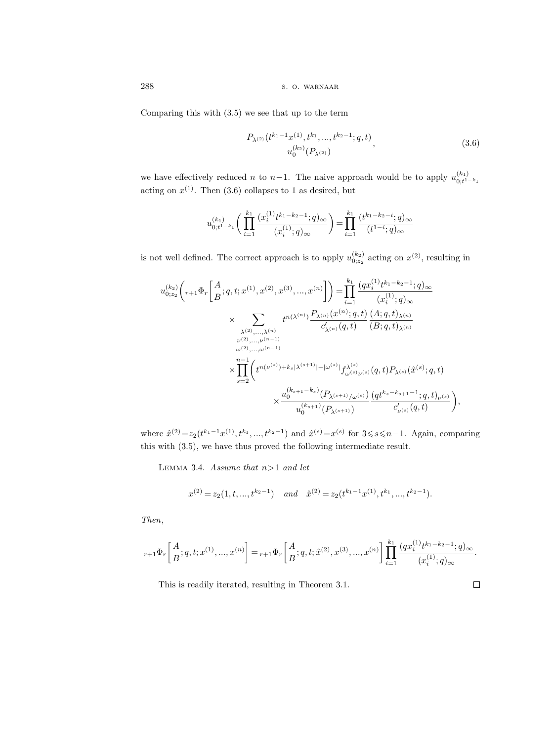Comparing this with (3.5) we see that up to the term

$$\frac{P_{\lambda^{(2)}}(t^{k_1-1}x^{(1)}, t^{k_1}, ..., t^{k_2-1}; q, t)}{u_0^{(k_2)}(P_{\lambda^{(2)}})}, \tag{3.6}$$

we have effectively reduced $n$ to $n-1$. The naive approach would be to apply $u^{(k_1)}_{0;t^{1-k_1}}$ acting on $x^{(1)}$. Then (3.6) collapses to 1 as desired, but

$$u^{(k_1)}_{0;t^{1-k_1}}\biggl(\prod_{i=1}^{k_1}\frac{(x_i^{(1)}t^{k_1-k_2-1};q)_\infty}{(x_i^{(1)};q)_\infty}\biggr)=\prod_{i=1}^{k_1}\frac{(t^{k_1-k_2-i};q)_\infty}{(t^{1-i};q)_\infty}$$

is not well defined. The correct approach is to apply $u^{(k_2)}_{0;z_2}$ acting on $x^{(2)}$, resulting in

$$\begin{aligned}
u^{(k_2)}_{0;z_2}\biggl({}_{r+1}\Phi_r\biggl[\begin{matrix}A\\B\end{matrix};q,t;x^{(1)},x^{(2)},x^{(3)},...,x^{(n)}\biggr]\biggr) &= \prod_{i=1}^{k_1}\frac{(qx_i^{(1)}t^{k_1-k_2-1};q)_\infty}{(x_i^{(1)};q)_\infty}\\
&\quad\times\sum_{\substack{\lambda^{(2)},...,\lambda^{(n)}\\ \nu^{(2)},...,\nu^{(n-1)}\\ \omega^{(2)},...,\omega^{(n-1)}}} t^{n(\lambda^{(n)})}\frac{P_{\lambda^{(n)}}(x^{(n)};q,t)}{c'_{\lambda^{(n)}}(q,t)}\frac{(A;q,t)_{\lambda^{(n)}}}{(B;q,t)_{\lambda^{(n)}}}\\
&\quad\times\prod_{s=2}^{n-1}\biggl(t^{n(\nu^{(s)})+k_s|\lambda^{(s+1)}|-|\omega^{(s)}|}f^{\lambda^{(s)}}_{\omega^{(s)}\nu^{(s)}}(q,t)P_{\lambda^{(s)}}(\hat{x}^{(s)};q,t)\\
&\qquad\qquad\times\frac{u_0^{(k_{s+1}-k_s)}(P_{\lambda^{(s+1)}/\omega^{(s)}})}{u_0^{(k_{s+1})}(P_{\lambda^{(s+1)}})}\frac{(qt^{k_s-k_{s+1}-1};q,t)_{\nu^{(s)}}}{c'_{\nu^{(s)}}(q,t)}\biggr),
\end{aligned}$$

where $\hat{x}^{(2)}=z_2(t^{k_1-1}x^{(1)},t^{k_1},...,t^{k_2-1})$ and $\hat{x}^{(s)}=x^{(s)}$ for $3\leqslant s\leqslant n-1$. Again, comparing this with (3.5), we have thus proved the following intermediate result.

Lemma 3.4. *Assume that* $n>1$ *and let*

$$x^{(2)}=z_2(1,t,...,t^{k_2-1}) \quad \textit{and} \quad \hat{x}^{(2)}=z_2(t^{k_1-1}x^{(1)},t^{k_1},...,t^{k_2-1}).$$

*Then*,

$${}_{r+1}\Phi_r\biggl[\begin{matrix}A\\B\end{matrix};q,t;x^{(1)},...,x^{(n)}\biggr]={}_{r+1}\Phi_r\biggl[\begin{matrix}A\\B\end{matrix};q,t;\hat{x}^{(2)},x^{(3)},...,x^{(n)}\biggr]\prod_{i=1}^{k_1}\frac{(qx_i^{(1)}t^{k_1-k_2-1};q)_\infty}{(x_i^{(1)};q)_\infty}.$$

This is readily iterated, resulting in Theorem 3.1. □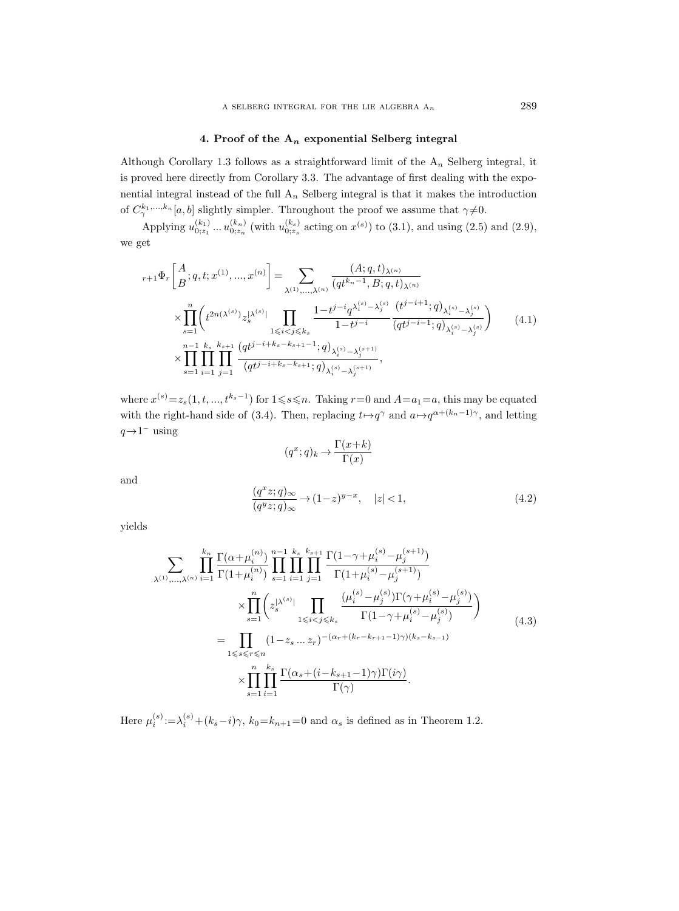## 4. Proof of the $A_n$ exponential Selberg integral

Although Corollary 1.3 follows as a straightforward limit of the $A_n$ Selberg integral, it is proved here directly from Corollary 3.3. The advantage of first dealing with the exponential integral instead of the full $A_n$ Selberg integral is that it makes the introduction of $C_\gamma^{k_1,\dots,k_n}[a,b]$ slightly simpler. Throughout the proof we assume that $\gamma\neq 0$.

Applying $u_{0;z_1}^{(k_1)}\dots u_{0;z_n}^{(k_n)}$ (with $u_{0;z_s}^{(k_s)}$ acting on $x^{(s)}$) to (3.1), and using (2.5) and (2.9), we get

$$
\begin{aligned}
{}_{r+1}\Phi_r\left[\begin{matrix}A\\B\end{matrix};q,t;x^{(1)},\dots,x^{(n)}\right] &= \sum_{\lambda^{(1)},\dots,\lambda^{(n)}} \frac{(A;q,t)_{\lambda^{(n)}}}{(qt^{k_n-1},B;q,t)_{\lambda^{(n)}}}\\
&\quad\times\prod_{s=1}^{n}\biggl(t^{2n(\lambda^{(s)})}z_s^{|\lambda^{(s)}|}\prod_{1\leqslant i<j\leqslant k_s}\frac{1-t^{j-i}q^{\lambda_i^{(s)}-\lambda_j^{(s)}}}{1-t^{j-i}}\frac{(t^{j-i+1};q)_{\lambda_i^{(s)}-\lambda_j^{(s)}}}{(qt^{j-i-1};q)_{\lambda_i^{(s)}-\lambda_j^{(s)}}}\biggr)\\
&\quad\times\prod_{s=1}^{n-1}\prod_{i=1}^{k_s}\prod_{j=1}^{k_{s+1}}\frac{(qt^{j-i+k_s-k_{s+1}-1};q)_{\lambda_i^{(s)}-\lambda_j^{(s+1)}}}{(qt^{j-i+k_s-k_{s+1}};q)_{\lambda_i^{(s)}-\lambda_j^{(s+1)}}},
\end{aligned}
\tag{4.1}
$$

where $x^{(s)}=z_s(1,t,\dots,t^{k_s-1})$ for $1\leqslant s\leqslant n$. Taking $r=0$ and $A=a_1=a$, this may be equated with the right-hand side of (3.4). Then, replacing $t\mapsto q^\gamma$ and $a\mapsto q^{\alpha+(k_n-1)\gamma}$, and letting $q\to 1^-$ using

$$
(q^x;q)_k\to\frac{\Gamma(x+k)}{\Gamma(x)}
$$

and

$$
\frac{(q^xz;q)_\infty}{(q^yz;q)_\infty}\to(1-z)^{y-x},\quad |z|<1,
\tag{4.2}
$$

yields

$$
\begin{aligned}
\sum_{\lambda^{(1)},\dots,\lambda^{(n)}}\prod_{i=1}^{k_n}\frac{\Gamma(\alpha+\mu_i^{(n)})}{\Gamma(1+\mu_i^{(n)})}\prod_{s=1}^{n-1}\prod_{i=1}^{k_s}\prod_{j=1}^{k_{s+1}}\frac{\Gamma(1-\gamma+\mu_i^{(s)}-\mu_j^{(s+1)})}{\Gamma(1+\mu_i^{(s)}-\mu_j^{(s+1)})}&\\
\times\prod_{s=1}^{n}\biggl(z_s^{|\lambda^{(s)}|}\prod_{1\leqslant i<j\leqslant k_s}\frac{(\mu_i^{(s)}-\mu_j^{(s)})\Gamma(\gamma+\mu_i^{(s)}-\mu_j^{(s)})}{\Gamma(1-\gamma+\mu_i^{(s)}-\mu_j^{(s)})}\biggr)&\\
=\prod_{1\leqslant s\leqslant r\leqslant n}(1-z_s\dots z_r)^{-(\alpha_r+(k_r-k_{r+1}-1)\gamma)(k_s-k_{s-1})}&\\
\times\prod_{s=1}^{n}\prod_{i=1}^{k_s}\frac{\Gamma(\alpha_s+(i-k_{s+1}-1)\gamma)\Gamma(i\gamma)}{\Gamma(\gamma)}&.
\end{aligned}
\tag{4.3}
$$

Here $\mu_i^{(s)}:=\lambda_i^{(s)}+(k_s-i)\gamma$, $k_0=k_{n+1}=0$ and $\alpha_s$ is defined as in Theorem 1.2.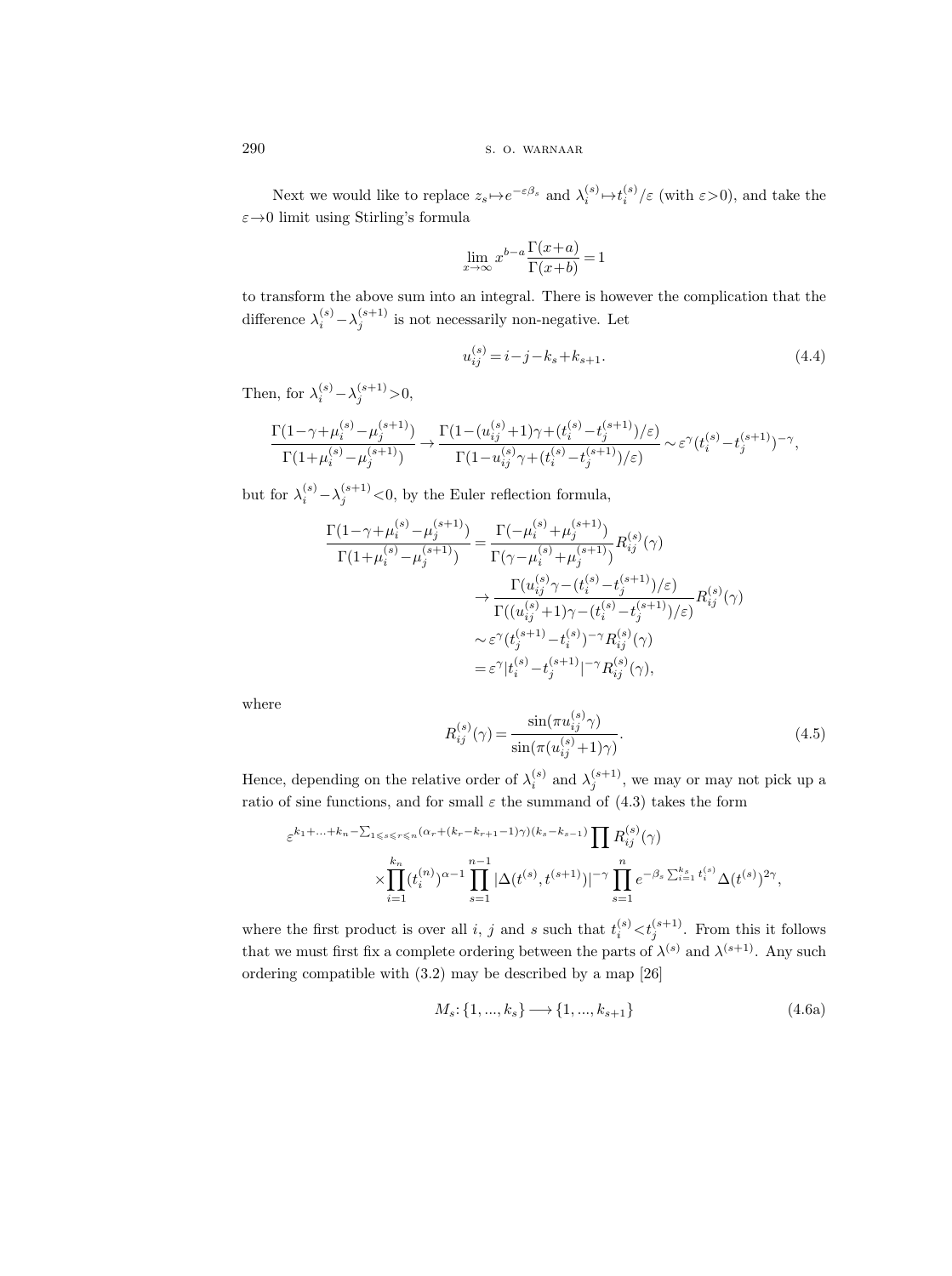Next we would like to replace $z_s \mapsto e^{-\varepsilon\beta_s}$ and $\lambda_i^{(s)} \mapsto t_i^{(s)}/\varepsilon$ (with $\varepsilon>0$), and take the $\varepsilon\to 0$ limit using Stirling's formula

$$\lim_{x\to\infty} x^{b-a}\frac{\Gamma(x+a)}{\Gamma(x+b)}=1$$

to transform the above sum into an integral. There is however the complication that the difference $\lambda_i^{(s)}-\lambda_j^{(s+1)}$ is not necessarily non-negative. Let

$$u_{ij}^{(s)} = i-j-k_s+k_{s+1}. \tag{4.4}$$

Then, for $\lambda_i^{(s)}-\lambda_j^{(s+1)}>0$,

$$\frac{\Gamma(1-\gamma+\mu_i^{(s)}-\mu_j^{(s+1)})}{\Gamma(1+\mu_i^{(s)}-\mu_j^{(s+1)})} \to \frac{\Gamma(1-(u_{ij}^{(s)}+1)\gamma+(t_i^{(s)}-t_j^{(s+1)})/\varepsilon)}{\Gamma(1-u_{ij}^{(s)}\gamma+(t_i^{(s)}-t_j^{(s+1)})/\varepsilon)} \sim \varepsilon^{\gamma}(t_i^{(s)}-t_j^{(s+1)})^{-\gamma},$$

but for $\lambda_i^{(s)}-\lambda_j^{(s+1)}<0$, by the Euler reflection formula,

$$\begin{aligned}
\frac{\Gamma(1-\gamma+\mu_i^{(s)}-\mu_j^{(s+1)})}{\Gamma(1+\mu_i^{(s)}-\mu_j^{(s+1)})} &= \frac{\Gamma(-\mu_i^{(s)}+\mu_j^{(s+1)})}{\Gamma(\gamma-\mu_i^{(s)}+\mu_j^{(s+1)})} R_{ij}^{(s)}(\gamma) \\
&\to \frac{\Gamma(u_{ij}^{(s)}\gamma-(t_i^{(s)}-t_j^{(s+1)})/\varepsilon)}{\Gamma((u_{ij}^{(s)}+1)\gamma-(t_i^{(s)}-t_j^{(s+1)})/\varepsilon)} R_{ij}^{(s)}(\gamma) \\
&\sim \varepsilon^{\gamma}(t_j^{(s+1)}-t_i^{(s)})^{-\gamma} R_{ij}^{(s)}(\gamma) \\
&= \varepsilon^{\gamma}|t_i^{(s)}-t_j^{(s+1)}|^{-\gamma} R_{ij}^{(s)}(\gamma),
\end{aligned}$$

where

$$R_{ij}^{(s)}(\gamma) = \frac{\sin(\pi u_{ij}^{(s)}\gamma)}{\sin(\pi(u_{ij}^{(s)}+1)\gamma)}. \tag{4.5}$$

Hence, depending on the relative order of $\lambda_i^{(s)}$ and $\lambda_j^{(s+1)}$, we may or may not pick up a ratio of sine functions, and for small $\varepsilon$ the summand of (4.3) takes the form

$$\begin{aligned}
&\varepsilon^{k_1+\ldots+k_n-\sum_{1\leqslant s\leqslant r\leqslant n}(\alpha_r+(k_r-k_{r+1}-1)\gamma)(k_s-k_{s-1})} \prod R_{ij}^{(s)}(\gamma) \\
&\qquad\times \prod_{i=1}^{k_n}(t_i^{(n)})^{\alpha-1}\prod_{s=1}^{n-1}|\Delta(t^{(s)},t^{(s+1)})|^{-\gamma}\prod_{s=1}^{n} e^{-\beta_s\sum_{i=1}^{k_s}t_i^{(s)}}\Delta(t^{(s)})^{2\gamma},
\end{aligned}$$

where the first product is over all $i$, $j$ and $s$ such that $t_i^{(s)}<t_j^{(s+1)}$. From this it follows that we must first fix a complete ordering between the parts of $\lambda^{(s)}$ and $\lambda^{(s+1)}$. Any such ordering compatible with (3.2) may be described by a map [26]

$$M_s\colon \{1,\ldots,k_s\}\longrightarrow\{1,\ldots,k_{s+1}\} \tag{4.6a}$$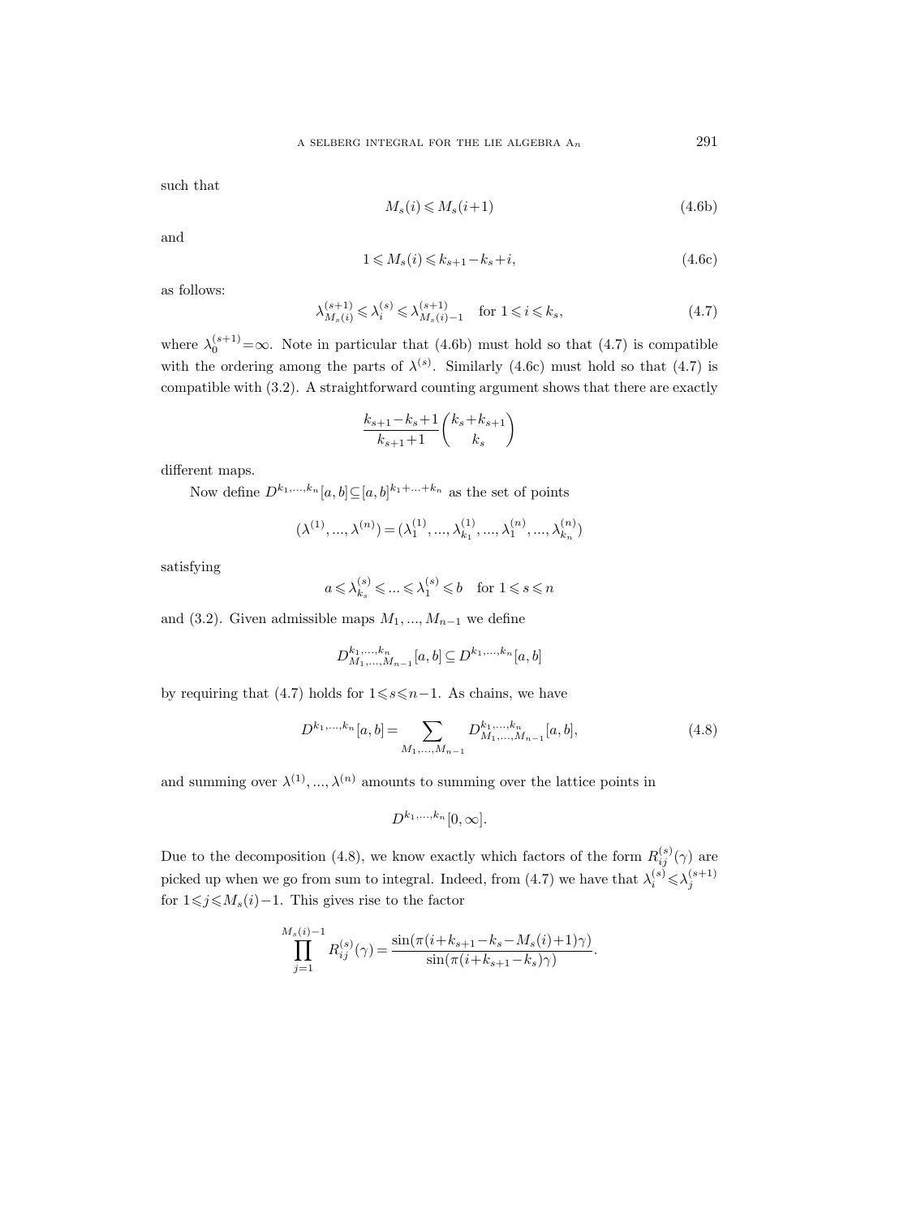such that

$$M_s(i) \leqslant M_s(i+1) \tag{4.6b}$$

and

$$1 \leqslant M_s(i) \leqslant k_{s+1} - k_s + i, \tag{4.6c}$$

as follows:

$$\lambda^{(s+1)}_{M_s(i)} \leqslant \lambda^{(s)}_i \leqslant \lambda^{(s+1)}_{M_s(i)-1} \quad \text{for } 1 \leqslant i \leqslant k_s, \tag{4.7}$$

where $\lambda^{(s+1)}_0 = \infty$. Note in particular that (4.6b) must hold so that (4.7) is compatible with the ordering among the parts of $\lambda^{(s)}$. Similarly (4.6c) must hold so that (4.7) is compatible with (3.2). A straightforward counting argument shows that there are exactly

$$\frac{k_{s+1} - k_s + 1}{k_{s+1} + 1} \binom{k_s + k_{s+1}}{k_s}$$

different maps.

Now define $D^{k_1,\ldots,k_n}[a,b] \subseteq [a,b]^{k_1+\ldots+k_n}$ as the set of points

$$(\lambda^{(1)}, \ldots, \lambda^{(n)}) = (\lambda^{(1)}_1, \ldots, \lambda^{(1)}_{k_1}, \ldots, \lambda^{(n)}_1, \ldots, \lambda^{(n)}_{k_n})$$

satisfying

$$a \leqslant \lambda^{(s)}_{k_s} \leqslant \ldots \leqslant \lambda^{(s)}_1 \leqslant b \quad \text{for } 1 \leqslant s \leqslant n$$

and (3.2). Given admissible maps $M_1, \ldots, M_{n-1}$ we define

$$D^{k_1,\ldots,k_n}_{M_1,\ldots,M_{n-1}}[a,b] \subseteq D^{k_1,\ldots,k_n}[a,b]$$

by requiring that (4.7) holds for $1 \leqslant s \leqslant n-1$. As chains, we have

$$D^{k_1,\ldots,k_n}[a,b] = \sum_{M_1,\ldots,M_{n-1}} D^{k_1,\ldots,k_n}_{M_1,\ldots,M_{n-1}}[a,b], \tag{4.8}$$

and summing over $\lambda^{(1)}, \ldots, \lambda^{(n)}$ amounts to summing over the lattice points in

$$D^{k_1,\ldots,k_n}[0,\infty].$$

Due to the decomposition (4.8), we know exactly which factors of the form $R^{(s)}_{ij}(\gamma)$ are picked up when we go from sum to integral. Indeed, from (4.7) we have that $\lambda^{(s)}_i \leqslant \lambda^{(s+1)}_j$ for $1 \leqslant j \leqslant M_s(i) - 1$. This gives rise to the factor

$$\prod_{j=1}^{M_s(i)-1} R^{(s)}_{ij}(\gamma) = \frac{\sin(\pi(i + k_{s+1} - k_s - M_s(i) + 1)\gamma)}{\sin(\pi(i + k_{s+1} - k_s)\gamma)}.$$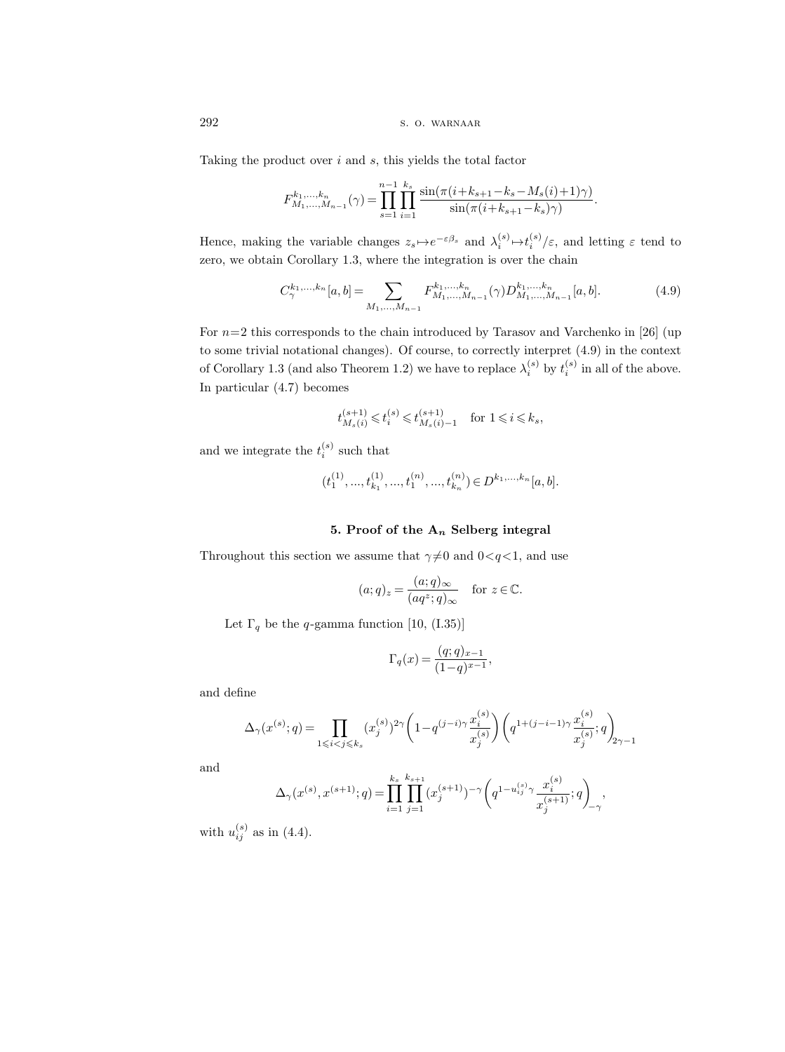Taking the product over $i$ and $s$, this yields the total factor

$$F^{k_1,\dots,k_n}_{M_1,\dots,M_{n-1}}(\gamma)=\prod_{s=1}^{n-1}\prod_{i=1}^{k_s}\frac{\sin(\pi(i+k_{s+1}-k_s-M_s(i)+1)\gamma)}{\sin(\pi(i+k_{s+1}-k_s)\gamma)}.$$

Hence, making the variable changes $z_s\mapsto e^{-\varepsilon\beta_s}$ and $\lambda_i^{(s)}\mapsto t_i^{(s)}/\varepsilon$, and letting $\varepsilon$ tend to zero, we obtain Corollary 1.3, where the integration is over the chain

$$C^{k_1,\dots,k_n}_{\gamma}[a,b]=\sum_{M_1,\dots,M_{n-1}}F^{k_1,\dots,k_n}_{M_1,\dots,M_{n-1}}(\gamma)D^{k_1,\dots,k_n}_{M_1,\dots,M_{n-1}}[a,b]. \tag{4.9}$$

For $n=2$ this corresponds to the chain introduced by Tarasov and Varchenko in [26] (up to some trivial notational changes). Of course, to correctly interpret (4.9) in the context of Corollary 1.3 (and also Theorem 1.2) we have to replace $\lambda_i^{(s)}$ by $t_i^{(s)}$ in all of the above. In particular (4.7) becomes

$$t^{(s+1)}_{M_s(i)}\leqslant t_i^{(s)}\leqslant t^{(s+1)}_{M_s(i)-1}\quad\text{for } 1\leqslant i\leqslant k_s,$$

and we integrate the $t_i^{(s)}$ such that

$$(t_1^{(1)},\dots,t_{k_1}^{(1)},\dots,t_1^{(n)},\dots,t_{k_n}^{(n)})\in D^{k_1,\dots,k_n}[a,b].$$

## 5. Proof of the $\mathrm{A}_n$ Selberg integral

Throughout this section we assume that $\gamma\neq 0$ and $0<q<1$, and use

$$(a;q)_z=\frac{(a;q)_\infty}{(aq^z;q)_\infty}\quad\text{for } z\in\mathbb{C}.$$

Let $\Gamma_q$ be the $q$-gamma function [10, (I.35)]

$$\Gamma_q(x)=\frac{(q;q)_{x-1}}{(1-q)^{x-1}},$$

and define

$$\Delta_\gamma(x^{(s)};q)=\prod_{1\leqslant i<j\leqslant k_s}(x_j^{(s)})^{2\gamma}\biggl(1-q^{(j-i)\gamma}\frac{x_i^{(s)}}{x_j^{(s)}}\biggr)\biggl(q^{1+(j-i-1)\gamma}\frac{x_i^{(s)}}{x_j^{(s)}};q\biggr)_{2\gamma-1}$$

and

$$\Delta_\gamma(x^{(s)},x^{(s+1)};q)=\prod_{i=1}^{k_s}\prod_{j=1}^{k_{s+1}}(x_j^{(s+1)})^{-\gamma}\biggl(q^{1-u_{ij}^{(s)}\gamma}\frac{x_i^{(s)}}{x_j^{(s+1)}};q\biggr)_{-\gamma},$$

with $u_{ij}^{(s)}$ as in (4.4).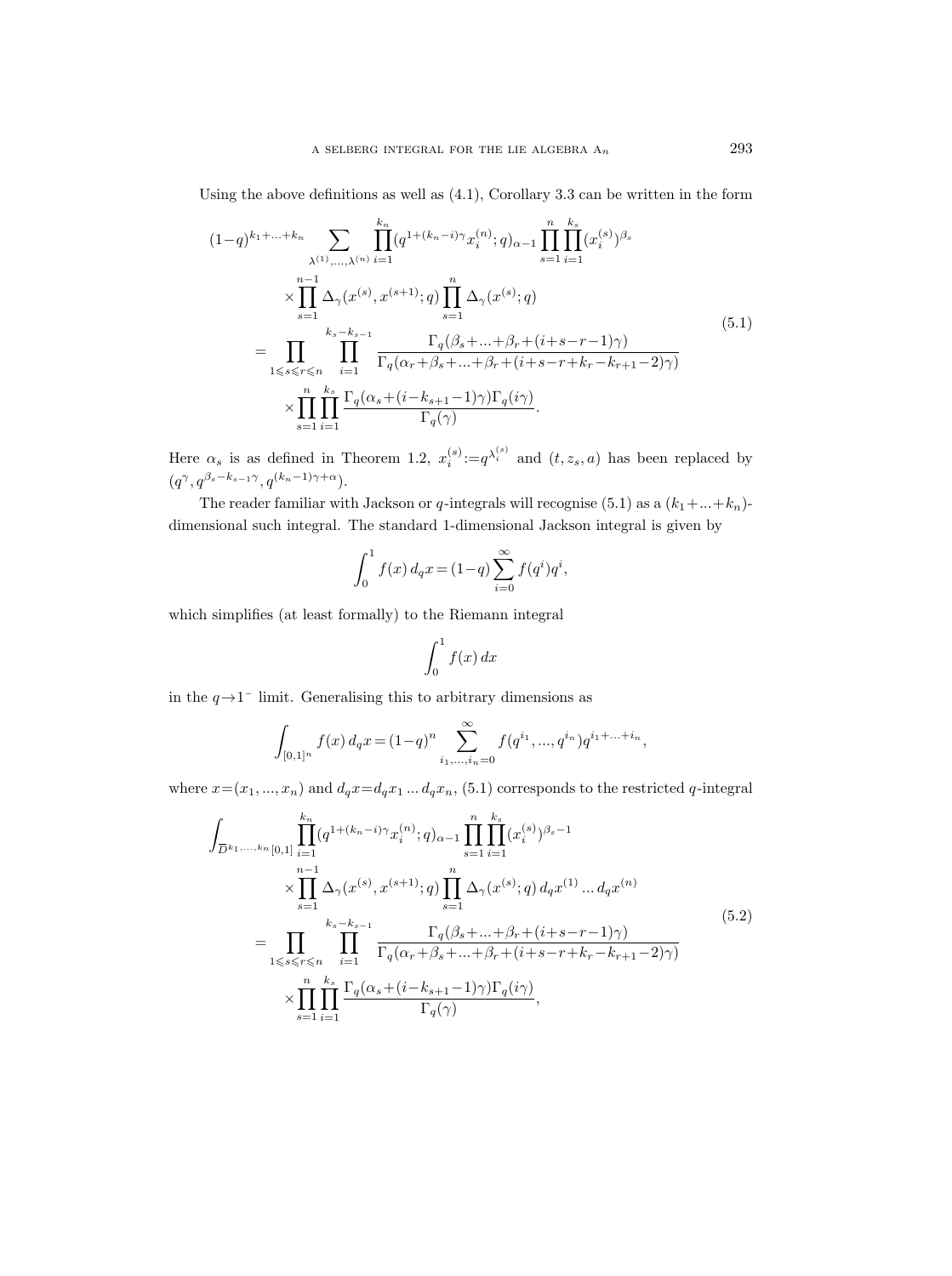Using the above definitions as well as (4.1), Corollary 3.3 can be written in the form

$$
\begin{aligned}
(1-q)^{k_1+\dots+k_n} & \sum_{\lambda^{(1)},\dots,\lambda^{(n)}} \prod_{i=1}^{k_n} (q^{1+(k_n-i)\gamma} x_i^{(n)};q)_{\alpha-1} \prod_{s=1}^{n} \prod_{i=1}^{k_s} (x_i^{(s)})^{\beta_s} \\
& \times \prod_{s=1}^{n-1} \Delta_\gamma(x^{(s)}, x^{(s+1)};q) \prod_{s=1}^{n} \Delta_\gamma(x^{(s)};q) \\
= & \prod_{1\leqslant s\leqslant r\leqslant n} \prod_{i=1}^{k_s-k_{s-1}} \frac{\Gamma_q(\beta_s+\dots+\beta_r+(i+s-r-1)\gamma)}{\Gamma_q(\alpha_r+\beta_s+\dots+\beta_r+(i+s-r+k_r-k_{r+1}-2)\gamma)} \\
& \times \prod_{s=1}^{n} \prod_{i=1}^{k_s} \frac{\Gamma_q(\alpha_s+(i-k_{s+1}-1)\gamma)\Gamma_q(i\gamma)}{\Gamma_q(\gamma)}.
\end{aligned}
\tag{5.1}
$$

Here $\alpha_s$ is as defined in Theorem 1.2, $x_i^{(s)} := q^{\lambda_i^{(s)}}$ and $(t, z_s, a)$ has been replaced by $(q^\gamma, q^{\beta_s - k_{s-1}\gamma}, q^{(k_n-1)\gamma+\alpha})$.

The reader familiar with Jackson or $q$-integrals will recognise (5.1) as a $(k_1+\dots+k_n)$-dimensional such integral. The standard 1-dimensional Jackson integral is given by

$$
\int_0^1 f(x)\, d_q x = (1-q) \sum_{i=0}^{\infty} f(q^i) q^i,
$$

which simplifies (at least formally) to the Riemann integral

$$
\int_0^1 f(x)\, dx
$$

in the $q \to 1^-$ limit. Generalising this to arbitrary dimensions as

$$
\int_{[0,1]^n} f(x)\, d_q x = (1-q)^n \sum_{i_1,\dots,i_n=0}^{\infty} f(q^{i_1},\dots,q^{i_n}) q^{i_1+\dots+i_n},
$$

where $x = (x_1,\dots,x_n)$ and $d_q x = d_q x_1 \dots d_q x_n$, (5.1) corresponds to the restricted $q$-integral

$$
\begin{aligned}
\int_{\overline{D}^{k_1,\dots,k_n}[0,1]} & \prod_{i=1}^{k_n} (q^{1+(k_n-i)\gamma} x_i^{(n)};q)_{\alpha-1} \prod_{s=1}^{n} \prod_{i=1}^{k_s} (x_i^{(s)})^{\beta_s-1} \\
& \times \prod_{s=1}^{n-1} \Delta_\gamma(x^{(s)}, x^{(s+1)};q) \prod_{s=1}^{n} \Delta_\gamma(x^{(s)};q)\, d_q x^{(1)} \dots d_q x^{(n)} \\
= & \prod_{1\leqslant s\leqslant r\leqslant n} \prod_{i=1}^{k_s-k_{s-1}} \frac{\Gamma_q(\beta_s+\dots+\beta_r+(i+s-r-1)\gamma)}{\Gamma_q(\alpha_r+\beta_s+\dots+\beta_r+(i+s-r+k_r-k_{r+1}-2)\gamma)} \\
& \times \prod_{s=1}^{n} \prod_{i=1}^{k_s} \frac{\Gamma_q(\alpha_s+(i-k_{s+1}-1)\gamma)\Gamma_q(i\gamma)}{\Gamma_q(\gamma)},
\end{aligned}
\tag{5.2}
$$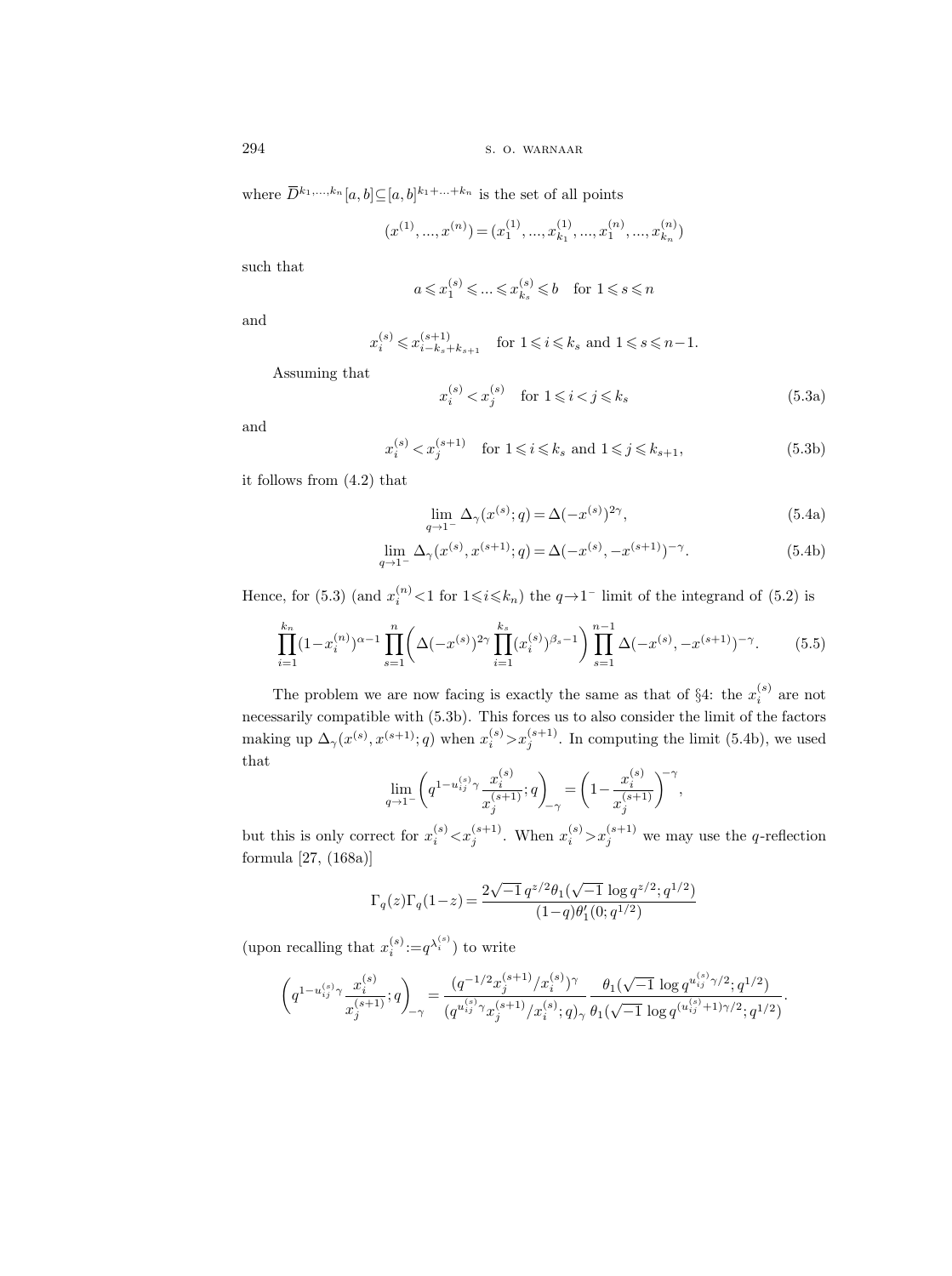where $\overline{D}^{k_1,\dots,k_n}[a,b] \subseteq [a,b]^{k_1+\dots+k_n}$ is the set of all points

$$(x^{(1)},\dots,x^{(n)}) = (x_1^{(1)},\dots,x_{k_1}^{(1)},\dots,x_1^{(n)},\dots,x_{k_n}^{(n)})$$

such that

$$a \leqslant x_1^{(s)} \leqslant \dots \leqslant x_{k_s}^{(s)} \leqslant b \quad \text{for } 1 \leqslant s \leqslant n$$

and

$$x_i^{(s)} \leqslant x_{i-k_s+k_{s+1}}^{(s+1)} \quad \text{for } 1 \leqslant i \leqslant k_s \text{ and } 1 \leqslant s \leqslant n-1.$$

Assuming that

$$x_i^{(s)} < x_j^{(s)} \quad \text{for } 1 \leqslant i < j \leqslant k_s \tag{5.3a}$$

and

$$x_i^{(s)} < x_j^{(s+1)} \quad \text{for } 1 \leqslant i \leqslant k_s \text{ and } 1 \leqslant j \leqslant k_{s+1}, \tag{5.3b}$$

it follows from (4.2) that

$$\lim_{q \to 1^-} \Delta_\gamma(x^{(s)};q) = \Delta(-x^{(s)})^{2\gamma}, \tag{5.4a}$$

$$\lim_{q \to 1^-} \Delta_\gamma(x^{(s)},x^{(s+1)};q) = \Delta(-x^{(s)},-x^{(s+1)})^{-\gamma}. \tag{5.4b}$$

Hence, for (5.3) (and $x_i^{(n)} < 1$ for $1 \leqslant i \leqslant k_n$) the $q \to 1^-$ limit of the integrand of (5.2) is

$$\prod_{i=1}^{k_n} (1-x_i^{(n)})^{\alpha-1} \prod_{s=1}^{n} \biggl( \Delta(-x^{(s)})^{2\gamma} \prod_{i=1}^{k_s} (x_i^{(s)})^{\beta_s-1} \biggr) \prod_{s=1}^{n-1} \Delta(-x^{(s)},-x^{(s+1)})^{-\gamma}. \tag{5.5}$$

The problem we are now facing is exactly the same as that of §4: the $x_i^{(s)}$ are not necessarily compatible with (5.3b). This forces us to also consider the limit of the factors making up $\Delta_\gamma(x^{(s)},x^{(s+1)};q)$ when $x_i^{(s)} > x_j^{(s+1)}$. In computing the limit (5.4b), we used that

$$\lim_{q \to 1^-} \biggl( q^{1-u_{ij}^{(s)}\gamma} \frac{x_i^{(s)}}{x_j^{(s+1)}}; q \biggr)_{-\gamma} = \biggl( 1 - \frac{x_i^{(s)}}{x_j^{(s+1)}} \biggr)^{-\gamma},$$

but this is only correct for $x_i^{(s)} < x_j^{(s+1)}$. When $x_i^{(s)} > x_j^{(s+1)}$ we may use the $q$-reflection formula [27, (168a)]

$$\Gamma_q(z)\Gamma_q(1-z) = \frac{2\sqrt{-1}\, q^{z/2} \theta_1(\sqrt{-1}\, \log q^{z/2}; q^{1/2})}{(1-q)\theta_1'(0;q^{1/2})}$$

(upon recalling that $x_i^{(s)} := q^{\lambda_i^{(s)}}$) to write

$$\biggl( q^{1-u_{ij}^{(s)}\gamma} \frac{x_i^{(s)}}{x_j^{(s+1)}}; q \biggr)_{-\gamma} = \frac{(q^{-1/2} x_j^{(s+1)}/x_i^{(s)})^\gamma}{(q^{u_{ij}^{(s)}\gamma} x_j^{(s+1)}/x_i^{(s)};q)_\gamma} \frac{\theta_1(\sqrt{-1}\, \log q^{u_{ij}^{(s)}\gamma/2}; q^{1/2})}{\theta_1(\sqrt{-1}\, \log q^{(u_{ij}^{(s)}+1)\gamma/2}; q^{1/2})}.$$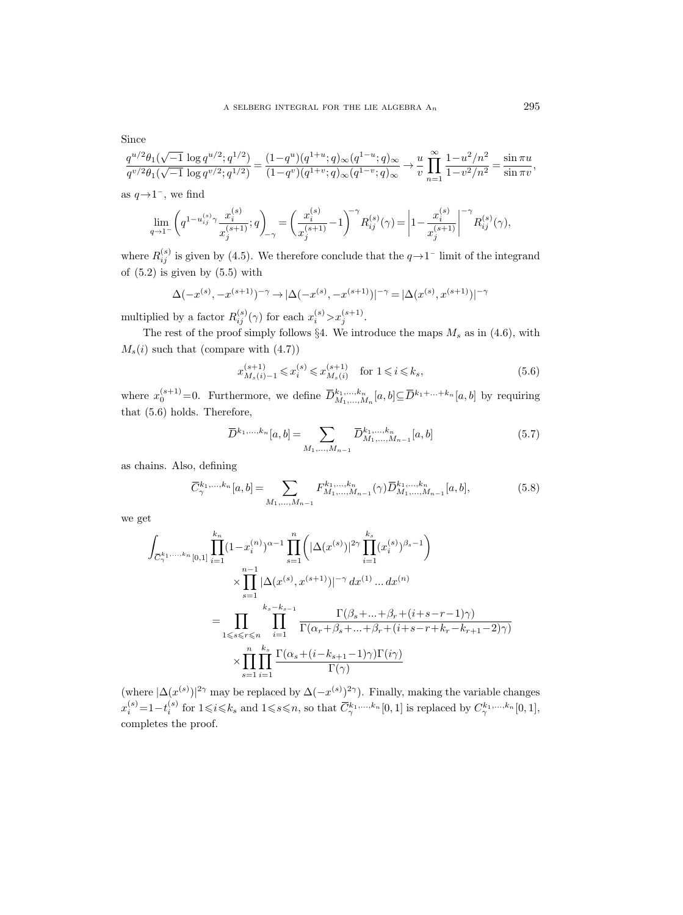Since

$$\frac{q^{u/2}\theta_1(\sqrt{-1}\,\log q^{u/2};q^{1/2})}{q^{v/2}\theta_1(\sqrt{-1}\,\log q^{v/2};q^{1/2})}=\frac{(1-q^u)(q^{1+u};q)_\infty(q^{1-u};q)_\infty}{(1-q^v)(q^{1+v};q)_\infty(q^{1-v};q)_\infty}\to\frac{u}{v}\prod_{n=1}^{\infty}\frac{1-u^2/n^2}{1-v^2/n^2}=\frac{\sin\pi u}{\sin\pi v},$$

as $q\to1^-$, we find

$$\lim_{q\to1^-}\left(q^{1-u_{ij}^{(s)}\gamma}\frac{x_i^{(s)}}{x_j^{(s+1)}};q\right)_{-\gamma}=\left(\frac{x_i^{(s)}}{x_j^{(s+1)}}-1\right)^{-\gamma}R_{ij}^{(s)}(\gamma)=\left|1-\frac{x_i^{(s)}}{x_j^{(s+1)}}\right|^{-\gamma}R_{ij}^{(s)}(\gamma),$$

where $R_{ij}^{(s)}$ is given by (4.5). We therefore conclude that the $q\to1^-$ limit of the integrand of (5.2) is given by (5.5) with

$$\Delta(-x^{(s)},-x^{(s+1)})^{-\gamma}\to|\Delta(-x^{(s)},-x^{(s+1)})|^{-\gamma}=|\Delta(x^{(s)},x^{(s+1)})|^{-\gamma}$$

multiplied by a factor $R_{ij}^{(s)}(\gamma)$ for each $x_i^{(s)}>x_j^{(s+1)}$.

The rest of the proof simply follows §4. We introduce the maps $M_s$ as in (4.6), with $M_s(i)$ such that (compare with (4.7))

$$x_{M_s(i)-1}^{(s+1)}\leqslant x_i^{(s)}\leqslant x_{M_s(i)}^{(s+1)}\quad\text{for } 1\leqslant i\leqslant k_s, \tag{5.6}$$

where $x_0^{(s+1)}=0$. Furthermore, we define $\overline{D}^{k_1,\dots,k_n}_{M_1,\dots,M_n}[a,b]\subseteq\overline{D}^{k_1+\dots+k_n}[a,b]$ by requiring that (5.6) holds. Therefore,

$$\overline{D}^{k_1,\dots,k_n}[a,b]=\sum_{M_1,\dots,M_{n-1}}\overline{D}^{k_1,\dots,k_n}_{M_1,\dots,M_{n-1}}[a,b] \tag{5.7}$$

as chains. Also, defining

$$\overline{C}^{k_1,\dots,k_n}_{\gamma}[a,b]=\sum_{M_1,\dots,M_{n-1}}F^{k_1,\dots,k_n}_{M_1,\dots,M_{n-1}}(\gamma)\overline{D}^{k_1,\dots,k_n}_{M_1,\dots,M_{n-1}}[a,b], \tag{5.8}$$

we get

$$\begin{aligned}
\int_{\overline{C}^{k_1,\dots,k_n}_{\gamma}[0,1]}&\prod_{i=1}^{k_n}(1-x_i^{(n)})^{\alpha-1}\prod_{s=1}^{n}\biggl(|\Delta(x^{(s)})|^{2\gamma}\prod_{i=1}^{k_s}(x_i^{(s)})^{\beta_s-1}\biggr)\\
&\quad\times\prod_{s=1}^{n-1}|\Delta(x^{(s)},x^{(s+1)})|^{-\gamma}\,dx^{(1)}\dots dx^{(n)}\\
&=\prod_{1\leqslant s\leqslant r\leqslant n}\prod_{i=1}^{k_s-k_{s-1}}\frac{\Gamma(\beta_s+\dots+\beta_r+(i+s-r-1)\gamma)}{\Gamma(\alpha_r+\beta_s+\dots+\beta_r+(i+s-r+k_r-k_{r+1}-2)\gamma)}\\
&\quad\times\prod_{s=1}^{n}\prod_{i=1}^{k_s}\frac{\Gamma(\alpha_s+(i-k_{s+1}-1)\gamma)\Gamma(i\gamma)}{\Gamma(\gamma)}
\end{aligned}$$

(where $|\Delta(x^{(s)})|^{2\gamma}$ may be replaced by $\Delta(-x^{(s)})^{2\gamma}$). Finally, making the variable changes $x_i^{(s)}=1-t_i^{(s)}$ for $1\leqslant i\leqslant k_s$ and $1\leqslant s\leqslant n$, so that $\overline{C}^{k_1,\dots,k_n}_{\gamma}[0,1]$ is replaced by $C^{k_1,\dots,k_n}_{\gamma}[0,1]$, completes the proof.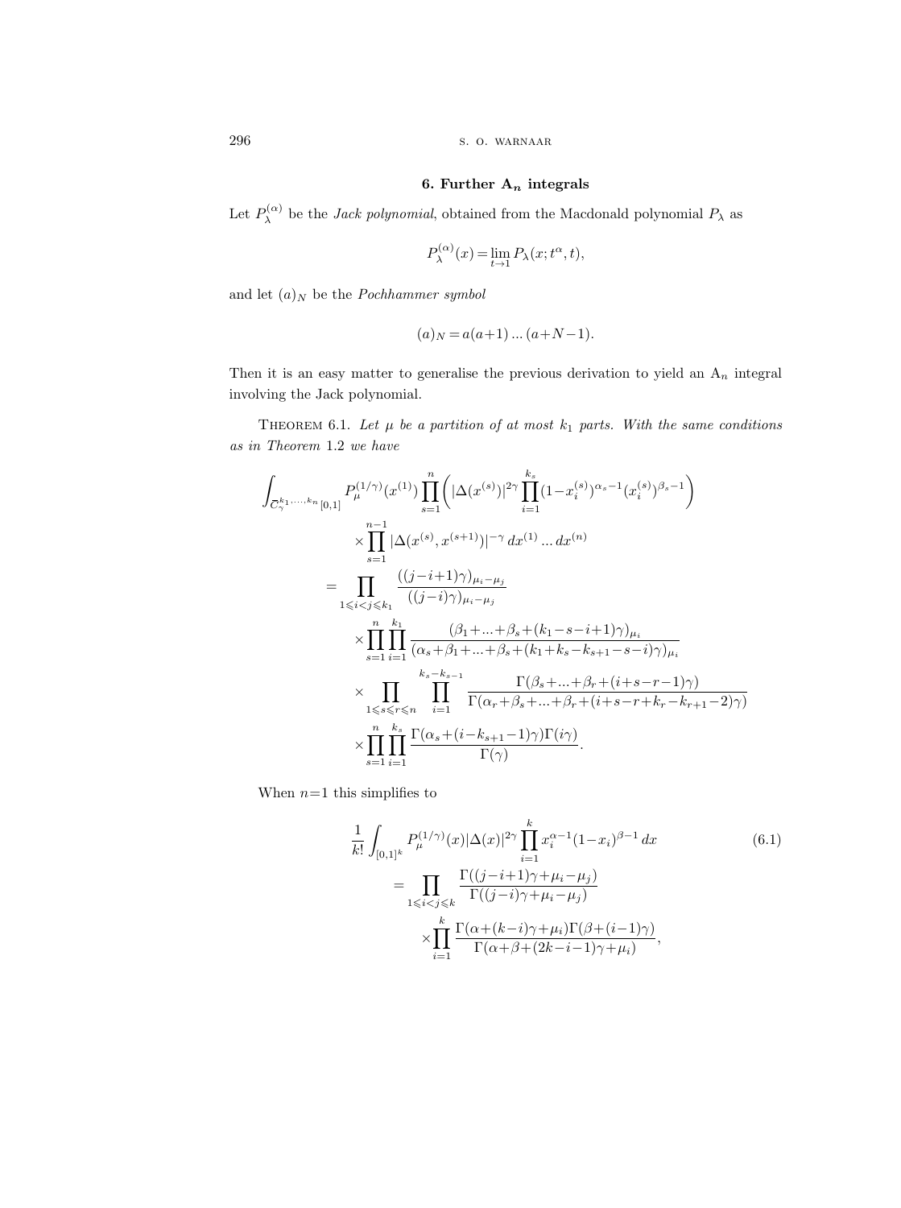## 6. Further $\mathrm{A}_n$ integrals

Let $P_\lambda^{(\alpha)}$ be the *Jack polynomial*, obtained from the Macdonald polynomial $P_\lambda$ as

$$P_\lambda^{(\alpha)}(x)=\lim_{t\to 1} P_\lambda(x;t^\alpha,t),$$

and let $(a)_N$ be the *Pochhammer symbol*

$$(a)_N=a(a+1)\dots(a+N-1).$$

Then it is an easy matter to generalise the previous derivation to yield an $\mathrm{A}_n$ integral involving the Jack polynomial.

THEOREM 6.1. *Let $\mu$ be a partition of at most $k_1$ parts. With the same conditions as in Theorem* 1.2 *we have*

$$\begin{aligned}
\int_{C_\gamma^{k_1,\dots,k_n}[0,1]} & P_\mu^{(1/\gamma)}(x^{(1)}) \prod_{s=1}^n \biggl( |\Delta(x^{(s)})|^{2\gamma} \prod_{i=1}^{k_s} (1-x_i^{(s)})^{\alpha_s-1} (x_i^{(s)})^{\beta_s-1} \biggr) \\
&\times \prod_{s=1}^{n-1} |\Delta(x^{(s)},x^{(s+1)})|^{-\gamma}\, dx^{(1)}\dots dx^{(n)} \\
&= \prod_{1\leqslant i<j\leqslant k_1} \frac{((j-i+1)\gamma)_{\mu_i-\mu_j}}{((j-i)\gamma)_{\mu_i-\mu_j}} \\
&\quad\times \prod_{s=1}^n \prod_{i=1}^{k_1} \frac{(\beta_1+\dots+\beta_s+(k_1-s-i+1)\gamma)_{\mu_i}}{(\alpha_s+\beta_1+\dots+\beta_s+(k_1+k_s-k_{s+1}-s-i)\gamma)_{\mu_i}} \\
&\quad\times \prod_{1\leqslant s\leqslant r\leqslant n} \prod_{i=1}^{k_s-k_{s-1}} \frac{\Gamma(\beta_s+\dots+\beta_r+(i+s-r-1)\gamma)}{\Gamma(\alpha_r+\beta_s+\dots+\beta_r+(i+s-r+k_r-k_{r+1}-2)\gamma)} \\
&\quad\times \prod_{s=1}^n \prod_{i=1}^{k_s} \frac{\Gamma(\alpha_s+(i-k_{s+1}-1)\gamma)\Gamma(i\gamma)}{\Gamma(\gamma)}.
\end{aligned}$$

When $n=1$ this simplifies to

$$\begin{aligned}
\frac{1}{k!}\int_{[0,1]^k} & P_\mu^{(1/\gamma)}(x) |\Delta(x)|^{2\gamma} \prod_{i=1}^k x_i^{\alpha-1}(1-x_i)^{\beta-1}\, dx \\
&= \prod_{1\leqslant i<j\leqslant k} \frac{\Gamma((j-i+1)\gamma+\mu_i-\mu_j)}{\Gamma((j-i)\gamma+\mu_i-\mu_j)} \\
&\quad\times \prod_{i=1}^k \frac{\Gamma(\alpha+(k-i)\gamma+\mu_i)\Gamma(\beta+(i-1)\gamma)}{\Gamma(\alpha+\beta+(2k-i-1)\gamma+\mu_i)},
\end{aligned} \tag{6.1}$$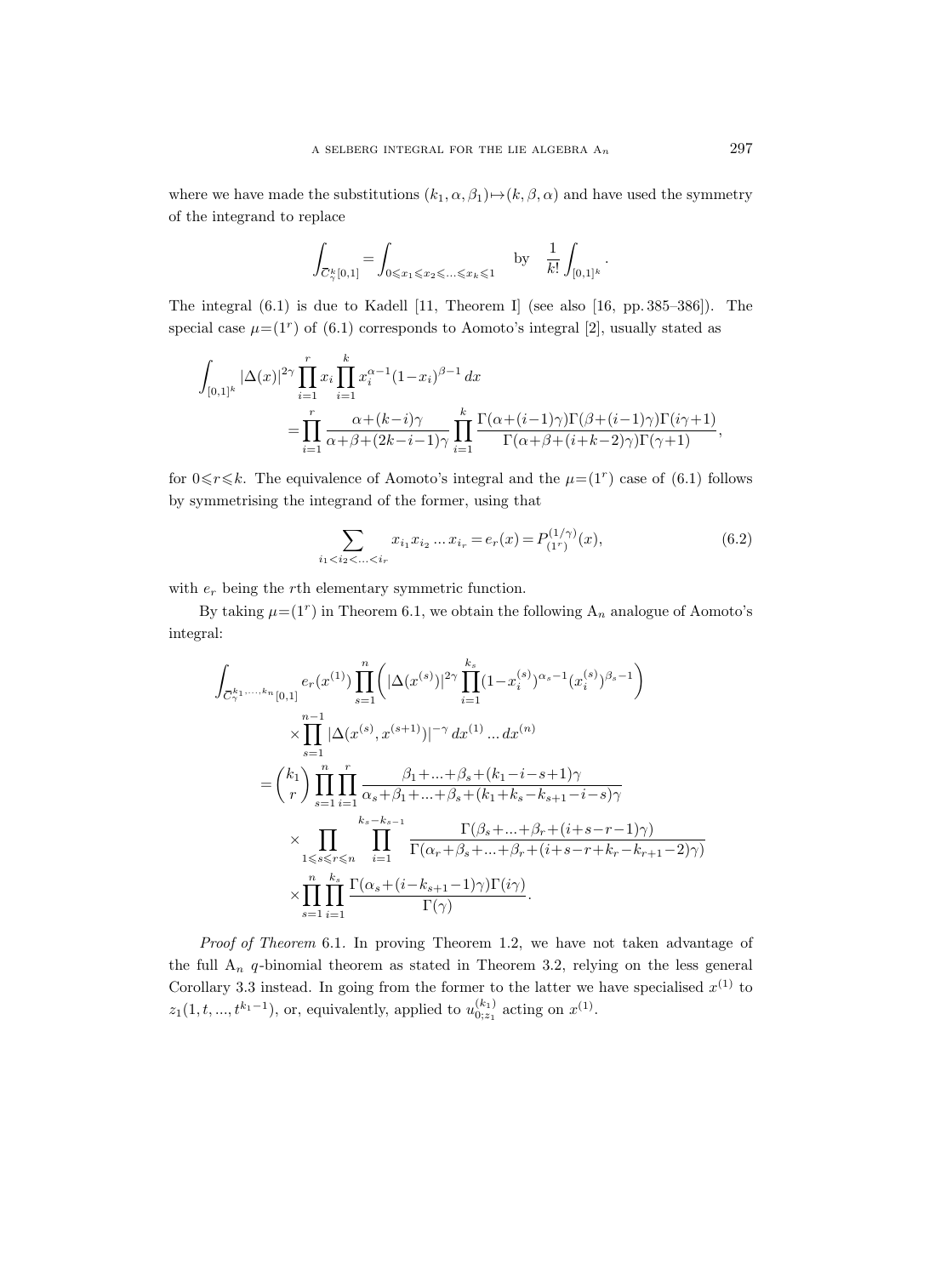where we have made the substitutions $(k_1, \alpha, \beta_1) \mapsto (k, \beta, \alpha)$ and have used the symmetry of the integrand to replace

$$\int_{\overline{C}_\gamma^k[0,1]} = \int_{0 \leqslant x_1 \leqslant x_2 \leqslant \ldots \leqslant x_k \leqslant 1} \quad \text{by} \quad \frac{1}{k!} \int_{[0,1]^k}.$$

The integral (6.1) is due to Kadell [11, Theorem I] (see also [16, pp. 385–386]). The special case $\mu = (1^r)$ of (6.1) corresponds to Aomoto's integral [2], usually stated as

$$\begin{aligned}
\int_{[0,1]^k} |\Delta(x)|^{2\gamma} \prod_{i=1}^{r} x_i \prod_{i=1}^{k} x_i^{\alpha-1} (1-x_i)^{\beta-1}\, dx \\
= \prod_{i=1}^{r} \frac{\alpha + (k-i)\gamma}{\alpha + \beta + (2k-i-1)\gamma} \prod_{i=1}^{k} \frac{\Gamma(\alpha + (i-1)\gamma)\Gamma(\beta + (i-1)\gamma)\Gamma(i\gamma+1)}{\Gamma(\alpha + \beta + (i+k-2)\gamma)\Gamma(\gamma+1)},
\end{aligned}$$

for $0 \leqslant r \leqslant k$. The equivalence of Aomoto's integral and the $\mu = (1^r)$ case of (6.1) follows by symmetrising the integrand of the former, using that

$$\sum_{i_1 < i_2 < \ldots < i_r} x_{i_1} x_{i_2} \ldots x_{i_r} = e_r(x) = P_{(1^r)}^{(1/\gamma)}(x), \tag{6.2}$$

with $e_r$ being the $r$th elementary symmetric function.

By taking $\mu = (1^r)$ in Theorem 6.1, we obtain the following $\mathrm{A}_n$ analogue of Aomoto's integral:

$$\begin{aligned}
\int_{\overline{C}_\gamma^{k_1, \ldots, k_n}[0,1]} e_r(x^{(1)}) \prod_{s=1}^{n} \biggl( |\Delta(x^{(s)})|^{2\gamma} \prod_{i=1}^{k_s} (1-x_i^{(s)})^{\alpha_s - 1} (x_i^{(s)})^{\beta_s - 1} \biggr) \\
\times \prod_{s=1}^{n-1} |\Delta(x^{(s)}, x^{(s+1)})|^{-\gamma}\, dx^{(1)} \ldots dx^{(n)} \\
= \binom{k_1}{r} \prod_{s=1}^{n} \prod_{i=1}^{r} \frac{\beta_1 + \ldots + \beta_s + (k_1 - i - s + 1)\gamma}{\alpha_s + \beta_1 + \ldots + \beta_s + (k_1 + k_s - k_{s+1} - i - s)\gamma} \\
\times \prod_{1 \leqslant s \leqslant r \leqslant n} \prod_{i=1}^{k_s - k_{s-1}} \frac{\Gamma(\beta_s + \ldots + \beta_r + (i+s-r-1)\gamma)}{\Gamma(\alpha_r + \beta_s + \ldots + \beta_r + (i+s-r+k_r - k_{r+1} - 2)\gamma)} \\
\times \prod_{s=1}^{n} \prod_{i=1}^{k_s} \frac{\Gamma(\alpha_s + (i - k_{s+1} - 1)\gamma)\Gamma(i\gamma)}{\Gamma(\gamma)}.
\end{aligned}$$

*Proof of Theorem* 6.1. In proving Theorem 1.2, we have not taken advantage of the full $\mathrm{A}_n$ $q$-binomial theorem as stated in Theorem 3.2, relying on the less general Corollary 3.3 instead. In going from the former to the latter we have specialised $x^{(1)}$ to $z_1(1, t, \ldots, t^{k_1 - 1})$, or, equivalently, applied to $u_{0;z_1}^{(k_1)}$ acting on $x^{(1)}$.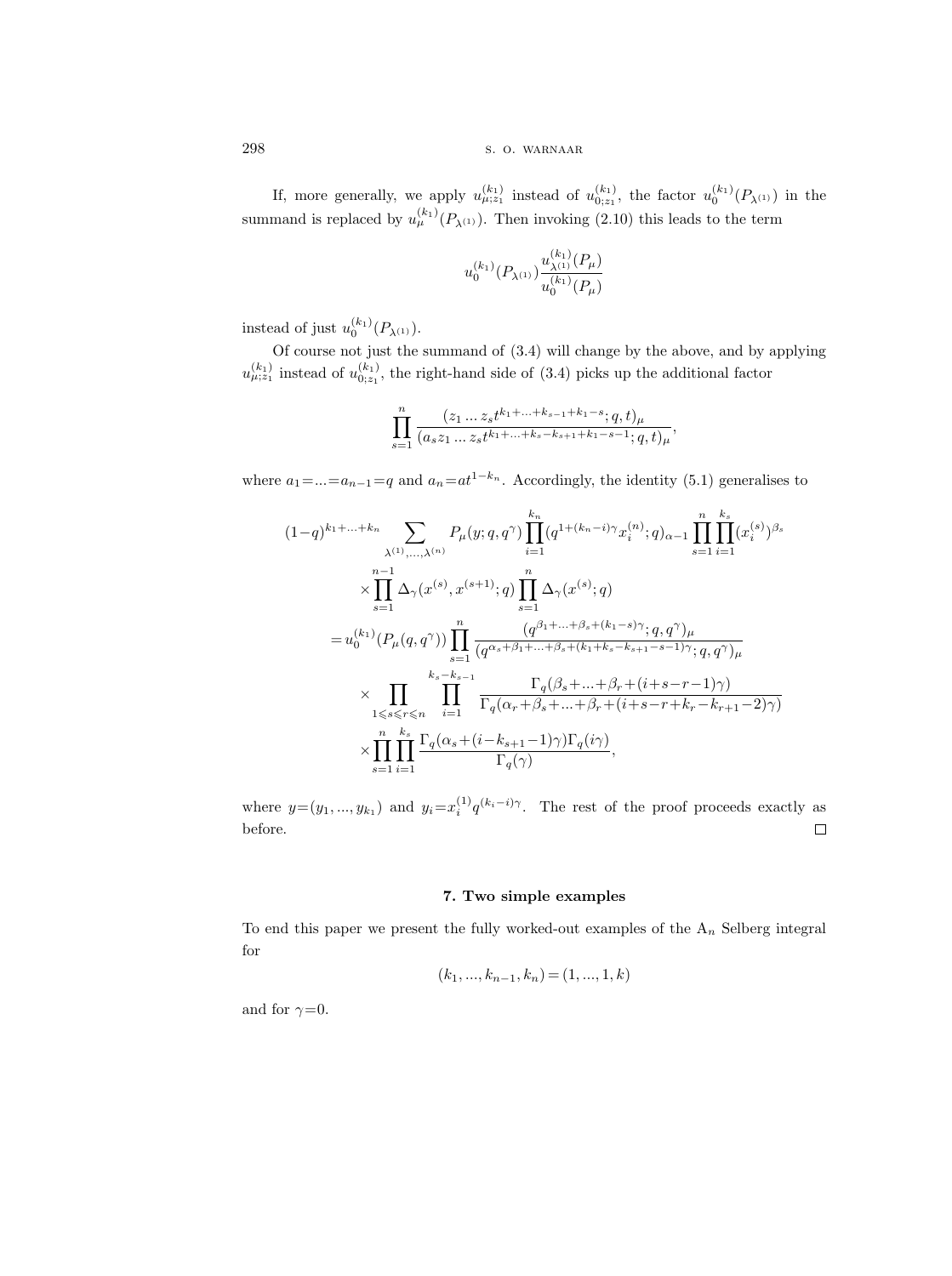If, more generally, we apply $u_{\mu;z_1}^{(k_1)}$ instead of $u_{0;z_1}^{(k_1)}$, the factor $u_0^{(k_1)}(P_{\lambda^{(1)}})$ in the summand is replaced by $u_\mu^{(k_1)}(P_{\lambda^{(1)}})$. Then invoking (2.10) this leads to the term

$$u_0^{(k_1)}(P_{\lambda^{(1)}})\frac{u_{\lambda^{(1)}}^{(k_1)}(P_\mu)}{u_0^{(k_1)}(P_\mu)}$$

instead of just $u_0^{(k_1)}(P_{\lambda^{(1)}})$.

Of course not just the summand of (3.4) will change by the above, and by applying $u_{\mu;z_1}^{(k_1)}$ instead of $u_{0;z_1}^{(k_1)}$, the right-hand side of (3.4) picks up the additional factor

$$\prod_{s=1}^{n}\frac{(z_1\, ...\, z_s t^{k_1+...+k_{s-1}+k_1-s};q,t)_\mu}{(a_s z_1\, ...\, z_s t^{k_1+...+k_s-k_{s+1}+k_1-s-1};q,t)_\mu},$$

where $a_1=...=a_{n-1}=q$ and $a_n=at^{1-k_n}$. Accordingly, the identity (5.1) generalises to

$$\begin{aligned}
(1-q)^{k_1+...+k_n}&\sum_{\lambda^{(1)},...,\lambda^{(n)}}P_\mu(y;q,q^\gamma)\prod_{i=1}^{k_n}(q^{1+(k_n-i)\gamma}x_i^{(n)};q)_{\alpha-1}\prod_{s=1}^{n}\prod_{i=1}^{k_s}(x_i^{(s)})^{\beta_s}\\
&\times\prod_{s=1}^{n-1}\Delta_\gamma(x^{(s)},x^{(s+1)};q)\prod_{s=1}^{n}\Delta_\gamma(x^{(s)};q)\\
&=u_0^{(k_1)}(P_\mu(q,q^\gamma))\prod_{s=1}^{n}\frac{(q^{\beta_1+...+\beta_s+(k_1-s)\gamma};q,q^\gamma)_\mu}{(q^{\alpha_s+\beta_1+...+\beta_s+(k_1+k_s-k_{s+1}-s-1)\gamma};q,q^\gamma)_\mu}\\
&\quad\times\prod_{1\leqslant s\leqslant r\leqslant n}\prod_{i=1}^{k_s-k_{s-1}}\frac{\Gamma_q(\beta_s+...+\beta_r+(i+s-r-1)\gamma)}{\Gamma_q(\alpha_r+\beta_s+...+\beta_r+(i+s-r+k_r-k_{r+1}-2)\gamma)}\\
&\quad\times\prod_{s=1}^{n}\prod_{i=1}^{k_s}\frac{\Gamma_q(\alpha_s+(i-k_{s+1}-1)\gamma)\Gamma_q(i\gamma)}{\Gamma_q(\gamma)},
\end{aligned}$$

where $y=(y_1,...,y_{k_1})$ and $y_i=x_i^{(1)}q^{(k_i-i)\gamma}$. The rest of the proof proceeds exactly as before. $\square$

## 7. Two simple examples

To end this paper we present the fully worked-out examples of the $\mathrm{A}_n$ Selberg integral for

$$(k_1,...,k_{n-1},k_n)=(1,...,1,k)$$

and for $\gamma=0$.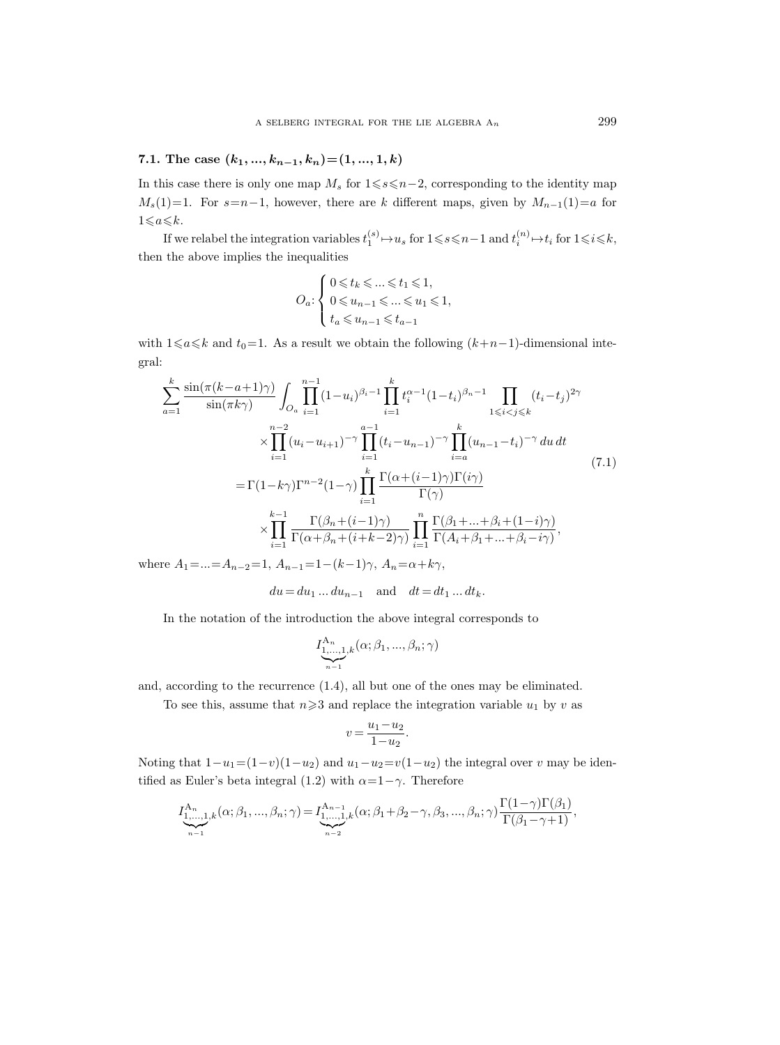### 7.1. The case $(k_1, \dots, k_{n-1}, k_n) = (1, \dots, 1, k)$

In this case there is only one map $M_s$ for $1 \leqslant s \leqslant n-2$, corresponding to the identity map $M_s(1)=1$. For $s=n-1$, however, there are $k$ different maps, given by $M_{n-1}(1)=a$ for $1 \leqslant a \leqslant k$.

If we relabel the integration variables $t_1^{(s)} \mapsto u_s$ for $1 \leqslant s \leqslant n-1$ and $t_i^{(n)} \mapsto t_i$ for $1 \leqslant i \leqslant k$, then the above implies the inequalities

$$
O_a \colon \begin{cases} 0 \leqslant t_k \leqslant \dots \leqslant t_1 \leqslant 1, \\ 0 \leqslant u_{n-1} \leqslant \dots \leqslant u_1 \leqslant 1, \\ t_a \leqslant u_{n-1} \leqslant t_{a-1} \end{cases}
$$

with $1 \leqslant a \leqslant k$ and $t_0 = 1$. As a result we obtain the following $(k+n-1)$-dimensional integral:

$$
\begin{aligned}
\sum_{a=1}^{k} \frac{\sin(\pi(k-a+1)\gamma)}{\sin(\pi k \gamma)} & \int_{O_a} \prod_{i=1}^{n-1} (1-u_i)^{\beta_i - 1} \prod_{i=1}^{k} t_i^{\alpha-1} (1-t_i)^{\beta_n - 1} \prod_{1 \leqslant i < j \leqslant k} (t_i - t_j)^{2\gamma} \\
& \times \prod_{i=1}^{n-2} (u_i - u_{i+1})^{-\gamma} \prod_{i=1}^{a-1} (t_i - u_{n-1})^{-\gamma} \prod_{i=a}^{k} (u_{n-1} - t_i)^{-\gamma} \, du \, dt \\
& = \Gamma(1-k\gamma) \Gamma^{n-2}(1-\gamma) \prod_{i=1}^{k} \frac{\Gamma(\alpha + (i-1)\gamma) \Gamma(i\gamma)}{\Gamma(\gamma)} \\
& \quad \times \prod_{i=1}^{k-1} \frac{\Gamma(\beta_n + (i-1)\gamma)}{\Gamma(\alpha + \beta_n + (i+k-2)\gamma)} \prod_{i=1}^{n} \frac{\Gamma(\beta_1 + \dots + \beta_i + (1-i)\gamma)}{\Gamma(A_i + \beta_1 + \dots + \beta_i - i\gamma)},
\end{aligned}
\tag{7.1}
$$

where $A_1 = \dots = A_{n-2} = 1$, $A_{n-1} = 1-(k-1)\gamma$, $A_n = \alpha + k\gamma$,

$$
du = du_1 \dots du_{n-1} \quad \text{and} \quad dt = dt_1 \dots dt_k.
$$

In the notation of the introduction the above integral corresponds to

$$
I^{\mathrm{A}_n}_{\underbrace{1, \dots, 1}_{n-1}, k}(\alpha; \beta_1, \dots, \beta_n; \gamma)
$$

and, according to the recurrence (1.4), all but one of the ones may be eliminated.

To see this, assume that $n \geqslant 3$ and replace the integration variable $u_1$ by $v$ as

$$
v = \frac{u_1 - u_2}{1 - u_2}.
$$

Noting that $1-u_1 = (1-v)(1-u_2)$ and $u_1 - u_2 = v(1-u_2)$ the integral over $v$ may be identified as Euler's beta integral (1.2) with $\alpha = 1-\gamma$. Therefore

$$
I^{\mathrm{A}_n}_{\underbrace{1, \dots, 1}_{n-1}, k}(\alpha; \beta_1, \dots, \beta_n; \gamma) = I^{\mathrm{A}_{n-1}}_{\underbrace{1, \dots, 1}_{n-2}, k}(\alpha; \beta_1 + \beta_2 - \gamma, \beta_3, \dots, \beta_n; \gamma) \frac{\Gamma(1-\gamma)\Gamma(\beta_1)}{\Gamma(\beta_1 - \gamma + 1)},
$$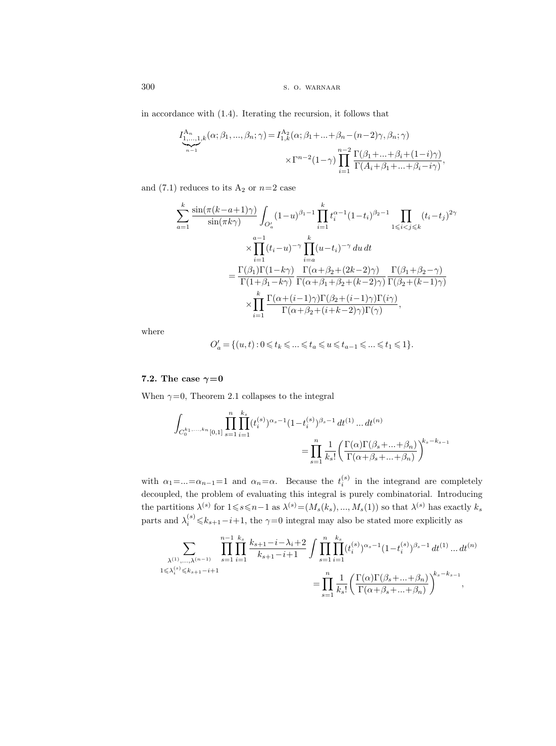in accordance with (1.4). Iterating the recursion, it follows that

$$
I^{\mathrm{A}_n}_{\underbrace{1,\dots,1}_{n-1},k}(\alpha;\beta_1,\dots,\beta_n;\gamma) = I^{\mathrm{A}_2}_{1,k}(\alpha;\beta_1+\dots+\beta_n-(n-2)\gamma,\beta_n;\gamma) \\
\times \Gamma^{n-2}(1-\gamma)\prod_{i=1}^{n-2}\frac{\Gamma(\beta_1+\dots+\beta_i+(1-i)\gamma)}{\Gamma(A_i+\beta_1+\dots+\beta_i-i\gamma)},
$$

and (7.1) reduces to its $\mathrm{A}_2$ or $n=2$ case

$$
\begin{aligned}
\sum_{a=1}^{k}\frac{\sin(\pi(k-a+1)\gamma)}{\sin(\pi k\gamma)}\int_{O'_a}&(1-u)^{\beta_1-1}\prod_{i=1}^{k}t_i^{\alpha-1}(1-t_i)^{\beta_2-1}\prod_{1\leqslant i<j\leqslant k}(t_i-t_j)^{2\gamma} \\
&\times\prod_{i=1}^{a-1}(t_i-u)^{-\gamma}\prod_{i=a}^{k}(u-t_i)^{-\gamma}\,du\,dt \\
&=\frac{\Gamma(\beta_1)\Gamma(1-k\gamma)}{\Gamma(1+\beta_1-k\gamma)}\frac{\Gamma(\alpha+\beta_2+(2k-2)\gamma)}{\Gamma(\alpha+\beta_1+\beta_2+(k-2)\gamma)}\frac{\Gamma(\beta_1+\beta_2-\gamma)}{\Gamma(\beta_2+(k-1)\gamma)} \\
&\quad\times\prod_{i=1}^{k}\frac{\Gamma(\alpha+(i-1)\gamma)\Gamma(\beta_2+(i-1)\gamma)\Gamma(i\gamma)}{\Gamma(\alpha+\beta_2+(i+k-2)\gamma)\Gamma(\gamma)},
\end{aligned}
$$

where

$$
O'_a=\{(u,t):0\leqslant t_k\leqslant\dots\leqslant t_a\leqslant u\leqslant t_{a-1}\leqslant\dots\leqslant t_1\leqslant 1\}.
$$

### 7.2. The case $\gamma=0$

When $\gamma=0$, Theorem 2.1 collapses to the integral

$$
\int_{C_0^{k_1,\dots,k_n}[0,1]}\prod_{s=1}^{n}\prod_{i=1}^{k_s}(t_i^{(s)})^{\alpha_s-1}(1-t_i^{(s)})^{\beta_s-1}\,dt^{(1)}\dots dt^{(n)} \\
=\prod_{s=1}^{n}\frac{1}{k_s!}\biggl(\frac{\Gamma(\alpha)\Gamma(\beta_s+\dots+\beta_n)}{\Gamma(\alpha+\beta_s+\dots+\beta_n)}\biggr)^{k_s-k_{s-1}}
$$

with $\alpha_1=\dots=\alpha_{n-1}=1$ and $\alpha_n=\alpha$. Because the $t_i^{(s)}$ in the integrand are completely decoupled, the problem of evaluating this integral is purely combinatorial. Introducing the partitions $\lambda^{(s)}$ for $1\leqslant s\leqslant n-1$ as $\lambda^{(s)}=(M_s(k_s),\dots,M_s(1))$ so that $\lambda^{(s)}$ has exactly $k_s$ parts and $\lambda_i^{(s)}\leqslant k_{s+1}-i+1$, the $\gamma=0$ integral may also be stated more explicitly as

$$
\sum_{\substack{\lambda^{(1)},\dots,\lambda^{(n-1)}\\ 1\leqslant\lambda_i^{(s)}\leqslant k_{s+1}-i+1}}\prod_{s=1}^{n-1}\prod_{i=1}^{k_s}\frac{k_{s+1}-i-\lambda_i+2}{k_{s+1}-i+1}\int\prod_{s=1}^{n}\prod_{i=1}^{k_s}(t_i^{(s)})^{\alpha_s-1}(1-t_i^{(s)})^{\beta_s-1}\,dt^{(1)}\dots dt^{(n)} \\
=\prod_{s=1}^{n}\frac{1}{k_s!}\biggl(\frac{\Gamma(\alpha)\Gamma(\beta_s+\dots+\beta_n)}{\Gamma(\alpha+\beta_s+\dots+\beta_n)}\biggr)^{k_s-k_{s-1}},
$$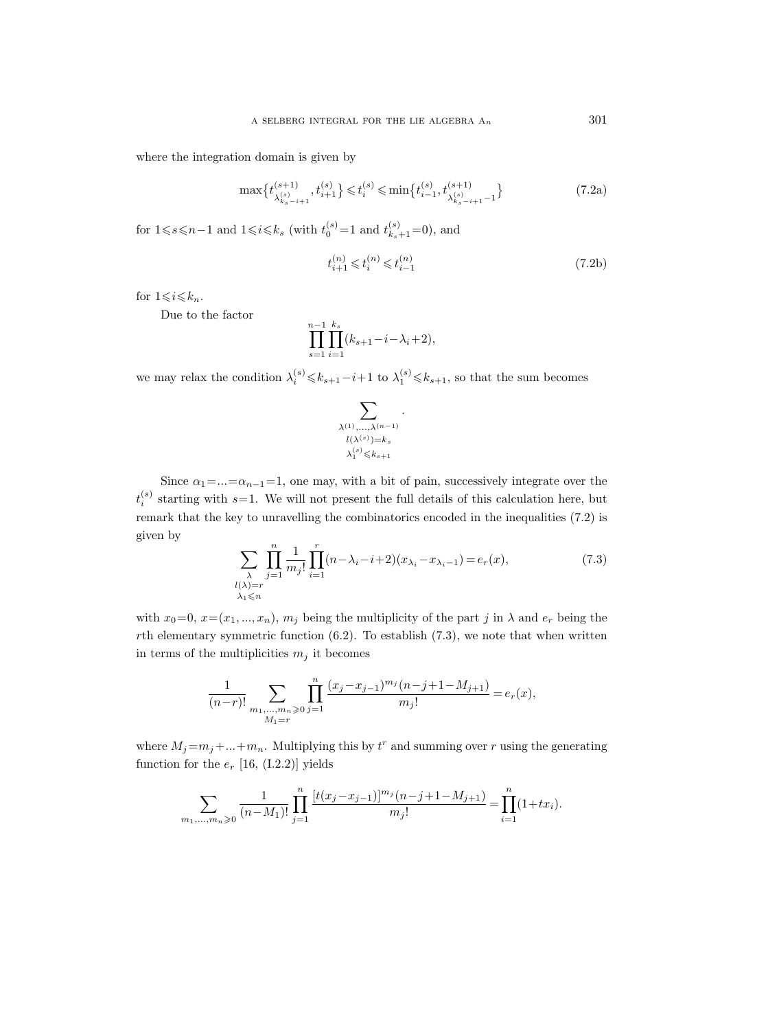where the integration domain is given by

$$\max\{t^{(s+1)}_{\lambda^{(s)}_{k_s-i+1}}, t^{(s)}_{i+1}\} \leqslant t^{(s)}_i \leqslant \min\{t^{(s)}_{i-1}, t^{(s+1)}_{\lambda^{(s)}_{k_s-i+1}-1}\} \tag{7.2a}$$

for $1 \leqslant s \leqslant n-1$ and $1 \leqslant i \leqslant k_s$ (with $t^{(s)}_0 = 1$ and $t^{(s)}_{k_s+1} = 0$), and

$$t^{(n)}_{i+1} \leqslant t^{(n)}_i \leqslant t^{(n)}_{i-1} \tag{7.2b}$$

for $1 \leqslant i \leqslant k_n$.

Due to the factor

$$\prod_{s=1}^{n-1} \prod_{i=1}^{k_s} (k_{s+1} - i - \lambda_i + 2),$$

we may relax the condition $\lambda^{(s)}_i \leqslant k_{s+1} - i + 1$ to $\lambda^{(s)}_1 \leqslant k_{s+1}$, so that the sum becomes

$$\sum_{\substack{\lambda^{(1)},\dots,\lambda^{(n-1)} \\ l(\lambda^{(s)}) = k_s \\ \lambda^{(s)}_1 \leqslant k_{s+1}}}.$$

Since $\alpha_1 = \dots = \alpha_{n-1} = 1$, one may, with a bit of pain, successively integrate over the $t^{(s)}_i$ starting with $s=1$. We will not present the full details of this calculation here, but remark that the key to unravelling the combinatorics encoded in the inequalities (7.2) is given by

$$\sum_{\substack{\lambda \\ l(\lambda)=r \\ \lambda_1 \leqslant n}} \prod_{j=1}^{n} \frac{1}{m_j!} \prod_{i=1}^{r} (n - \lambda_i - i + 2)(x_{\lambda_i} - x_{\lambda_i - 1}) = e_r(x), \tag{7.3}$$

with $x_0 = 0$, $x = (x_1, \dots, x_n)$, $m_j$ being the multiplicity of the part $j$ in $\lambda$ and $e_r$ being the $r$th elementary symmetric function (6.2). To establish (7.3), we note that when written in terms of the multiplicities $m_j$ it becomes

$$\frac{1}{(n-r)!} \sum_{\substack{m_1,\dots,m_n \geqslant 0 \\ M_1 = r}} \prod_{j=1}^{n} \frac{(x_j - x_{j-1})^{m_j} (n - j + 1 - M_{j+1})}{m_j!} = e_r(x),$$

where $M_j = m_j + \dots + m_n$. Multiplying this by $t^r$ and summing over $r$ using the generating function for the $e_r$ [16, (I.2.2)] yields

$$\sum_{m_1,\dots,m_n \geqslant 0} \frac{1}{(n-M_1)!} \prod_{j=1}^{n} \frac{[t(x_j - x_{j-1})]^{m_j} (n - j + 1 - M_{j+1})}{m_j!} = \prod_{i=1}^{n} (1 + t x_i).$$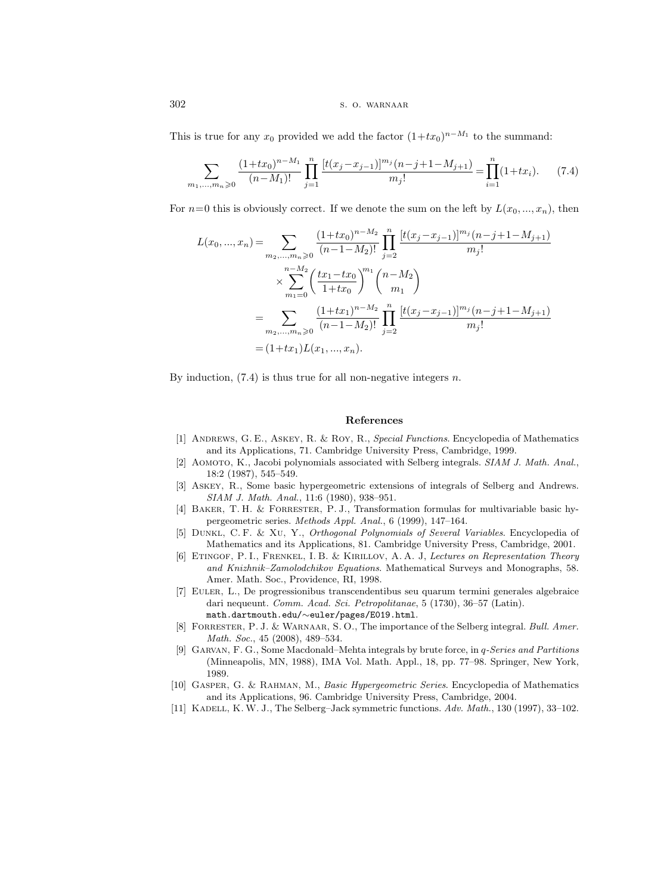This is true for any $x_0$ provided we add the factor $(1+tx_0)^{n-M_1}$ to the summand:

$$\sum_{m_1,\dots,m_n\geqslant 0} \frac{(1+tx_0)^{n-M_1}}{(n-M_1)!} \prod_{j=1}^{n} \frac{[t(x_j-x_{j-1})]^{m_j}(n-j+1-M_{j+1})}{m_j!} = \prod_{i=1}^{n}(1+tx_i). \tag{7.4}$$

For $n=0$ this is obviously correct. If we denote the sum on the left by $L(x_0,\dots,x_n)$, then

$$\begin{aligned}
L(x_0,\dots,x_n) &= \sum_{m_2,\dots,m_n\geqslant 0} \frac{(1+tx_0)^{n-M_2}}{(n-1-M_2)!} \prod_{j=2}^{n} \frac{[t(x_j-x_{j-1})]^{m_j}(n-j+1-M_{j+1})}{m_j!} \\
&\quad \times \sum_{m_1=0}^{n-M_2} \left(\frac{tx_1-tx_0}{1+tx_0}\right)^{m_1} \binom{n-M_2}{m_1} \\
&= \sum_{m_2,\dots,m_n\geqslant 0} \frac{(1+tx_1)^{n-M_2}}{(n-1-M_2)!} \prod_{j=2}^{n} \frac{[t(x_j-x_{j-1})]^{m_j}(n-j+1-M_{j+1})}{m_j!} \\
&= (1+tx_1)L(x_1,\dots,x_n).
\end{aligned}$$

By induction, (7.4) is thus true for all non-negative integers $n$.

## References

[1] Andrews, G. E., Askey, R. & Roy, R., *Special Functions*. Encyclopedia of Mathematics and its Applications, 71. Cambridge University Press, Cambridge, 1999.

[2] Aomoto, K., Jacobi polynomials associated with Selberg integrals. *SIAM J. Math. Anal.*, 18:2 (1987), 545–549.

[3] Askey, R., Some basic hypergeometric extensions of integrals of Selberg and Andrews. *SIAM J. Math. Anal.*, 11:6 (1980), 938–951.

[4] Baker, T. H. & Forrester, P. J., Transformation formulas for multivariable basic hypergeometric series. *Methods Appl. Anal.*, 6 (1999), 147–164.

[5] Dunkl, C. F. & Xu, Y., *Orthogonal Polynomials of Several Variables*. Encyclopedia of Mathematics and its Applications, 81. Cambridge University Press, Cambridge, 2001.

[6] Etingof, P. I., Frenkel, I. B. & Kirillov, A. A. J, *Lectures on Representation Theory and Knizhnik–Zamolodchikov Equations*. Mathematical Surveys and Monographs, 58. Amer. Math. Soc., Providence, RI, 1998.

[7] Euler, L., De progressionibus transcendentibus seu quarum termini generales algebraice dari nequeunt. *Comm. Acad. Sci. Petropolitanae*, 5 (1730), 36–57 (Latin). `math.dartmouth.edu/~euler/pages/E019.html`.

[8] Forrester, P. J. & Warnaar, S. O., The importance of the Selberg integral. *Bull. Amer. Math. Soc.*, 45 (2008), 489–534.

[9] Garvan, F. G., Some Macdonald–Mehta integrals by brute force, in *q-Series and Partitions* (Minneapolis, MN, 1988), IMA Vol. Math. Appl., 18, pp. 77–98. Springer, New York, 1989.

[10] Gasper, G. & Rahman, M., *Basic Hypergeometric Series*. Encyclopedia of Mathematics and its Applications, 96. Cambridge University Press, Cambridge, 2004.

[11] Kadell, K. W. J., The Selberg–Jack symmetric functions. *Adv. Math.*, 130 (1997), 33–102.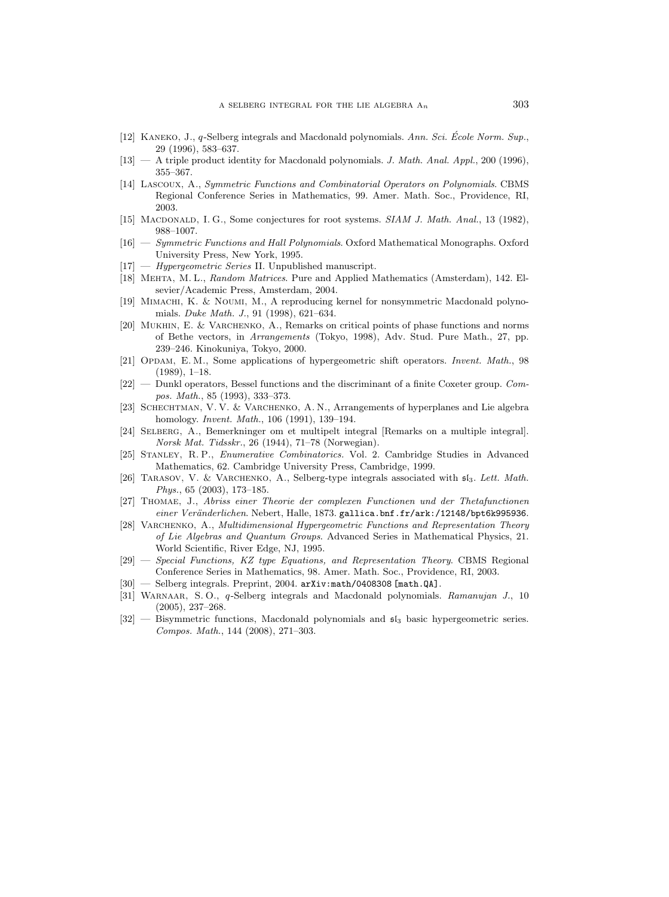[12] Kaneko, J., $q$-Selberg integrals and Macdonald polynomials. *Ann. Sci. École Norm. Sup.*, 29 (1996), 583–637.

[13] — A triple product identity for Macdonald polynomials. *J. Math. Anal. Appl.*, 200 (1996), 355–367.

[14] Lascoux, A., *Symmetric Functions and Combinatorial Operators on Polynomials*. CBMS Regional Conference Series in Mathematics, 99. Amer. Math. Soc., Providence, RI, 2003.

[15] Macdonald, I. G., Some conjectures for root systems. *SIAM J. Math. Anal.*, 13 (1982), 988–1007.

[16] — *Symmetric Functions and Hall Polynomials*. Oxford Mathematical Monographs. Oxford University Press, New York, 1995.

[17] — *Hypergeometric Series* II. Unpublished manuscript.

[18] Mehta, M. L., *Random Matrices*. Pure and Applied Mathematics (Amsterdam), 142. Elsevier/Academic Press, Amsterdam, 2004.

[19] Mimachi, K. & Noumi, M., A reproducing kernel for nonsymmetric Macdonald polynomials. *Duke Math. J.*, 91 (1998), 621–634.

[20] Mukhin, E. & Varchenko, A., Remarks on critical points of phase functions and norms of Bethe vectors, in *Arrangements* (Tokyo, 1998), Adv. Stud. Pure Math., 27, pp. 239–246. Kinokuniya, Tokyo, 2000.

[21] Opdam, E. M., Some applications of hypergeometric shift operators. *Invent. Math.*, 98 (1989), 1–18.

[22] — Dunkl operators, Bessel functions and the discriminant of a finite Coxeter group. *Compos. Math.*, 85 (1993), 333–373.

[23] Schechtman, V. V. & Varchenko, A. N., Arrangements of hyperplanes and Lie algebra homology. *Invent. Math.*, 106 (1991), 139–194.

[24] Selberg, A., Bemerkninger om et multipelt integral [Remarks on a multiple integral]. *Norsk Mat. Tidsskr.*, 26 (1944), 71–78 (Norwegian).

[25] Stanley, R. P., *Enumerative Combinatorics*. Vol. 2. Cambridge Studies in Advanced Mathematics, 62. Cambridge University Press, Cambridge, 1999.

[26] Tarasov, V. & Varchenko, A., Selberg-type integrals associated with $\mathfrak{sl}_3$. *Lett. Math. Phys.*, 65 (2003), 173–185.

[27] Thomae, J., *Abriss einer Theorie der complexen Functionen und der Thetafunctionen einer Veränderlichen*. Nebert, Halle, 1873. gallica.bnf.fr/ark:/12148/bpt6k995936.

[28] Varchenko, A., *Multidimensional Hypergeometric Functions and Representation Theory of Lie Algebras and Quantum Groups*. Advanced Series in Mathematical Physics, 21. World Scientific, River Edge, NJ, 1995.

[29] — *Special Functions, KZ type Equations, and Representation Theory*. CBMS Regional Conference Series in Mathematics, 98. Amer. Math. Soc., Providence, RI, 2003.

[30] — Selberg integrals. Preprint, 2004. arXiv:math/0408308 [math.QA].

[31] Warnaar, S. O., $q$-Selberg integrals and Macdonald polynomials. *Ramanujan J.*, 10 (2005), 237–268.

[32] — Bisymmetric functions, Macdonald polynomials and $\mathfrak{sl}_3$ basic hypergeometric series. *Compos. Math.*, 144 (2008), 271–303.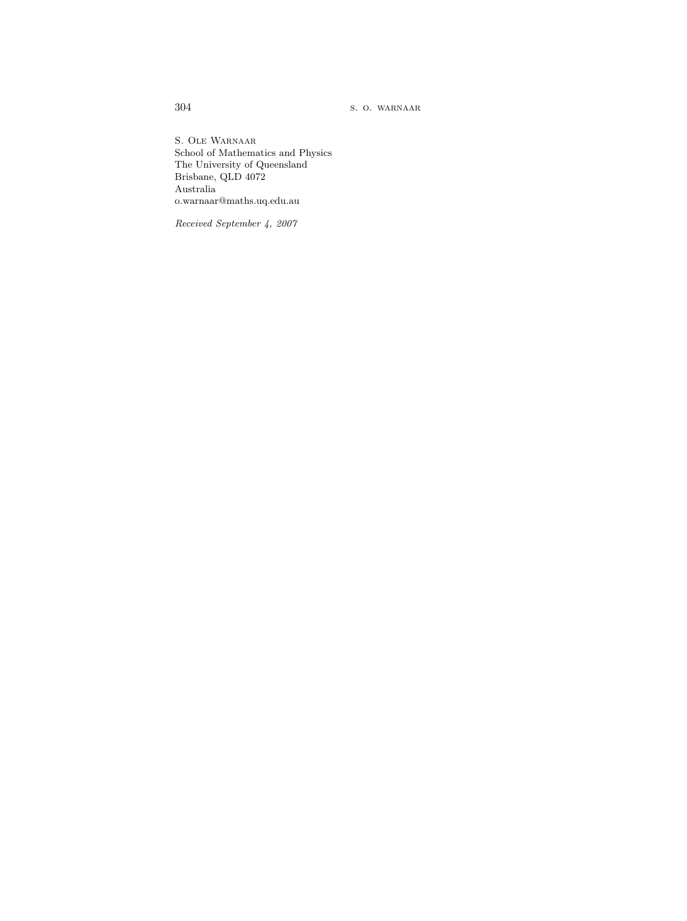S. Ole Warnaar
School of Mathematics and Physics
The University of Queensland
Brisbane, QLD 4072
Australia
o.warnaar@maths.uq.edu.au

*Received September 4, 2007*